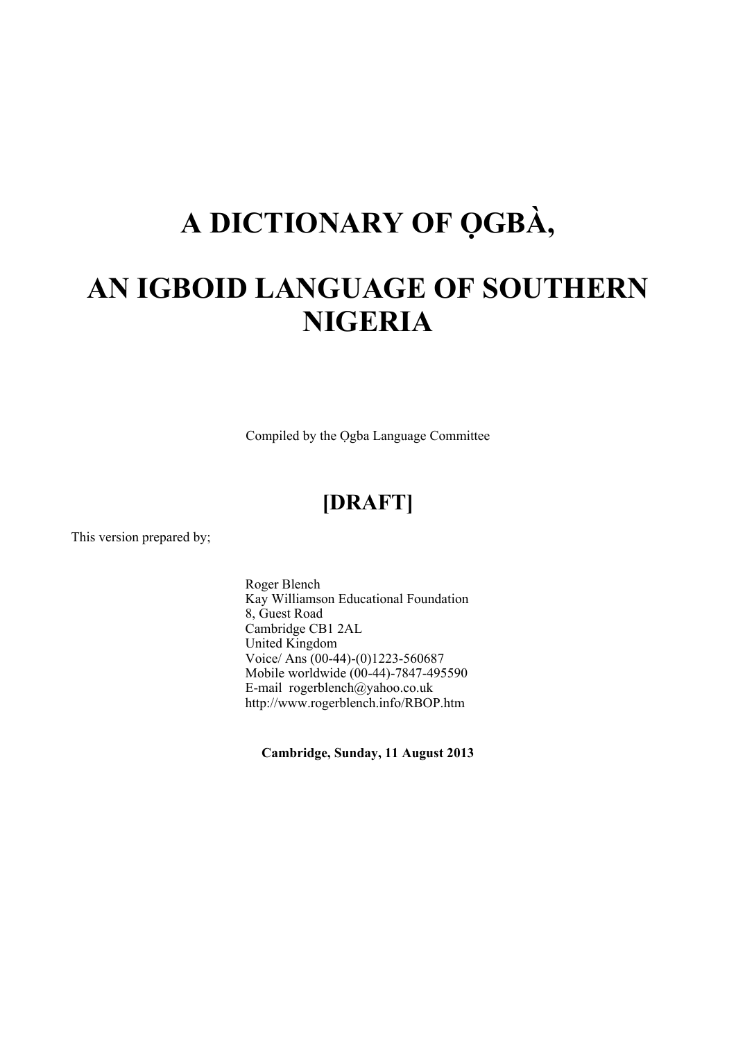# A DICTIONARY OF Ọ̀GBÀ,

# AN IGBOID LANGUAGE OF SOUTHERN NIGERIA

Compiled by the Ọgba Language Committee

## [DRAFT]

This version prepared by;

Roger Blench
Kay Williamson Educational Foundation
8, Guest Road
Cambridge CB1 2AL
United Kingdom
Voice/ Ans (00-44)-(0)1223-560687
Mobile worldwide (00-44)-7847-495590
E-mail rogerblench@yahoo.co.uk
http://www.rogerblench.info/RBOP.htm

**Cambridge, Sunday, 11 August 2013**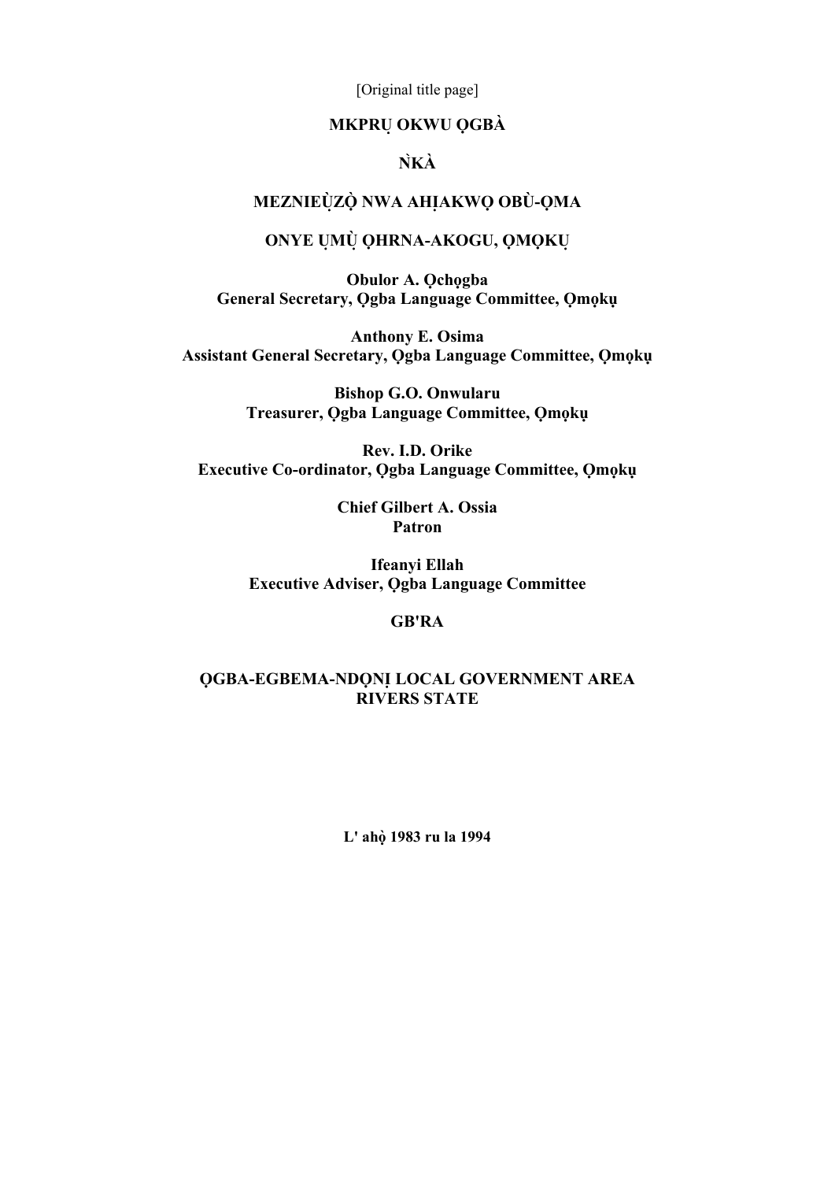[Original title page]

**MKPRỤ OKWU Ọ̣GBÀ**

**ǸKÀ**

**MEZNIEỤ̀ZỌ̀ NWA AHỊAKWỌ OBÙ-ỌMA**

**ONYE ỤMỤ̀ ỌHRNA-AKOGU, ỌMỌKỤ**

**Obulor A. Ọchọgba**
**General Secretary, Ọgba Language Committee, Ọmọkụ**

**Anthony E. Osima**
**Assistant General Secretary, Ọgba Language Committee, Ọmọkụ**

**Bishop G.O. Onwularu**
**Treasurer, Ọgba Language Committee, Ọmọkụ**

**Rev. I.D. Orike**
**Executive Co-ordinator, Ọgba Language Committee, Ọmọkụ**

**Chief Gilbert A. Ossia**
**Patron**

**Ifeanyi Ellah**
**Executive Adviser, Ọgba Language Committee**

**GB'RA**

**ỌGBA-EGBEMA-NDỌNỊ LOCAL GOVERNMENT AREA**
**RIVERS STATE**

**L' ahọ̀ 1983 ru la 1994**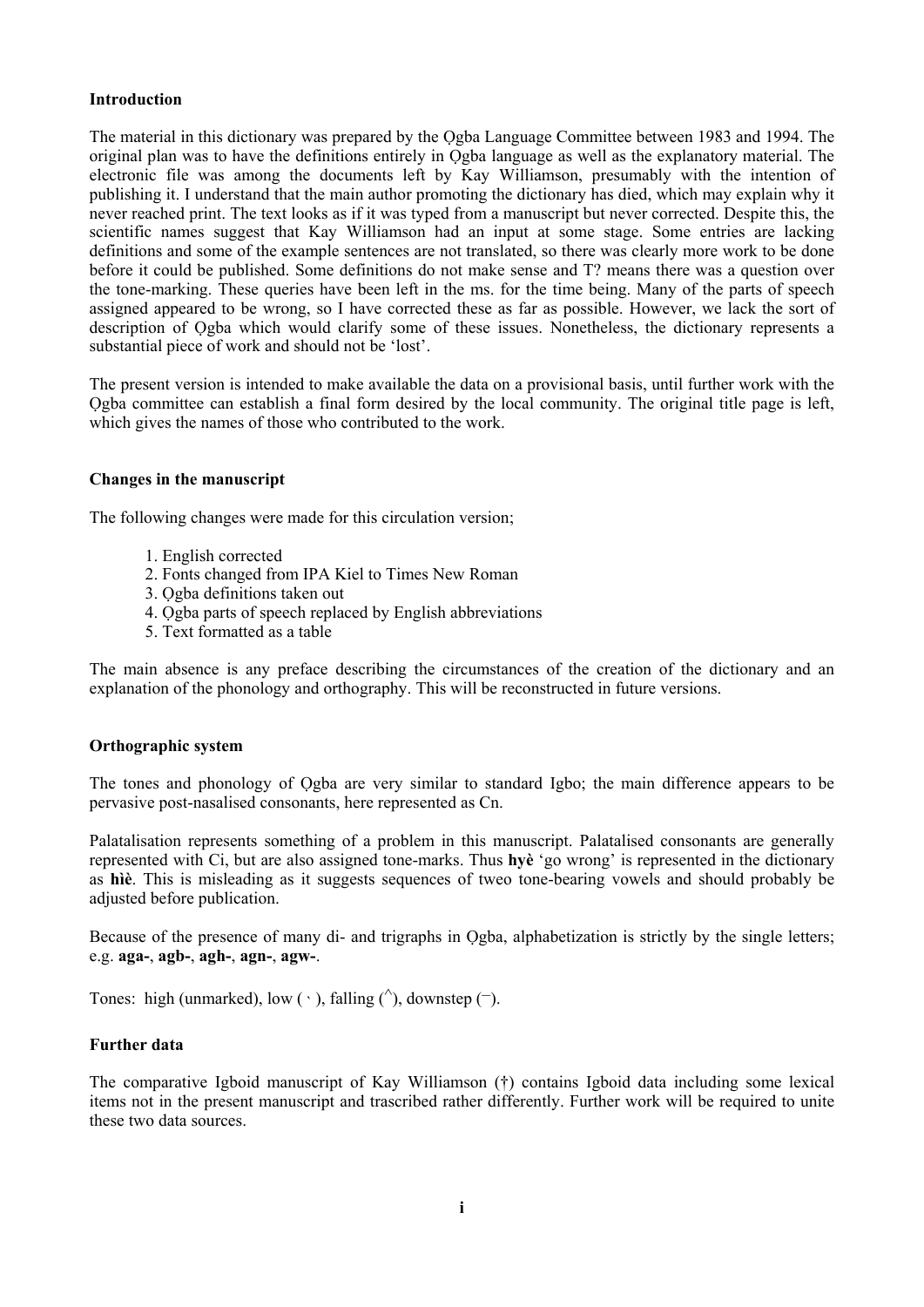**Introduction**

The material in this dictionary was prepared by the Ọgba Language Committee between 1983 and 1994. The original plan was to have the definitions entirely in Ọgba language as well as the explanatory material. The electronic file was among the documents left by Kay Williamson, presumably with the intention of publishing it. I understand that the main author promoting the dictionary has died, which may explain why it never reached print. The text looks as if it was typed from a manuscript but never corrected. Despite this, the scientific names suggest that Kay Williamson had an input at some stage. Some entries are lacking definitions and some of the example sentences are not translated, so there was clearly more work to be done before it could be published. Some definitions do not make sense and T? means there was a question over the tone-marking. These queries have been left in the ms. for the time being. Many of the parts of speech assigned appeared to be wrong, so I have corrected these as far as possible. However, we lack the sort of description of Ọgba which would clarify some of these issues. Nonetheless, the dictionary represents a substantial piece of work and should not be 'lost'.

The present version is intended to make available the data on a provisional basis, until further work with the Ọgba committee can establish a final form desired by the local community. The original title page is left, which gives the names of those who contributed to the work.

**Changes in the manuscript**

The following changes were made for this circulation version;

1. English corrected
2. Fonts changed from IPA Kiel to Times New Roman
3. Ọgba definitions taken out
4. Ọgba parts of speech replaced by English abbreviations
5. Text formatted as a table

The main absence is any preface describing the circumstances of the creation of the dictionary and an explanation of the phonology and orthography. This will be reconstructed in future versions.

**Orthographic system**

The tones and phonology of Ọgba are very similar to standard Igbo; the main difference appears to be pervasive post-nasalised consonants, here represented as Cn.

Palatalisation represents something of a problem in this manuscript. Palatalised consonants are generally represented with Ci, but are also assigned tone-marks. Thus **hyè** 'go wrong' is represented in the dictionary as **hìè**. This is misleading as it suggests sequences of tweo tone-bearing vowels and should probably be adjusted before publication.

Because of the presence of many di- and trigraphs in Ọgba, alphabetization is strictly by the single letters; e.g. **aga-**, **agb-**, **agh-**, **agn-**, **agw-**.

Tones: high (unmarked), low (ˋ), falling (^), downstep (¯).

**Further data**

The comparative Igboid manuscript of Kay Williamson (†) contains Igboid data including some lexical items not in the present manuscript and trascribed rather differently. Further work will be required to unite these two data sources.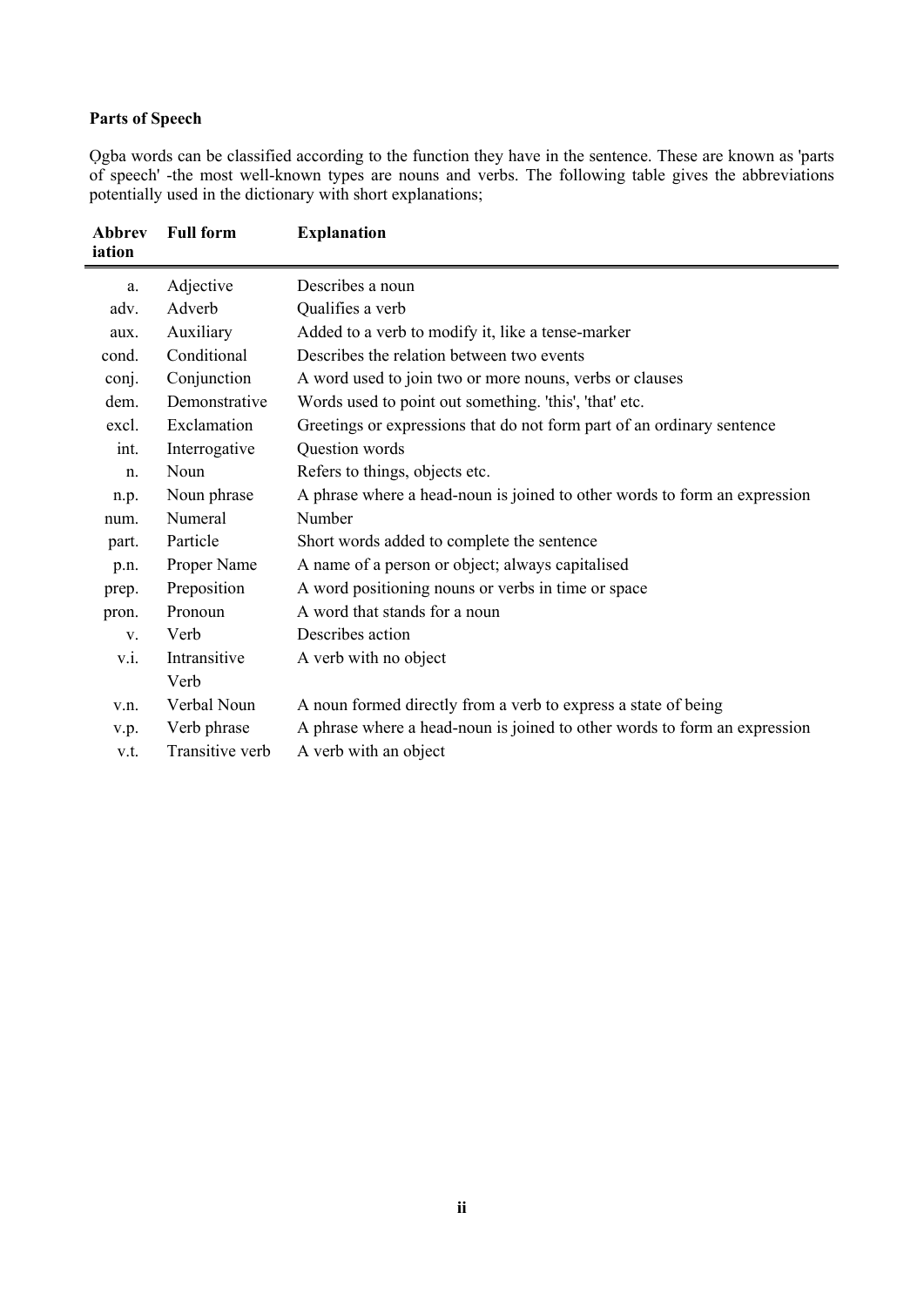**Parts of Speech**

Ọgba words can be classified according to the function they have in the sentence. These are known as 'parts of speech' -the most well-known types are nouns and verbs. The following table gives the abbreviations potentially used in the dictionary with short explanations;

| Abbreviation | Full form | Explanation |
|---|---|---|
| a. | Adjective | Describes a noun |
| adv. | Adverb | Qualifies a verb |
| aux. | Auxiliary | Added to a verb to modify it, like a tense-marker |
| cond. | Conditional | Describes the relation between two events |
| conj. | Conjunction | A word used to join two or more nouns, verbs or clauses |
| dem. | Demonstrative | Words used to point out something. 'this', 'that' etc. |
| excl. | Exclamation | Greetings or expressions that do not form part of an ordinary sentence |
| int. | Interrogative | Question words |
| n. | Noun | Refers to things, objects etc. |
| n.p. | Noun phrase | A phrase where a head-noun is joined to other words to form an expression |
| num. | Numeral | Number |
| part. | Particle | Short words added to complete the sentence |
| p.n. | Proper Name | A name of a person or object; always capitalised |
| prep. | Preposition | A word positioning nouns or verbs in time or space |
| pron. | Pronoun | A word that stands for a noun |
| v. | Verb | Describes action |
| v.i. | Intransitive Verb | A verb with no object |
| v.n. | Verbal Noun | A noun formed directly from a verb to express a state of being |
| v.p. | Verb phrase | A phrase where a head-noun is joined to other words to form an expression |
| v.t. | Transitive verb | A verb with an object |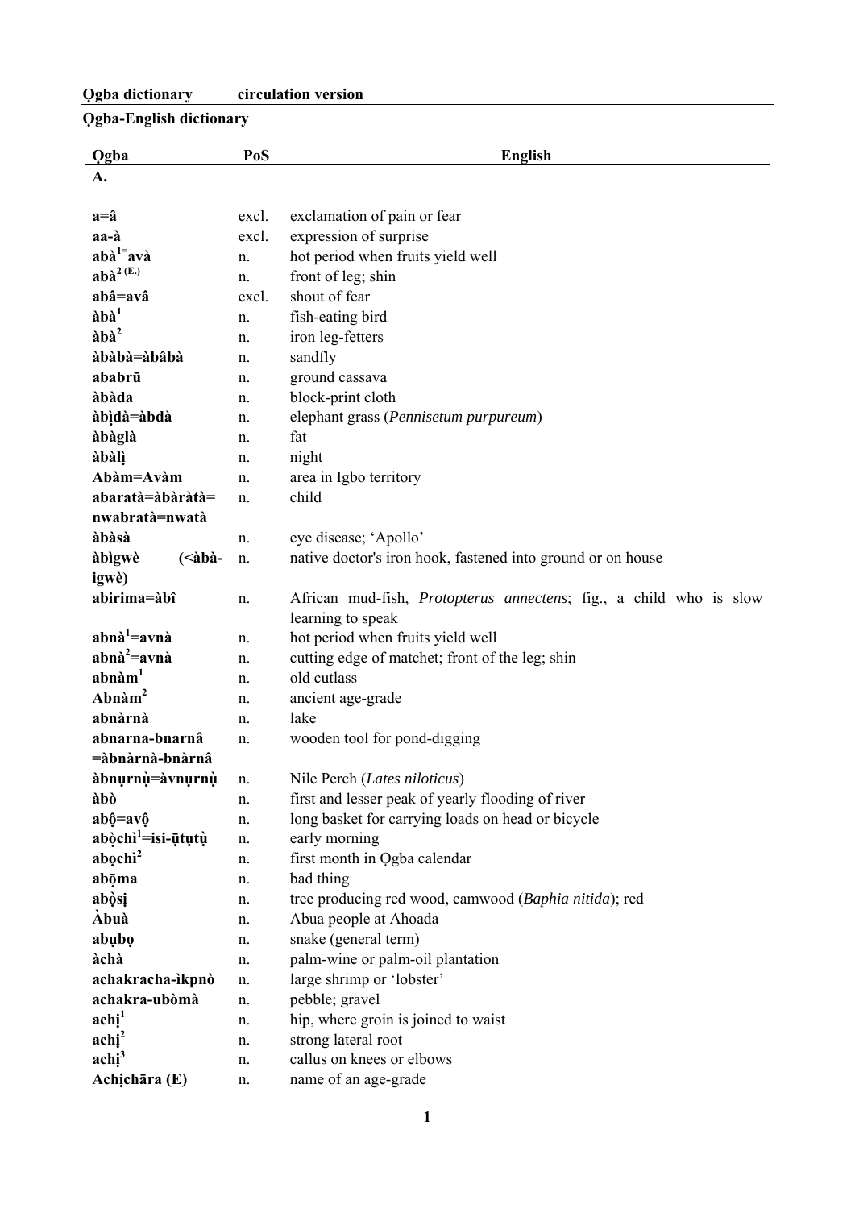**Ọgba dictionary circulation version**

**Ọgba-English dictionary**

| Ọgba | PoS | English |
|---|---|---|
| **A.** | | |
| **a=â** | excl. | exclamation of pain or fear |
| **aa-à** | excl. | expression of surprise |
| **abà[1]=avà** | n. | hot period when fruits yield well |
| **abà[2] (E.)** | n. | front of leg; shin |
| **abâ=avâ** | excl. | shout of fear |
| **àbà[1]** | n. | fish-eating bird |
| **àbà[2]** | n. | iron leg-fetters |
| **àbàbà=àbâbà** | n. | sandfly |
| **ababrū** | n. | ground cassava |
| **àbàda** | n. | block-print cloth |
| **àbịdà=àbdà** | n. | elephant grass (*Pennisetum purpureum*) |
| **àbàglà** | n. | fat |
| **àbàlị** | n. | night |
| **Abàm=Avàm** | n. | area in Igbo territory |
| **abaratà=àbàràtà= nwabratà=nwatà** | n. | child |
| **àbàsà** | n. | eye disease; 'Apollo' |
| **àbìgwè (<àbà-igwè)** | n. | native doctor's iron hook, fastened into ground or on house |
| **abirima=àbî** | n. | African mud-fish, *Protopterus annectens*; fig., a child who is slow learning to speak |
| **abnà[1]=avnà** | n. | hot period when fruits yield well |
| **abnà[2]=avnà** | n. | cutting edge of matchet; front of the leg; shin |
| **abnàm[1]** | n. | old cutlass |
| **Abnàm[2]** | n. | ancient age-grade |
| **abnàrnà** | n. | lake |
| **abnarna-bnarnâ =àbnàrnà-bnàrnâ** | n. | wooden tool for pond-digging |
| **àbnụrnụ=àvnụrnụ** | n. | Nile Perch (*Lates niloticus*) |
| **àbò** | n. | first and lesser peak of yearly flooding of river |
| **abộ=avộ** | n. | long basket for carrying loads on head or bicycle |
| **abọ̀chì[1]=isi-ūtụtụ̀** | n. | early morning |
| **abọchì[2]** | n. | first month in Ọgba calendar |
| **abōma** | n. | bad thing |
| **abọ̀sị** | n. | tree producing red wood, camwood (*Baphia nitida*); red |
| **Àbuà** | n. | Abua people at Ahoada |
| **abụbọ** | n. | snake (general term) |
| **àchà** | n. | palm-wine or palm-oil plantation |
| **achakracha-ìkpnò** | n. | large shrimp or 'lobster' |
| **achakra-ubòmà** | n. | pebble; gravel |
| **achị[1]** | n. | hip, where groin is joined to waist |
| **achị[2]** | n. | strong lateral root |
| **achị[3]** | n. | callus on knees or elbows |
| **Achịchāra (E)** | n. | name of an age-grade |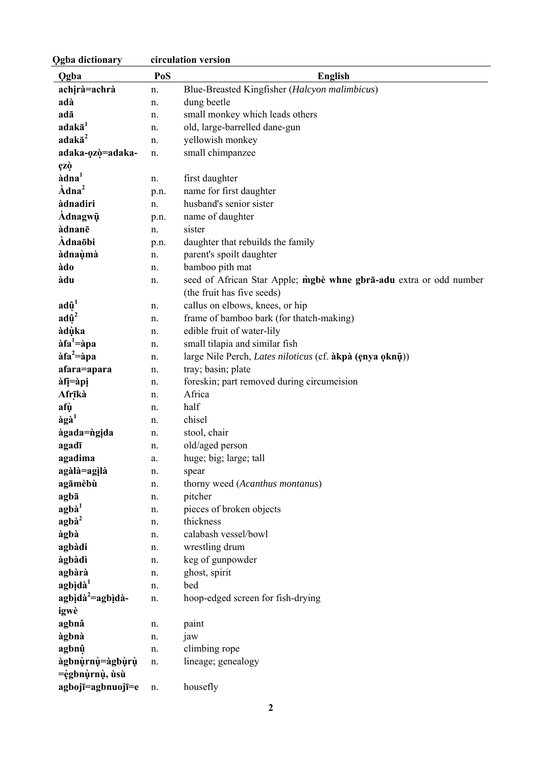| Ọgba | PoS | English |
|---|---|---|
| **achịrà=achrà** | n. | Blue-Breasted Kingfisher (*Halcyon malimbicus*) |
| **adà** | n. | dung beetle |
| **adā** | n. | small monkey which leads others |
| **adakā[1]** | n. | old, large-barrelled dane-gun |
| **adakā[2]** | n. | yellowish monkey |
| **adaka-ọzọ̀=adaka-ẹzọ̀** | n. | small chimpanzee |
| **àdna[1]** | n. | first daughter |
| **Àdna[2]** | p.n. | name for first daughter |
| **àdnadiri** | n. | husband's senior sister |
| **Àdnagwụ̄** | p.n. | name of daughter |
| **àdnanē** | n. | sister |
| **Àdnaōbi** | p.n. | daughter that rebuilds the family |
| **àdnaụ̀mà** | n. | parent's spoilt daughter |
| **àdo** | n. | bamboo pith mat |
| **àdu** | n. | seed of African Star Apple; **m̀gbè whne gbrā-adu** extra or odd number (the fruit has five seeds) |
| **adụ̂[1]** | n. | callus on elbows, knees, or hip |
| **adụ̂[2]** | n. | frame of bamboo bark (for thatch-making) |
| **àdụ̀ka** | n. | edible fruit of water-lily |
| **àfa[1]=àpa** | n. | small tilapia and similar fish |
| **àfa[2]=àpa** | n. | large Nile Perch, *Lates niloticus* (cf. **àkpà (ẹnya ọknụ̄)**) |
| **afara=apara** | n. | tray; basin; plate |
| **àfị=àpị** | n. | foreskin; part removed during circumcision |
| **Afrīkà** | n. | Africa |
| **afụ̀** | n. | half |
| **àgà[1]** | n. | chisel |
| **àgada=ǹgịda** | n. | stool, chair |
| **agadī** | n. | old/aged person |
| **agadima** | a. | huge; big; large; tall |
| **agàlà=agị̀là** | n. | spear |
| **agāmèbù** | n. | thorny weed (*Acanthus montanus*) |
| **agbā** | n. | pitcher |
| **agbà[1]** | n. | pieces of broken objects |
| **agbà[2]** | n. | thickness |
| **àgbà** | n. | calabash vessel/bowl |
| **agbàdi** | n. | wrestling drum |
| **àgbàdì** | n. | keg of gunpowder |
| **agbàrà** | n. | ghost, spirit |
| **agbịdà[1]** | n. | bed |
| **agbịdà[2]=agbịdà-igwè** | n. | hoop-edged screen for fish-drying |
| **agbnâ** | n. | paint |
| **àgbnà** | n. | jaw |
| **agbnụ̂** | n. | climbing rope |
| **àgbnụ̀rnụ̀=àgbụ̀rụ̀ =ẹ̀gbnụ̀rnụ̀, ùsù** | n. | lineage; genealogy |
| **agbojī=agbnuojī=e** | n. | housefly |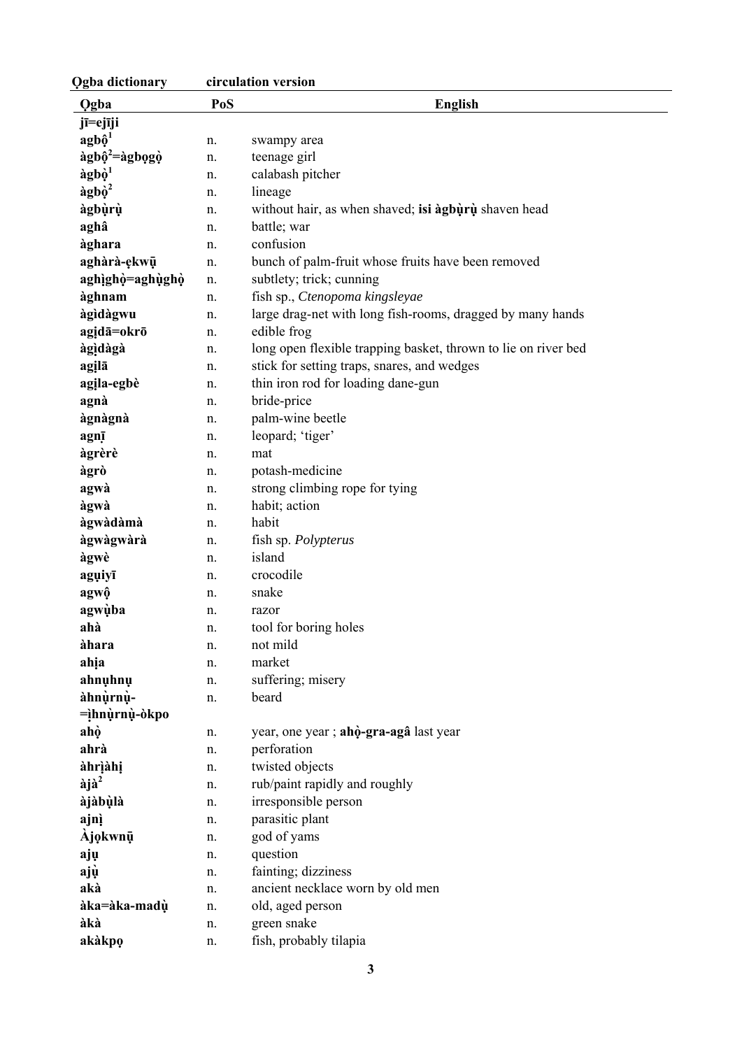| Ọgba | PoS | English |
|---|---|---|
| **jī=ejīji** | | |
| **agbộ**[1] | n. | swampy area |
| **àgbộ**[2]**=àgbọgọ̀** | n. | teenage girl |
| **àgbọ̀**[1] | n. | calabash pitcher |
| **àgbọ̀**[2] | n. | lineage |
| **àgbụ̀rụ̀** | n. | without hair, as when shaved; **isi àgbụ̀rụ̀** shaven head |
| **aghâ** | n. | battle; war |
| **àghara** | n. | confusion |
| **aghàrà-ẹkwụ̄** | n. | bunch of palm-fruit whose fruits have been removed |
| **aghịghọ̀=aghụ̀ghọ̀** | n. | subtlety; trick; cunning |
| **àghnam** | n. | fish sp., *Ctenopoma kingsleyae* |
| **àgịdàgwu** | n. | large drag-net with long fish-rooms, dragged by many hands |
| **agịdā=okrō** | n. | edible frog |
| **àgịdàgà** | n. | long open flexible trapping basket, thrown to lie on river bed |
| **agịlā** | n. | stick for setting traps, snares, and wedges |
| **agịla-egbè** | n. | thin iron rod for loading dane-gun |
| **agnà** | n. | bride-price |
| **àgnàgnà** | n. | palm-wine beetle |
| **agnī** | n. | leopard; 'tiger' |
| **àgrèrè** | n. | mat |
| **àgrò** | n. | potash-medicine |
| **agwà** | n. | strong climbing rope for tying |
| **àgwà** | n. | habit; action |
| **àgwàdàmà** | n. | habit |
| **àgwàgwàrà** | n. | fish sp. *Polypterus* |
| **àgwè** | n. | island |
| **agụiyī** | n. | crocodile |
| **agwộ** | n. | snake |
| **agwụ̀ba** | n. | razor |
| **ahà** | n. | tool for boring holes |
| **àhara** | n. | not mild |
| **ahịa** | n. | market |
| **ahnụhnụ** | n. | suffering; misery |
| **àhnụ̀rnụ̀-=ịhnụ̀rnụ̀-òkpo** | n. | beard |
| **ahọ̀** | n. | year, one year ; **ahọ̀-gra-agâ** last year |
| **ahrà** | n. | perforation |
| **àhrịàhị** | n. | twisted objects |
| **àjà**[2] | n. | rub/paint rapidly and roughly |
| **àjàbụ̀là** | n. | irresponsible person |
| **ajnị̀** | n. | parasitic plant |
| **Àjọkwnụ̄** | n. | god of yams |
| **ajụ** | n. | question |
| **ajụ̀** | n. | fainting; dizziness |
| **akà** | n. | ancient necklace worn by old men |
| **àka=àka-madụ̀** | n. | old, aged person |
| **àkà** | n. | green snake |
| **akàkpọ** | n. | fish, probably tilapia |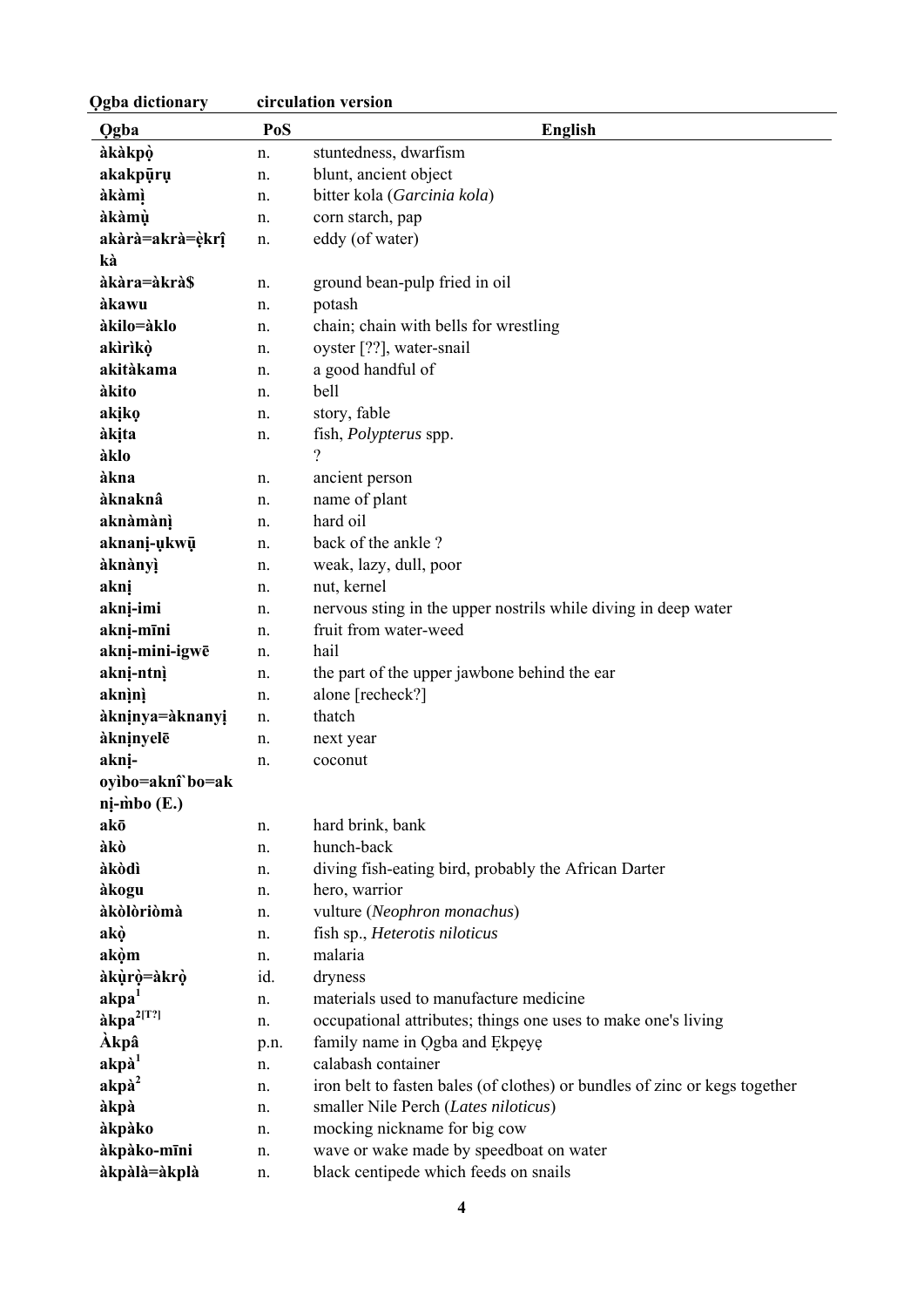| Ọgba | PoS | English |
|---|---|---|
| **àkàkpọ̀** | n. | stuntedness, dwarfism |
| **akakpūrụ** | n. | blunt, ancient object |
| **àkàmị̀** | n. | bitter kola (*Garcinia kola*) |
| **àkàmụ̀** | n. | corn starch, pap |
| **akàrà=akrà=ẹ̀krị̂kà** | n. | eddy (of water) |
| **àkàra=àkrà$** | n. | ground bean-pulp fried in oil |
| **àkawu** | n. | potash |
| **àkilo=àklo** | n. | chain; chain with bells for wrestling |
| **akìrìkọ̀** | n. | oyster [??], water-snail |
| **akitàkama** | n. | a good handful of |
| **àkito** | n. | bell |
| **akịkọ** | n. | story, fable |
| **àkịta** | n. | fish, *Polypterus* spp. |
| **àklo** | | ? |
| **àkna** | n. | ancient person |
| **àknaknâ** | n. | name of plant |
| **aknàmànị̀** | n. | hard oil |
| **aknanị-ụkwū** | n. | back of the ankle ? |
| **àknànyị̀** | n. | weak, lazy, dull, poor |
| **aknị** | n. | nut, kernel |
| **aknị-imi** | n. | nervous sting in the upper nostrils while diving in deep water |
| **aknị-mīni** | n. | fruit from water-weed |
| **aknị-mini-igwē** | n. | hail |
| **aknị-ntnị̀** | n. | the part of the upper jawbone behind the ear |
| **aknị̀nị̀** | n. | alone [recheck?] |
| **àknịnya=àknanyị** | n. | thatch |
| **àknịnyelē** | n. | next year |
| **aknị-oyìbo=aknî`bo=aknị-m̀bo (E.)** | n. | coconut |
| **akō** | n. | hard brink, bank |
| **àkò** | n. | hunch-back |
| **àkòdì** | n. | diving fish-eating bird, probably the African Darter |
| **àkogu** | n. | hero, warrior |
| **àkòlòrìòmà** | n. | vulture (*Neophron monachus*) |
| **akọ̀** | n. | fish sp., *Heterotis niloticus* |
| **akọ̀m** | n. | malaria |
| **àkụ̀rọ̀=àkrọ̀** | id. | dryness |
| **akpa[1]** | n. | materials used to manufacture medicine |
| **àkpa[2[T?]]** | n. | occupational attributes; things one uses to make one's living |
| **Àkpâ** | p.n. | family name in Ọgba and Ẹkpẹyẹ |
| **akpà[1]** | n. | calabash container |
| **akpà[2]** | n. | iron belt to fasten bales (of clothes) or bundles of zinc or kegs together |
| **àkpà** | n. | smaller Nile Perch (*Lates niloticus*) |
| **àkpàko** | n. | mocking nickname for big cow |
| **àkpàko-mīni** | n. | wave or wake made by speedboat on water |
| **àkpàlà=àkplà** | n. | black centipede which feeds on snails |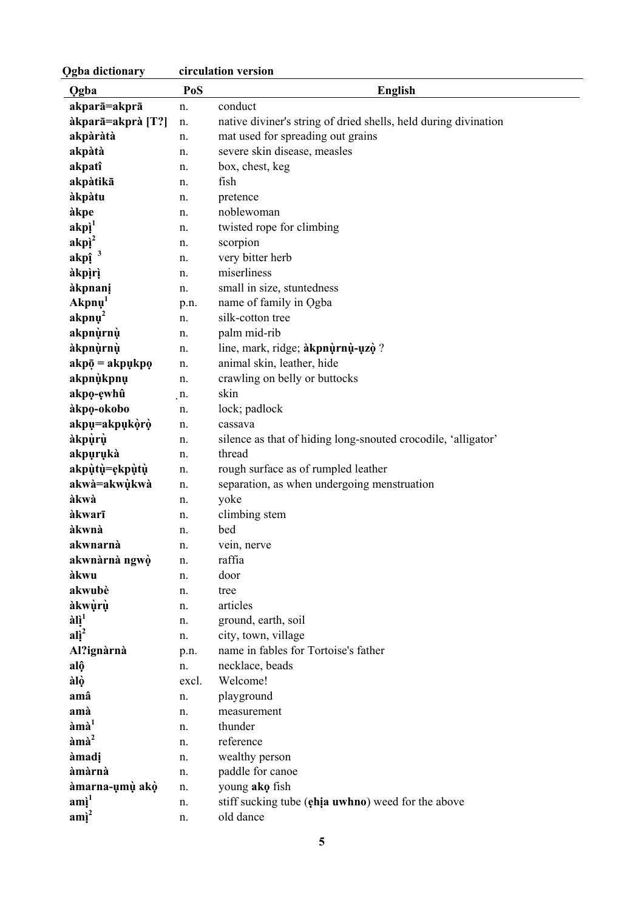| Ọgba | PoS | English |
|---|---|---|
| **akparā=akprā** | n. | conduct |
| **àkparā=akprà [T?]** | n. | native diviner's string of dried shells, held during divination |
| **akpàràtà** | n. | mat used for spreading out grains |
| **akpàtà** | n. | severe skin disease, measles |
| **akpatî** | n. | box, chest, keg |
| **akpàtikā** | n. | fish |
| **àkpàtu** | n. | pretence |
| **àkpe** | n. | noblewoman |
| **akpị**[1] | n. | twisted rope for climbing |
| **akpị**[2] | n. | scorpion |
| **akpị̂**[3] | n. | very bitter herb |
| **àkpịrị** | n. | miserliness |
| **àkpnanị** | n. | small in size, stuntedness |
| **Akpnụ**[1] | p.n. | name of family in Ọgba |
| **akpnụ**[2] | n. | silk-cotton tree |
| **akpnụ̀rnụ̀** | n. | palm mid-rib |
| **àkpnụ̀rnụ̀** | n. | line, mark, ridge; **àkpnụ̀rnụ̀-ụzọ̀** ? |
| **akpọ̄ = akpụkpọ** | n. | animal skin, leather, hide |
| **akpnụ̀kpnụ** | n. | crawling on belly or buttocks |
| **akpọ-ẹwhû** | n. | skin |
| **àkpọ-okobo** | n. | lock; padlock |
| **akpụ=akpụkọ̀rọ̀** | n. | cassava |
| **àkpụ̀rụ̀** | n. | silence as that of hiding long-snouted crocodile, 'alligator' |
| **akpụrụkà** | n. | thread |
| **akpụ̀tụ̀=ẹkpụ̀tụ̀** | n. | rough surface as of rumpled leather |
| **akwà=akwụ̀kwà** | n. | separation, as when undergoing menstruation |
| **àkwà** | n. | yoke |
| **àkwarī** | n. | climbing stem |
| **àkwnà** | n. | bed |
| **akwnarnà** | n. | vein, nerve |
| **akwnàrnà ngwọ̀** | n. | raffia |
| **àkwu** | n. | door |
| **akwubè** | n. | tree |
| **àkwụ̀rụ̀** | n. | articles |
| **àlị̀**[1] | n. | ground, earth, soil |
| **alị**[2] | n. | city, town, village |
| **Al?ignàrnà** | p.n. | name in fables for Tortoise's father |
| **alộ** | n. | necklace, beads |
| **àlọ̀** | excl. | Welcome! |
| **amâ** | n. | playground |
| **amà** | n. | measurement |
| **àmà**[1] | n. | thunder |
| **àmà**[2] | n. | reference |
| **àmadị** | n. | wealthy person |
| **àmàrnà** | n. | paddle for canoe |
| **àmarna-ụmụ̀ akọ̀** | n. | young **akọ** fish |
| **amị̀**[1] | n. | stiff sucking tube (**ẹhịa uwhno**) weed for the above |
| **amị̀**[2] | n. | old dance |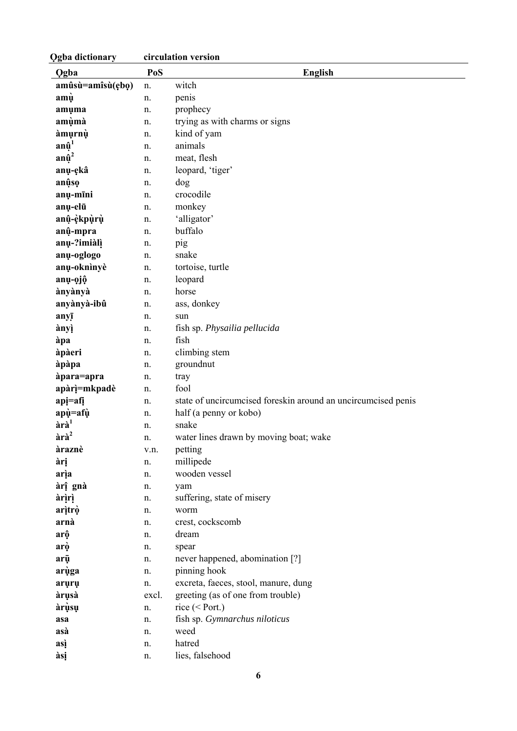| Ọgba | PoS | English |
|---|---|---|
| **amûsù=amîsù(ẹbọ)** | n. | witch |
| **amụ̀** | n. | penis |
| **amụma** | n. | prophecy |
| **amụ̀mà** | n. | trying as with charms or signs |
| **àmụrnụ̀** | n. | kind of yam |
| **anụ̂**[1] | n. | animals |
| **anụ̂**[2] | n. | meat, flesh |
| **anụ-ẹkâ** | n. | leopard, 'tiger' |
| **anụ̂sọ** | n. | dog |
| **anụ-mīni** | n. | crocodile |
| **anụ-elū** | n. | monkey |
| **anụ̂-ẹ̀kpụ̀rụ̀** | n. | 'alligator' |
| **anụ̂-mpra** | n. | buffalo |
| **anụ-?imiàlị̀** | n. | pig |
| **anụ-oglogo** | n. | snake |
| **anụ-oknìnyè** | n. | tortoise, turtle |
| **anụ-ọjộ** | n. | leopard |
| **ànyànyà** | n. | horse |
| **anyànyà-ibû** | n. | ass, donkey |
| **anyī** | n. | sun |
| **ànyị** | n. | fish sp. *Physailia pellucida* |
| **àpa** | n. | fish |
| **àpàeri** | n. | climbing stem |
| **àpàpa** | n. | groundnut |
| **àpara=apra** | n. | tray |
| **apàrị=mkpadè** | n. | fool |
| **apị=afị** | n. | state of uncircumcised foreskin around an uncircumcised penis |
| **apụ̀=afụ̀** | n. | half (a penny or kobo) |
| **àrà**[1] | n. | snake |
| **àrà**[2] | n. | water lines drawn by moving boat; wake |
| **àraznè** | v.n. | petting |
| **àrị** | n. | millipede |
| **arịa** | n. | wooden vessel |
| **àrị̂ gnà** | n. | yam |
| **àrịrị** | n. | suffering, state of misery |
| **arịtrọ̀** | n. | worm |
| **arnà** | n. | crest, cockscomb |
| **arộ** | n. | dream |
| **arọ̀** | n. | spear |
| **arū** | n. | never happened, abomination [?] |
| **arụ̀ga** | n. | pinning hook |
| **arụrụ** | n. | excreta, faeces, stool, manure, dung |
| **àrụsà** | excl. | greeting (as of one from trouble) |
| **àrụ̀sụ** | n. | rice (< Port.) |
| **asa** | n. | fish sp. *Gymnarchus niloticus* |
| **asà** | n. | weed |
| **asị** | n. | hatred |
| **àsị** | n. | lies, falsehood |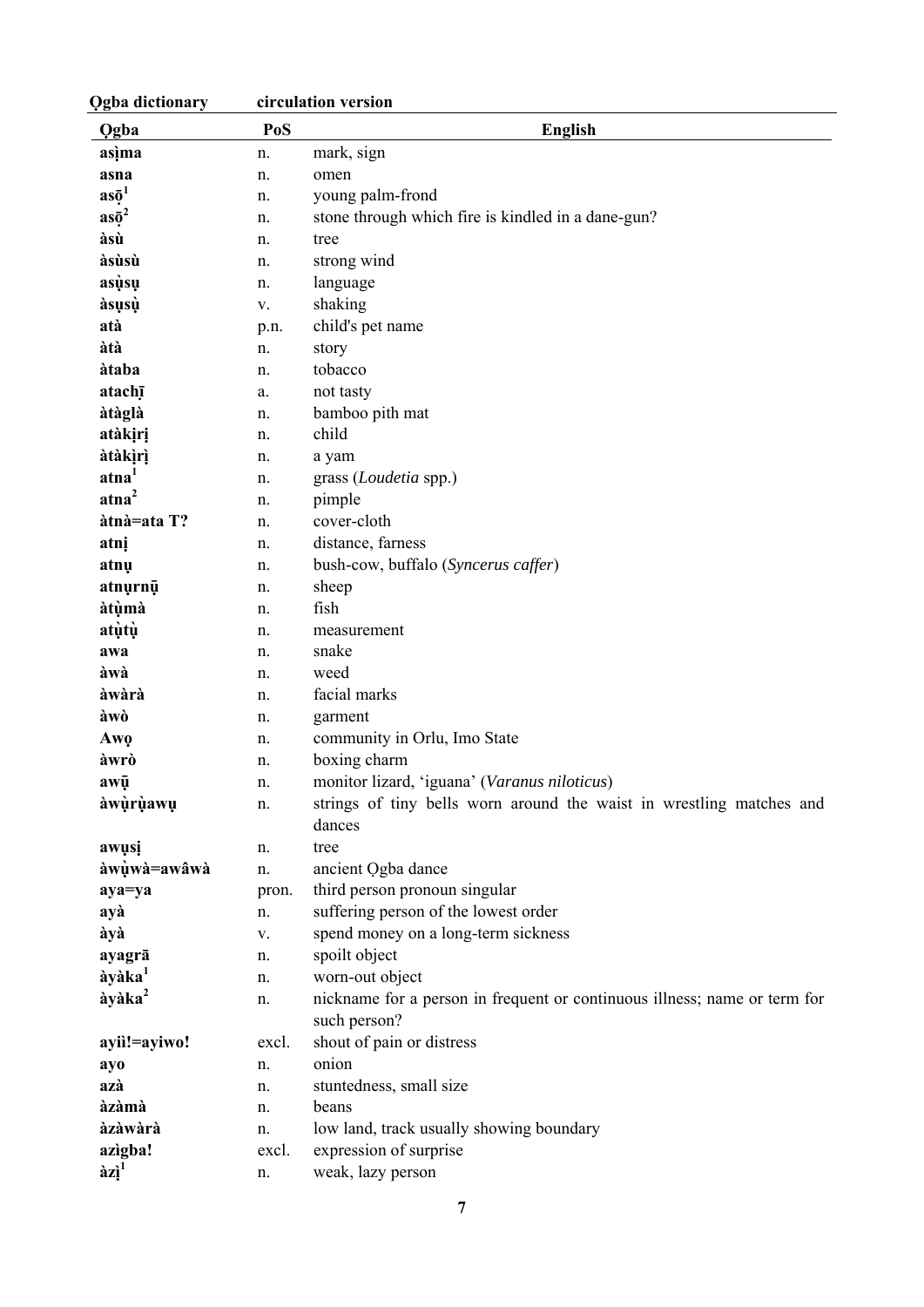**Ọgba dictionary** **circulation version**

| Ọgba | PoS | English |
|---|---|---|
| **asịma** | n. | mark, sign |
| **asna** | n. | omen |
| **asọ̄[1]** | n. | young palm-frond |
| **asọ̄[2]** | n. | stone through which fire is kindled in a dane-gun? |
| **àsù** | n. | tree |
| **àsùsù** | n. | strong wind |
| **asụsụ** | n. | language |
| **àsụsụ̀** | v. | shaking |
| **atà** | p.n. | child's pet name |
| **àtà** | n. | story |
| **àtaba** | n. | tobacco |
| **atachī** | a. | not tasty |
| **àtàglà** | n. | bamboo pith mat |
| **atàkịrị** | n. | child |
| **àtàkịrị̀** | n. | a yam |
| **atna[1]** | n. | grass (*Loudetia* spp.) |
| **atna[2]** | n. | pimple |
| **àtnà=ata T?** | n. | cover-cloth |
| **atnị** | n. | distance, farness |
| **atnụ** | n. | bush-cow, buffalo (*Syncerus caffer*) |
| **atnụrnụ̄** | n. | sheep |
| **àtụ̀mà** | n. | fish |
| **atụ̀tụ̀** | n. | measurement |
| **awa** | n. | snake |
| **àwà** | n. | weed |
| **àwàrà** | n. | facial marks |
| **àwò** | n. | garment |
| **Awọ** | n. | community in Orlu, Imo State |
| **àwrò** | n. | boxing charm |
| **awụ̄** | n. | monitor lizard, 'iguana' (*Varanus niloticus*) |
| **àwụ̀rụ̀awụ** | n. | strings of tiny bells worn around the waist in wrestling matches and dances |
| **awụsị** | n. | tree |
| **àwụ̀wà=awâwà** | n. | ancient Ọgba dance |
| **aya=ya** | pron. | third person pronoun singular |
| **ayà** | n. | suffering person of the lowest order |
| **àyà** | v. | spend money on a long-term sickness |
| **ayagrā** | n. | spoilt object |
| **àyàka[1]** | n. | worn-out object |
| **àyàka[2]** | n. | nickname for a person in frequent or continuous illness; name or term for such person? |
| **ayiì!=ayiwo!** | excl. | shout of pain or distress |
| **ayo** | n. | onion |
| **azà** | n. | stuntedness, small size |
| **àzàmà** | n. | beans |
| **àzàwàrà** | n. | low land, track usually showing boundary |
| **azìgba!** | excl. | expression of surprise |
| **àzị̀[1]** | n. | weak, lazy person |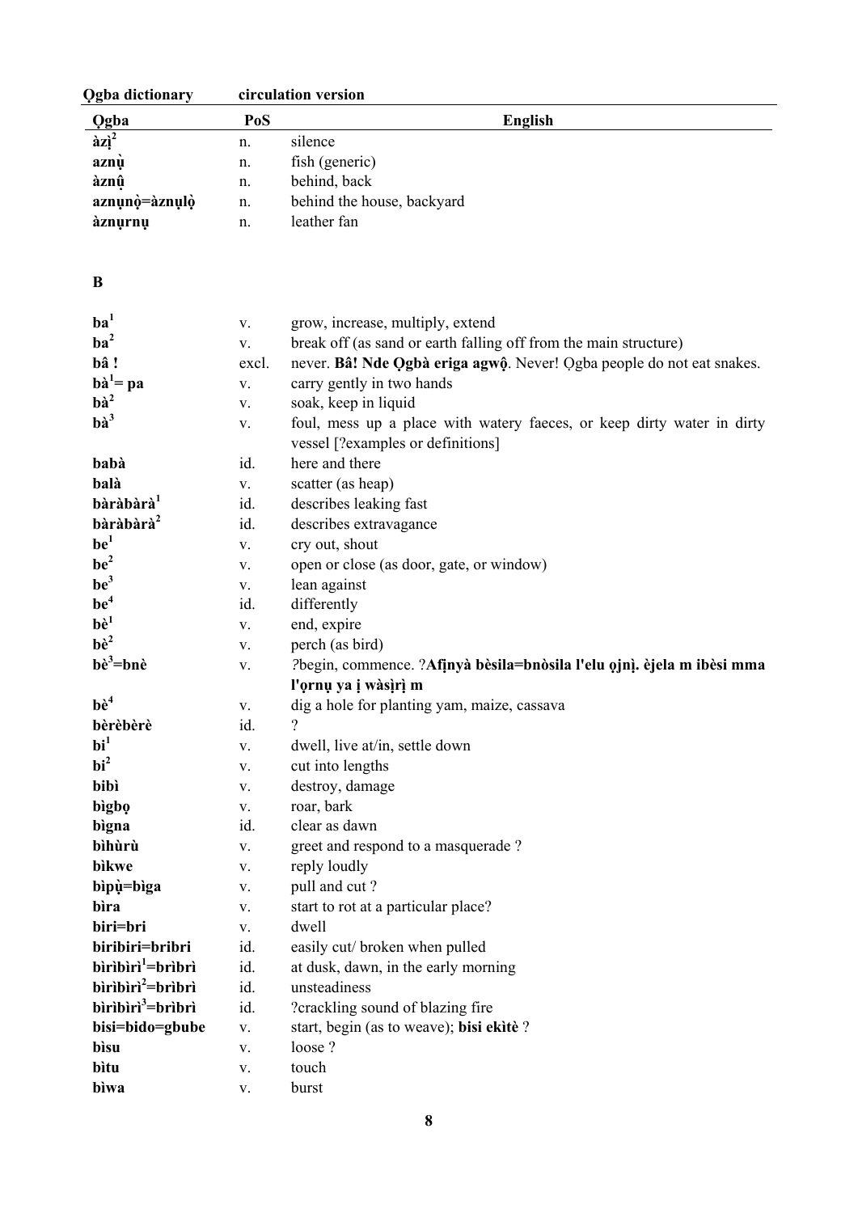| Ọgba | PoS | English |
|---|---|---|
| **àzị²** | n. | silence |
| **aznụ** | n. | fish (generic) |
| **àznụ̂** | n. | behind, back |
| **aznụnọ̀=àznụlọ̀** | n. | behind the house, backyard |
| **àznụrnụ** | n. | leather fan |

**B**

| Ọgba | PoS | English |
|---|---|---|
| **ba¹** | v. | grow, increase, multiply, extend |
| **ba²** | v. | break off (as sand or earth falling off from the main structure) |
| **bâ !** | excl. | never. **Bâ! Nde Ọgbà eriga agwộ**. Never! Ọgba people do not eat snakes. |
| **bà¹= pa** | v. | carry gently in two hands |
| **bà²** | v. | soak, keep in liquid |
| **bà³** | v. | foul, mess up a place with watery faeces, or keep dirty water in dirty vessel [?examples or definitions] |
| **babà** | id. | here and there |
| **balà** | v. | scatter (as heap) |
| **bàràbàrà¹** | id. | describes leaking fast |
| **bàràbàrà²** | id. | describes extravagance |
| **be¹** | v. | cry out, shout |
| **be²** | v. | open or close (as door, gate, or window) |
| **be³** | v. | lean against |
| **be⁴** | id. | differently |
| **bè¹** | v. | end, expire |
| **bè²** | v. | perch (as bird) |
| **bè³=bnè** | v. | ?begin, commence. ?**Afịnyà bèsila=bnòsila l'elu ọjnị. èjela m ibèsi mma l'ọrnụ ya ị wàsịrị m** |
| **bè⁴** | v. | dig a hole for planting yam, maize, cassava |
| **bèrèbèrè** | id. | ? |
| **bi¹** | v. | dwell, live at/in, settle down |
| **bi²** | v. | cut into lengths |
| **bibì** | v. | destroy, damage |
| **bìgbọ** | v. | roar, bark |
| **bìgna** | id. | clear as dawn |
| **bìhùrù** | v. | greet and respond to a masquerade ? |
| **bìkwe** | v. | reply loudly |
| **bìpụ̀=bìga** | v. | pull and cut ? |
| **bìra** | v. | start to rot at a particular place? |
| **biri=bri** | v. | dwell |
| **biribiri=bribri** | id. | easily cut/ broken when pulled |
| **bìrìbìrì¹=brìbrì** | id. | at dusk, dawn, in the early morning |
| **bìrìbìrì²=brìbrì** | id. | unsteadiness |
| **bìrìbìrì³=brìbrì** | id. | ?crackling sound of blazing fire |
| **bisi=bido=gbube** | v. | start, begin (as to weave); **bisi ekìtè** ? |
| **bìsu** | v. | loose ? |
| **bìtu** | v. | touch |
| **bìwa** | v. | burst |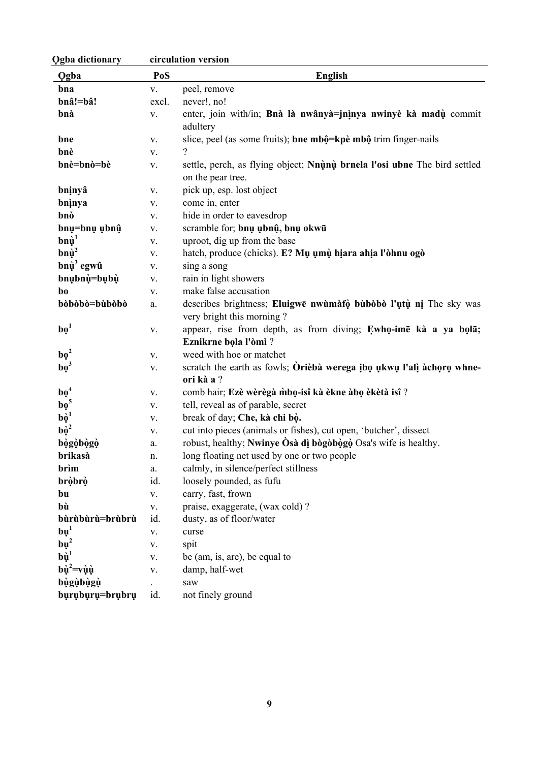| Ọgba | PoS | English |
|---|---|---|
| **bna** | v. | peel, remove |
| **bnâ!=bâ!** | excl. | never!, no! |
| **bnà** | v. | enter, join with/in; **Bnà là nwânyà=jnịnya nwinyè kà madụ̀** commit adultery |
| **bne** | v. | slice, peel (as some fruits); **bne mbộ=kpè mbộ** trim finger-nails |
| **bnè** | v. | ? |
| **bnè=bnò=bè** | v. | settle, perch, as flying object; **Nnụ̀nụ̀ brnela l'osi ubne** The bird settled on the pear tree. |
| **bnịnyâ** | v. | pick up, esp. lost object |
| **bnịnya** | v. | come in, enter |
| **bnò** | v. | hide in order to eavesdrop |
| **bnụ=bnụ ụbnụ̂** | v. | scramble for; **bnụ ụbnụ̂, bnụ okwū** |
| **bnụ̀**[1] | v. | uproot, dig up from the base |
| **bnụ̀**[2] | v. | hatch, produce (chicks). **E? Mụ ụmụ̀ hịara ahịa l'òhnu ogò** |
| **bnụ̀**[3] **egwû** | v. | sing a song |
| **bnụbnụ̀=bụbụ̀** | v. | rain in light showers |
| **bo** | v. | make false accusation |
| **bòbòbò=bùbòbò** | a. | describes brightness; **Eluigwē nwùmàfọ̀ bùbòbò l'ụtụ̀ nị** The sky was very bright this morning ? |
| **bọ**[1] | v. | appear, rise from depth, as from diving; **Ẹwhọ-imē kà a ya bọlā; Eznikrne bọla l'òmì** ? |
| **bọ**[2] | v. | weed with hoe or matchet |
| **bọ**[3] | v. | scratch the earth as fowls; **Òrièbà werega ịbọ ụkwụ l'alị àchọrọ whne-ori kà a** ? |
| **bọ**[4] | v. | comb hair; **Ezè wèrègà m̀bọ-isî kà èkne àbọ èkètà isî** ? |
| **bọ**[5] | v. | tell, reveal as of parable, secret |
| **bọ̀**[1] | v. | break of day; **Che, kà chi bọ̀.** |
| **bọ̀**[2] | v. | cut into pieces (animals or fishes), cut open, 'butcher', dissect |
| **bọ̀gọ̀bọ̀gọ̀** | a. | robust, healthy; **Nwinye Òsà dị̀ bògòbọ̀gọ̀** Osa's wife is healthy. |
| **brikasà** | n. | long floating net used by one or two people |
| **brìm** | a. | calmly, in silence/perfect stillness |
| **brọ̀brọ̀** | id. | loosely pounded, as fufu |
| **bu** | v. | carry, fast, frown |
| **bù** | v. | praise, exaggerate, (wax cold) ? |
| **bùrùbùrù=brùbrù** | id. | dusty, as of floor/water |
| **bụ**[1] | v. | curse |
| **bụ**[2] | v. | spit |
| **bụ̀**[1] | v. | be (am, is, are), be equal to |
| **bụ̀**[2]**=vụ̀ụ̀** | v. | damp, half-wet |
| **bụ̀gụ̀bụ̀gụ̀** | . | saw |
| **bụrụbụrụ=brụbrụ** | id. | not finely ground |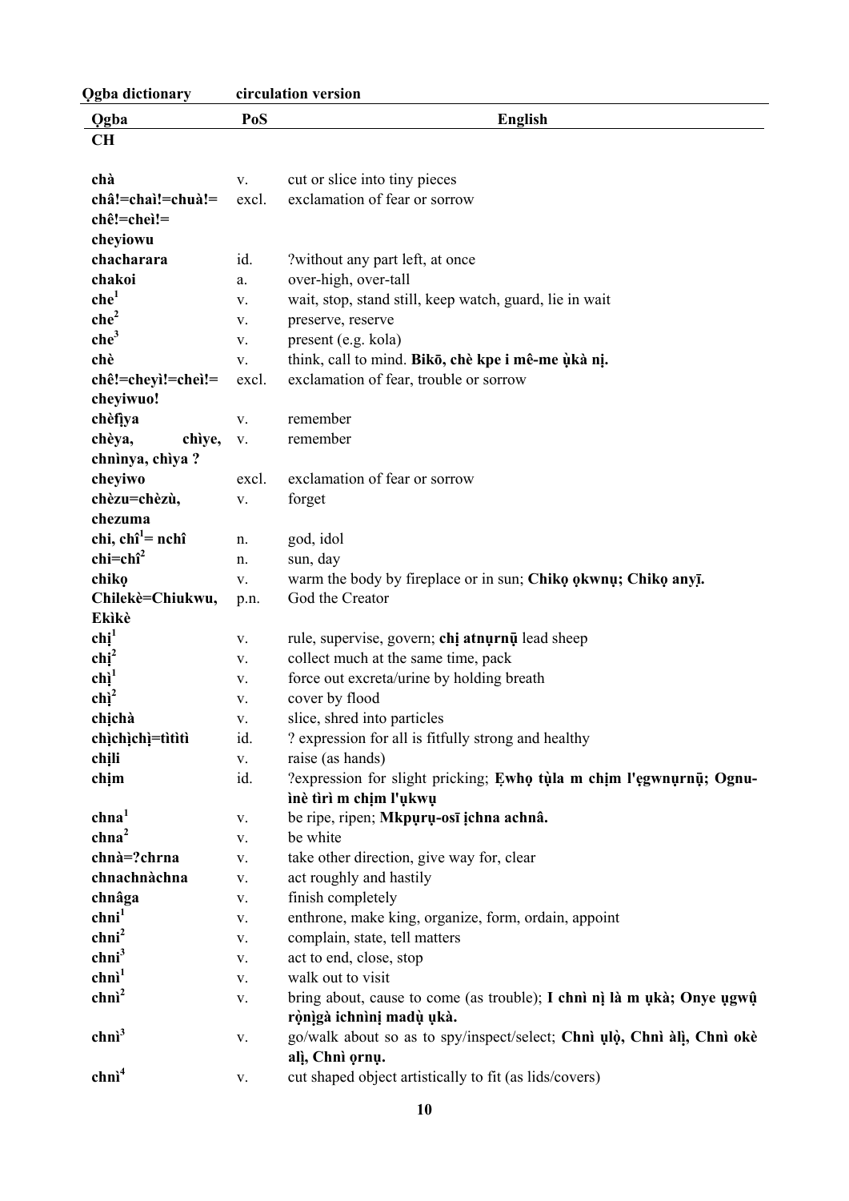| Ọgba | PoS | English |
|---|---|---|
| **CH** | | |
| **chà** | v. | cut or slice into tiny pieces |
| **châ!=chaì!=chuà!= chê!=cheì!= cheyiowu** | excl. | exclamation of fear or sorrow |
| **chacharara** | id. | ?without any part left, at once |
| **chakoi** | a. | over-high, over-tall |
| **che[1]** | v. | wait, stop, stand still, keep watch, guard, lie in wait |
| **che[2]** | v. | preserve, reserve |
| **che[3]** | v. | present (e.g. kola) |
| **chè** | v. | think, call to mind. **Bikō, chè kpe i mê-me ụ̀kà nị.** |
| **chê!=cheyì!=cheì!= cheyiwuo!** | excl. | exclamation of fear, trouble or sorrow |
| **chèfịya** | v. | remember |
| **chèya, chìye, chnìnya, chìya ?** | v. | remember |
| **cheyiwo** | excl. | exclamation of fear or sorrow |
| **chèzu=chèzù, chezuma** | v. | forget |
| **chi, chî[1]= nchî** | n. | god, idol |
| **chi=chî[2]** | n. | sun, day |
| **chikọ** | v. | warm the body by fireplace or in sun; **Chikọ ọkwnụ; Chikọ anyī.** |
| **Chilekè=Chiukwu, Ekìkè** | p.n. | God the Creator |
| **chị[1]** | v. | rule, supervise, govern; **chị atnụrnụ̄** lead sheep |
| **chị[2]** | v. | collect much at the same time, pack |
| **chì[1]** | v. | force out excreta/urine by holding breath |
| **chì[2]** | v. | cover by flood |
| **chịchà** | v. | slice, shred into particles |
| **chìchìchì=tìtìtì** | id. | ? expression for all is fitfully strong and healthy |
| **chịli** | v. | raise (as hands) |
| **chịm** | id. | ?expression for slight pricking; **Ẹwhọ tụ̀la m chịm l'ẹgwnụrnụ̄; Ognu-ìnè tìrì m chịm l'ụkwụ** |
| **chna[1]** | v. | be ripe, ripen; **Mkpụrụ-osī ịchna achnâ.** |
| **chna[2]** | v. | be white |
| **chnà=?chrna** | v. | take other direction, give way for, clear |
| **chnachnàchna** | v. | act roughly and hastily |
| **chnâga** | v. | finish completely |
| **chni[1]** | v. | enthrone, make king, organize, form, ordain, appoint |
| **chni[2]** | v. | complain, state, tell matters |
| **chni[3]** | v. | act to end, close, stop |
| **chnì[1]** | v. | walk out to visit |
| **chnì[2]** | v. | bring about, cause to come (as trouble); **I chnì nị là m ụkà; Onye ụgwụ̂ rọ̀nịgà ichnìnị madụ̀ ụkà.** |
| **chnì[3]** | v. | go/walk about so as to spy/inspect/select; **Chnì ụlọ̀, Chnì àlị, Chnì okè alị, Chnì ọrnụ.** |
| **chnì[4]** | v. | cut shaped object artistically to fit (as lids/covers) |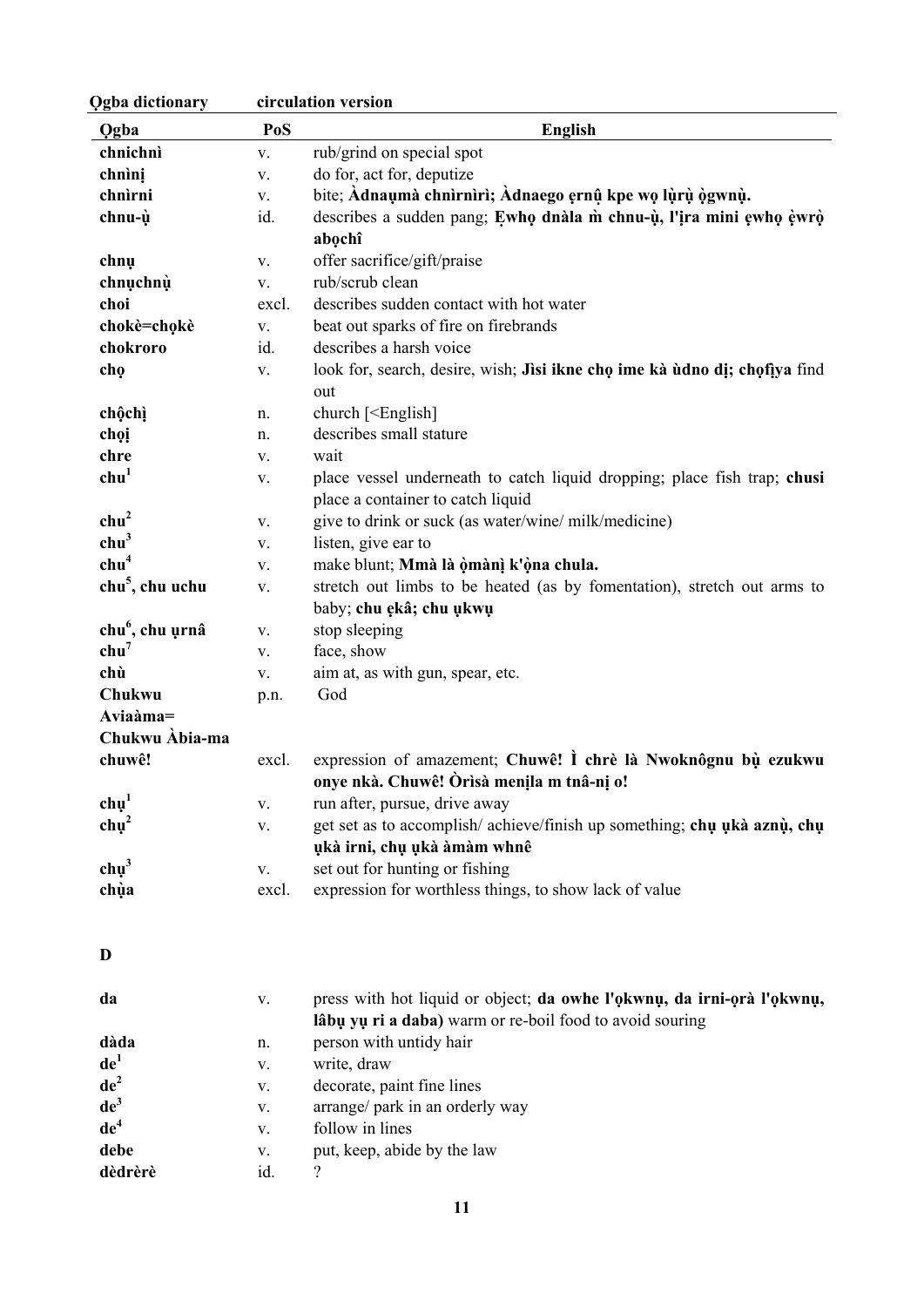| Ọgba | PoS | English |
|---|---|---|
| **chnichnì** | v. | rub/grind on special spot |
| **chnìnị** | v. | do for, act for, deputize |
| **chnìrni** | v. | bite; **Àdnaụmà chnìrnìrì; Àdnaego ẹrnộ kpe wọ lụ̀rụ̀ ọ̀gwnụ̀.** |
| **chnu-ụ̀** | id. | describes a sudden pang; **Ẹwhọ dnàla m̀ chnu-ụ̀, l'ịra mini ẹwhọ ẹ̀wrọ̀ abọchî** |
| **chnụ** | v. | offer sacrifice/gift/praise |
| **chnụchnụ̀** | v. | rub/scrub clean |
| **choi** | excl. | describes sudden contact with hot water |
| **chokè=chọkè** | v. | beat out sparks of fire on firebrands |
| **chokroro** | id. | describes a harsh voice |
| **chọ** | v. | look for, search, desire, wish; **Jìsi ikne chọ ime kà ùdno dị; chọfịya** find out |
| **chộchì** | n. | church [<English] |
| **chọị** | n. | describes small stature |
| **chre** | v. | wait |
| **chu**[1] | v. | place vessel underneath to catch liquid dropping; place fish trap; **chusi** place a container to catch liquid |
| **chu**[2] | v. | give to drink or suck (as water/wine/ milk/medicine) |
| **chu**[3] | v. | listen, give ear to |
| **chu**[4] | v. | make blunt; **Mmà là ọ̀mànị̀ k'ọ̀na chula.** |
| **chu**[5]**, chu uchu** | v. | stretch out limbs to be heated (as by fomentation), stretch out arms to baby; **chu ẹkâ; chu ụkwụ** |
| **chu**[6]**, chu ụrnâ** | v. | stop sleeping |
| **chu**[7] | v. | face, show |
| **chù** | v. | aim at, as with gun, spear, etc. |
| **Chukwu Aviaàma= Chukwu Àbia-ma** | p.n. | God |
| **chuwê!** | excl. | expression of amazement; **Chuwê! Ì chrè là Nwoknôgnu bụ̀ ezukwu onye nkà. Chuwê! Òrìsà menịla m tnâ-nị o!** |
| **chụ**[1] | v. | run after, pursue, drive away |
| **chụ**[2] | v. | get set as to accomplish/ achieve/finish up something; **chụ ụkà aznụ̀, chụ ụkà irni, chụ ụkà àmàm whnê** |
| **chụ**[3] | v. | set out for hunting or fishing |
| **chụ̀a** | excl. | expression for worthless things, to show lack of value |

## D

| Ọgba | PoS | English |
|---|---|---|
| **da** | v. | press with hot liquid or object; **da owhe l'ọkwnụ, da irni-ọrà l'ọkwnụ, lâbụ yụ ri a daba)** warm or re-boil food to avoid souring |
| **dàda** | n. | person with untidy hair |
| **de**[1] | v. | write, draw |
| **de**[2] | v. | decorate, paint fine lines |
| **de**[3] | v. | arrange/ park in an orderly way |
| **de**[4] | v. | follow in lines |
| **debe** | v. | put, keep, abide by the law |
| **dèdrèrè** | id. | ? |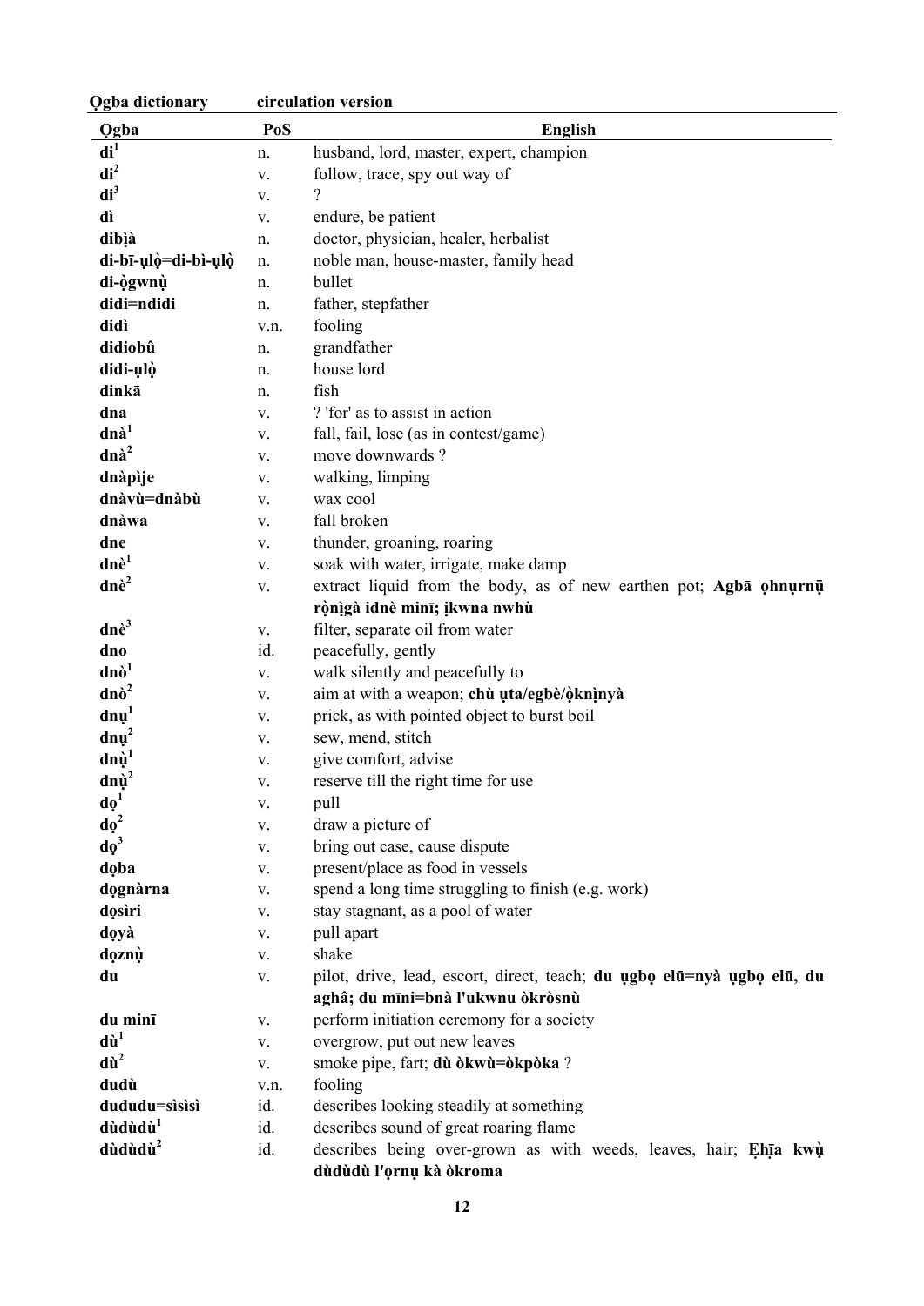| Ọgba | PoS | English |
|---|---|---|
| **di**[1] | n. | husband, lord, master, expert, champion |
| **di**[2] | v. | follow, trace, spy out way of |
| **di**[3] | v. | ? |
| **dì** | v. | endure, be patient |
| **dibị̀à** | n. | doctor, physician, healer, herbalist |
| **di-bī-ụlọ̀=di-bì-ụlọ̀** | n. | noble man, house-master, family head |
| **di-ọ̀gwnụ̀** | n. | bullet |
| **didi=ndidi** | n. | father, stepfather |
| **didì** | v.n. | fooling |
| **didiobû** | n. | grandfather |
| **didi-ụlọ̀** | n. | house lord |
| **dinkā** | n. | fish |
| **dna** | v. | ? 'for' as to assist in action |
| **dnà**[1] | v. | fall, fail, lose (as in contest/game) |
| **dnà**[2] | v. | move downwards ? |
| **dnàpìje** | v. | walking, limping |
| **dnàvù=dnàbù** | v. | wax cool |
| **dnàwa** | v. | fall broken |
| **dne** | v. | thunder, groaning, roaring |
| **dnè**[1] | v. | soak with water, irrigate, make damp |
| **dnè**[2] | v. | extract liquid from the body, as of new earthen pot; **Agbā ọhnụrnụ̄ rọ̀nị̀gà idnè minī; ịkwna nwhù** |
| **dnè**[3] | v. | filter, separate oil from water |
| **dno** | id. | peacefully, gently |
| **dnò**[1] | v. | walk silently and peacefully to |
| **dnò**[2] | v. | aim at with a weapon; **chù ụta/egbè/ọ̀knịnyà** |
| **dnụ**[1] | v. | prick, as with pointed object to burst boil |
| **dnụ**[2] | v. | sew, mend, stitch |
| **dnụ̀**[1] | v. | give comfort, advise |
| **dnụ̀**[2] | v. | reserve till the right time for use |
| **dọ**[1] | v. | pull |
| **dọ**[2] | v. | draw a picture of |
| **dọ**[3] | v. | bring out case, cause dispute |
| **dọba** | v. | present/place as food in vessels |
| **dọgnàrna** | v. | spend a long time struggling to finish (e.g. work) |
| **dọsìri** | v. | stay stagnant, as a pool of water |
| **dọyà** | v. | pull apart |
| **dọznụ̀** | v. | shake |
| **du** | v. | pilot, drive, lead, escort, direct, teach; **du ụgbọ elū=nyà ụgbọ elū, du aghâ; du mīni=bnà l'ukwnu òkròsnù** |
| **du minī** | v. | perform initiation ceremony for a society |
| **dù**[1] | v. | overgrow, put out new leaves |
| **dù**[2] | v. | smoke pipe, fart; **dù òkwù=òkpòka** ? |
| **dudù** | v.n. | fooling |
| **dududu=sìsìsì** | id. | describes looking steadily at something |
| **dùdùdù**[1] | id. | describes sound of great roaring flame |
| **dùdùdù**[2] | id. | describes being over-grown as with weeds, leaves, hair; **Ẹhīa kwụ̀ dùdùdù l'ọrnụ kà òkroma** |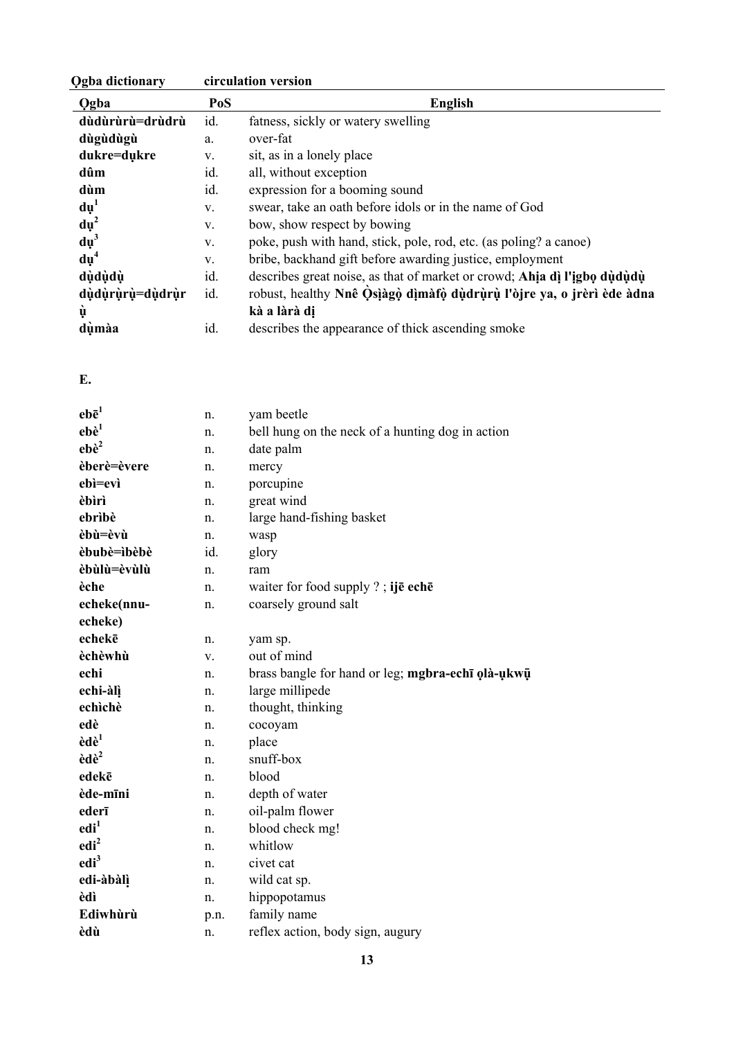| Ọgba | PoS | English |
|---|---|---|
| **dùdùrùrù=drùdrù** | id. | fatness, sickly or watery swelling |
| **dùgùdùgù** | a. | over-fat |
| **dukre=dụkre** | v. | sit, as in a lonely place |
| **dûm** | id. | all, without exception |
| **dùm** | id. | expression for a booming sound |
| **dụ**[1] | v. | swear, take an oath before idols or in the name of God |
| **dụ**[2] | v. | bow, show respect by bowing |
| **dụ**[3] | v. | poke, push with hand, stick, pole, rod, etc. (as poling? a canoe) |
| **dụ**[4] | v. | bribe, backhand gift before awarding justice, employment |
| **dụ̀dụ̀dụ̀** | id. | describes great noise, as that of market or crowd; **Ahịa dị l'ịgbọ dụ̀dụ̀dụ̀** |
| **dụ̀dụ̀rụ̀rụ̀=dụ̀drụ̀rụ̀** | id. | robust, healthy **Nnê Ọ̀sịàgọ̀ dìmàfọ̀ dụ̀drụ̀rụ̀ l'òjre ya, o jrèrì ède àdna kà a làrà dị** |
| **dụ̀màa** | id. | describes the appearance of thick ascending smoke |

**E.**

| Ọgba | PoS | English |
|---|---|---|
| **ebē**[1] | n. | yam beetle |
| **ebè**[1] | n. | bell hung on the neck of a hunting dog in action |
| **ebè**[2] | n. | date palm |
| **èberè=èvere** | n. | mercy |
| **ebì=evì** | n. | porcupine |
| **èbìrì** | n. | great wind |
| **ebrìbè** | n. | large hand-fishing basket |
| **èbù=èvù** | n. | wasp |
| **èbubè=ìbèbè** | id. | glory |
| **èbùlù=èvùlù** | n. | ram |
| **èche** | n. | waiter for food supply ? ; **ijē echē** |
| **echeke(nnu-echeke)** | n. | coarsely ground salt |
| **echekē** | n. | yam sp. |
| **èchèwhù** | v. | out of mind |
| **echi** | n. | brass bangle for hand or leg; **mgbra-echī ọlà-ụkwū̧** |
| **echi-àlị̀** | n. | large millipede |
| **echìchè** | n. | thought, thinking |
| **edè** | n. | cocoyam |
| **èdè**[1] | n. | place |
| **èdè**[2] | n. | snuff-box |
| **edekē** | n. | blood |
| **ède-mīni** | n. | depth of water |
| **ederī** | n. | oil-palm flower |
| **edi**[1] | n. | blood check mg! |
| **edi**[2] | n. | whitlow |
| **edi**[3] | n. | civet cat |
| **edi-àbàlị̀** | n. | wild cat sp. |
| **èdì** | n. | hippopotamus |
| **Ediwhùrù** | p.n. | family name |
| **èdù** | n. | reflex action, body sign, augury |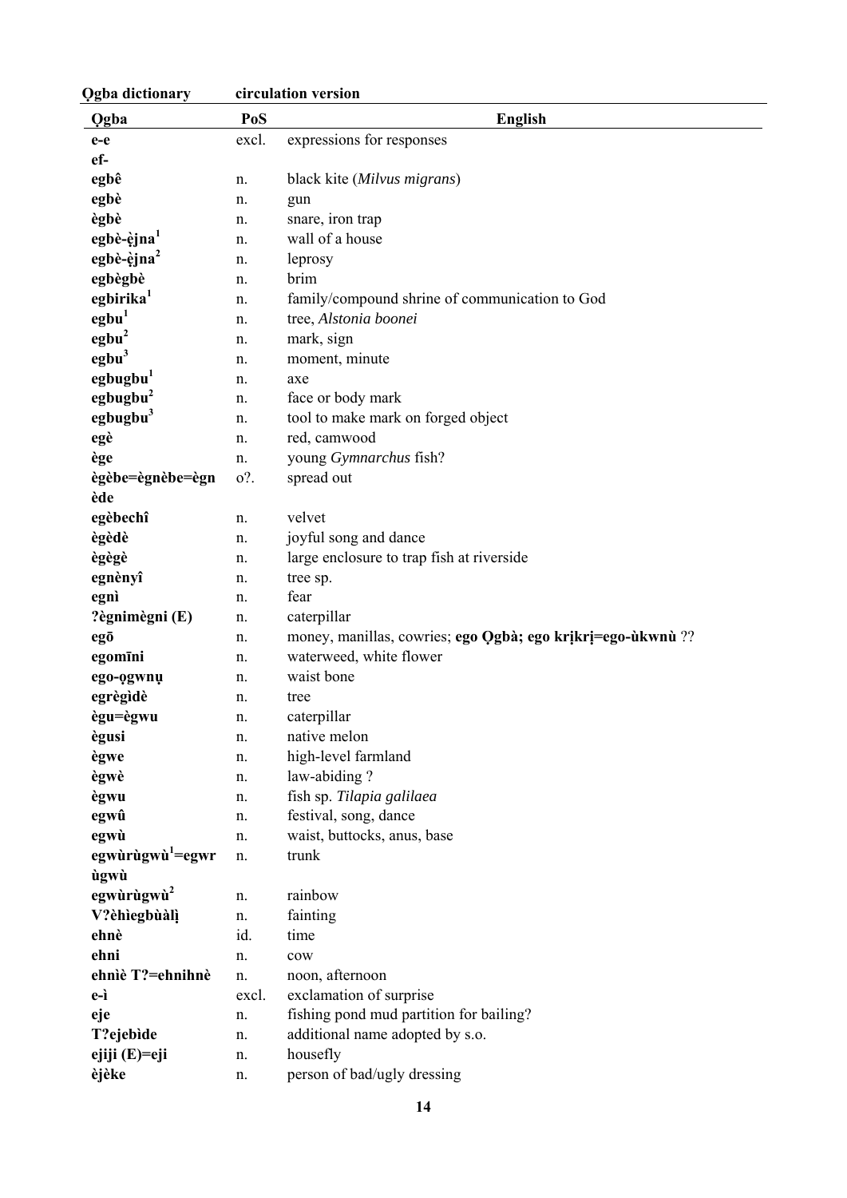**Ọgba dictionary** **circulation version**

| Ọgba | PoS | English |
|---|---|---|
| **e-e** | excl. | expressions for responses |
| **ef-** | | |
| **egbê** | n. | black kite (*Milvus migrans*) |
| **egbè** | n. | gun |
| **ègbè** | n. | snare, iron trap |
| **egbè-ẹ̀jna[1]** | n. | wall of a house |
| **egbè-ẹ̀jna[2]** | n. | leprosy |
| **egbègbè** | n. | brim |
| **egbirika[1]** | n. | family/compound shrine of communication to God |
| **egbu[1]** | n. | tree, *Alstonia boonei* |
| **egbu[2]** | n. | mark, sign |
| **egbu[3]** | n. | moment, minute |
| **egbugbu[1]** | n. | axe |
| **egbugbu[2]** | n. | face or body mark |
| **egbugbu[3]** | n. | tool to make mark on forged object |
| **egè** | n. | red, camwood |
| **ège** | n. | young *Gymnarchus* fish? |
| **ègèbe=ègnèbe=ègnède** | o?. | spread out |
| **egèbechî** | n. | velvet |
| **ègèdè** | n. | joyful song and dance |
| **ègègè** | n. | large enclosure to trap fish at riverside |
| **egnènyî** | n. | tree sp. |
| **egnì** | n. | fear |
| **?ègnimègni (E)** | n. | caterpillar |
| **egō** | n. | money, manillas, cowries; **ego Ọgbà; ego krịkrị=ego-ùkwnù** ?? |
| **egomīni** | n. | waterweed, white flower |
| **ego-ọgwnụ** | n. | waist bone |
| **egrègìdè** | n. | tree |
| **ègu=ègwu** | n. | caterpillar |
| **ègusi** | n. | native melon |
| **ègwe** | n. | high-level farmland |
| **ègwè** | n. | law-abiding ? |
| **ègwu** | n. | fish sp. *Tilapia galilaea* |
| **egwû** | n. | festival, song, dance |
| **egwù** | n. | waist, buttocks, anus, base |
| **egwùrùgwù[1]=egwrùgwù** | n. | trunk |
| **egwùrùgwù[2]** | n. | rainbow |
| **V?èhìegbùàlị** | n. | fainting |
| **ehnè** | id. | time |
| **ehni** | n. | cow |
| **ehnìè T?=ehnihnè** | n. | noon, afternoon |
| **e-ì** | excl. | exclamation of surprise |
| **eje** | n. | fishing pond mud partition for bailing? |
| **T?ejebìde** | n. | additional name adopted by s.o. |
| **ejiji (E)=eji** | n. | housefly |
| **èjèke** | n. | person of bad/ugly dressing |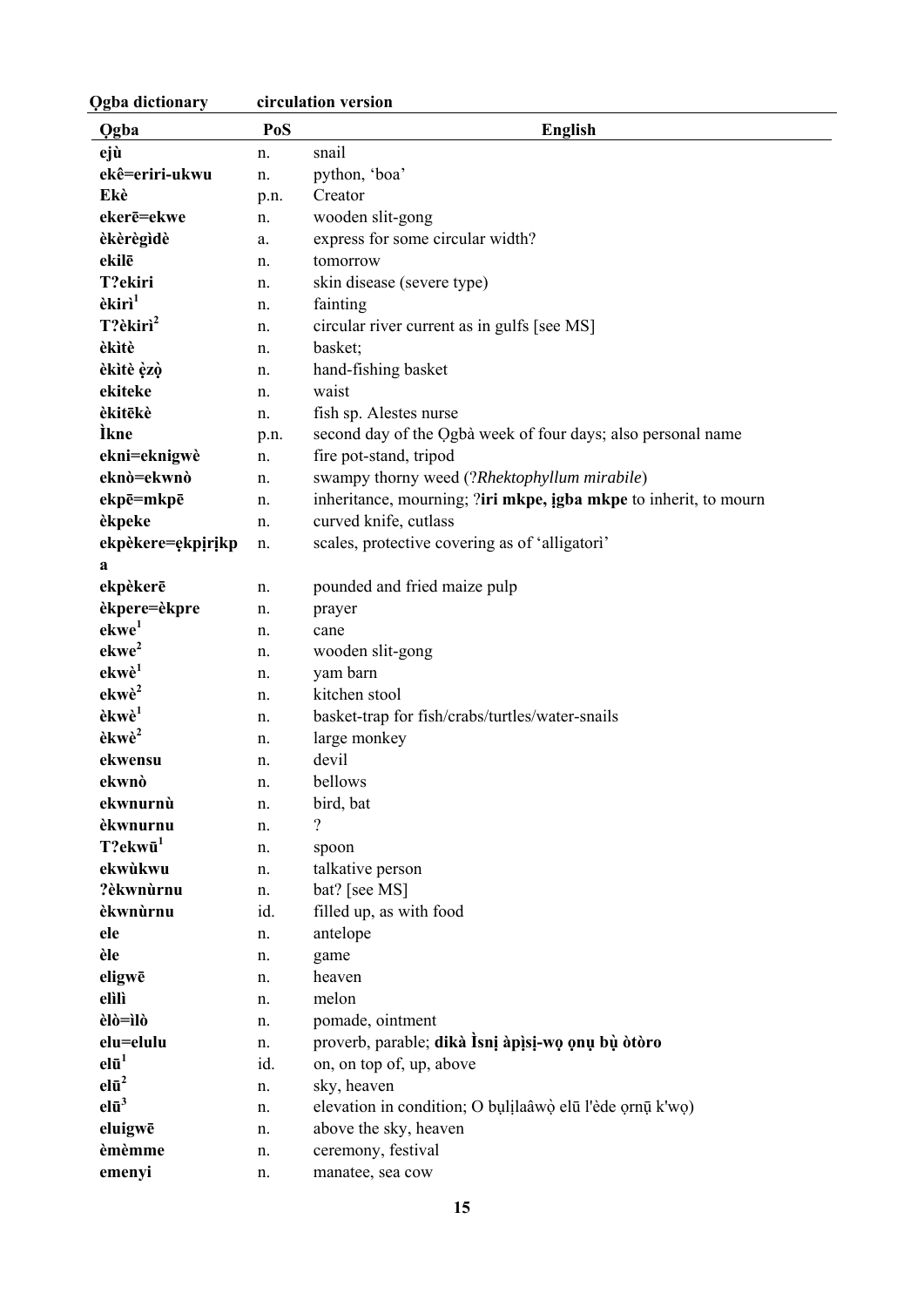| Ọgba | PoS | English |
|---|---|---|
| **ejù** | n. | snail |
| **ekê=eriri-ukwu** | n. | python, 'boa' |
| **Ekè** | p.n. | Creator |
| **ekerē=ekwe** | n. | wooden slit-gong |
| **èkèrègìdè** | a. | express for some circular width? |
| **ekilē** | n. | tomorrow |
| **T?ekiri** | n. | skin disease (severe type) |
| **èkìrì**[1] | n. | fainting |
| **T?èkìrì**[2] | n. | circular river current as in gulfs [see MS] |
| **èkìtè** | n. | basket; |
| **èkìtè ẹ̀zọ̀** | n. | hand-fishing basket |
| **ekiteke** | n. | waist |
| **èkitēkè** | n. | fish sp. Alestes nurse |
| **Ìkne** | p.n. | second day of the Ọgbà week of four days; also personal name |
| **ekni=eknigwè** | n. | fire pot-stand, tripod |
| **eknò=ekwnò** | n. | swampy thorny weed (?*Rhektophyllum mirabile*) |
| **ekpē=mkpē** | n. | inheritance, mourning; ?**iri mkpe, ịgba mkpe** to inherit, to mourn |
| **èkpeke** | n. | curved knife, cutlass |
| **ekpèkere=ẹkpịrịkpa** | n. | scales, protective covering as of 'alligatorì' |
| **ekpèkerē** | n. | pounded and fried maize pulp |
| **èkpere=èkpre** | n. | prayer |
| **ekwe**[1] | n. | cane |
| **ekwe**[2] | n. | wooden slit-gong |
| **ekwè**[1] | n. | yam barn |
| **ekwè**[2] | n. | kitchen stool |
| **èkwè**[1] | n. | basket-trap for fish/crabs/turtles/water-snails |
| **èkwè**[2] | n. | large monkey |
| **ekwensu** | n. | devil |
| **ekwnò** | n. | bellows |
| **ekwnurnù** | n. | bird, bat |
| **èkwnurnu** | n. | ? |
| **T?ekwū**[1] | n. | spoon |
| **ekwùkwu** | n. | talkative person |
| **?èkwnùrnu** | n. | bat? [see MS] |
| **èkwnùrnu** | id. | filled up, as with food |
| **ele** | n. | antelope |
| **èle** | n. | game |
| **eligwē** | n. | heaven |
| **elìlì** | n. | melon |
| **èlò=ìlò** | n. | pomade, ointment |
| **elu=elulu** | n. | proverb, parable; **dikà Ìsnị àpị̀sị-wọ ọnụ bụ̀ òtòro** |
| **elū**[1] | id. | on, on top of, up, above |
| **elū**[2] | n. | sky, heaven |
| **elū**[3] | n. | elevation in condition; O bụlịlaâwọ̀ elū l'ède ọrnụ̄ k'wọ) |
| **eluigwē** | n. | above the sky, heaven |
| **èmèmme** | n. | ceremony, festival |
| **emenyi** | n. | manatee, sea cow |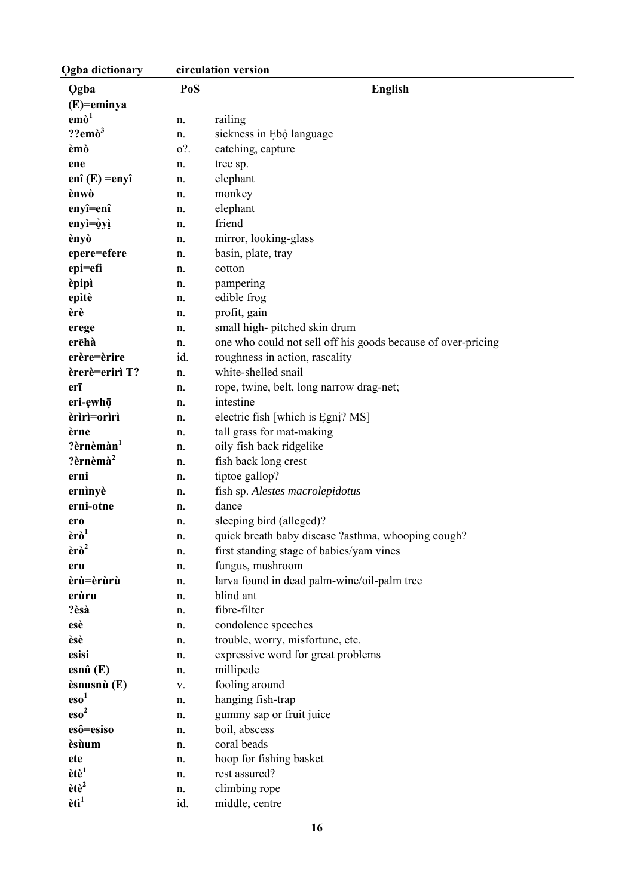| Ọgba | PoS | English |
|---|---|---|
| **(E)=eminya** | | |
| **emò[1]** | n. | railing |
| **??emò[3]** | n. | sickness in Ẹbộ language |
| **èmò** | o?. | catching, capture |
| **ene** | n. | tree sp. |
| **enî (E) =enyî** | n. | elephant |
| **ènwò** | n. | monkey |
| **enyî=enî** | n. | elephant |
| **enyì=ộyị** | n. | friend |
| **ènyò** | n. | mirror, looking-glass |
| **epere=efere** | n. | basin, plate, tray |
| **epi=efi** | n. | cotton |
| **èpipì** | n. | pampering |
| **epìtè** | n. | edible frog |
| **èrè** | n. | profit, gain |
| **erege** | n. | small high- pitched skin drum |
| **erēhà** | n. | one who could not sell off his goods because of over-pricing |
| **erère=èrire** | id. | roughness in action, rascality |
| **èrerè=erirì T?** | n. | white-shelled snail |
| **erī** | n. | rope, twine, belt, long narrow drag-net; |
| **eri-ẹwhọ̄** | n. | intestine |
| **èrìrì=orìrì** | n. | electric fish [which is Ẹgnị? MS] |
| **èrne** | n. | tall grass for mat-making |
| **?èrnèmàn[1]** | n. | oily fish back ridgelike |
| **?èrnèmà[2]** | n. | fish back long crest |
| **erni** | n. | tiptoe gallop? |
| **ernìnyè** | n. | fish sp. *Alestes macrolepidotus* |
| **erni-otne** | n. | dance |
| **ero** | n. | sleeping bird (alleged)? |
| **èrò[1]** | n. | quick breath baby disease ?asthma, whooping cough? |
| **èrò[2]** | n. | first standing stage of babies/yam vines |
| **eru** | n. | fungus, mushroom |
| **èrù=èrùrù** | n. | larva found in dead palm-wine/oil-palm tree |
| **erùru** | n. | blind ant |
| **?èsà** | n. | fibre-filter |
| **esè** | n. | condolence speeches |
| **èsè** | n. | trouble, worry, misfortune, etc. |
| **esisi** | n. | expressive word for great problems |
| **esnû (E)** | n. | millipede |
| **èsnusnù (E)** | v. | fooling around |
| **eso[1]** | n. | hanging fish-trap |
| **eso[2]** | n. | gummy sap or fruit juice |
| **esô=esiso** | n. | boil, abscess |
| **èsùum** | n. | coral beads |
| **ete** | n. | hoop for fishing basket |
| **ètè[1]** | n. | rest assured? |
| **ètè[2]** | n. | climbing rope |
| **ètì[1]** | id. | middle, centre |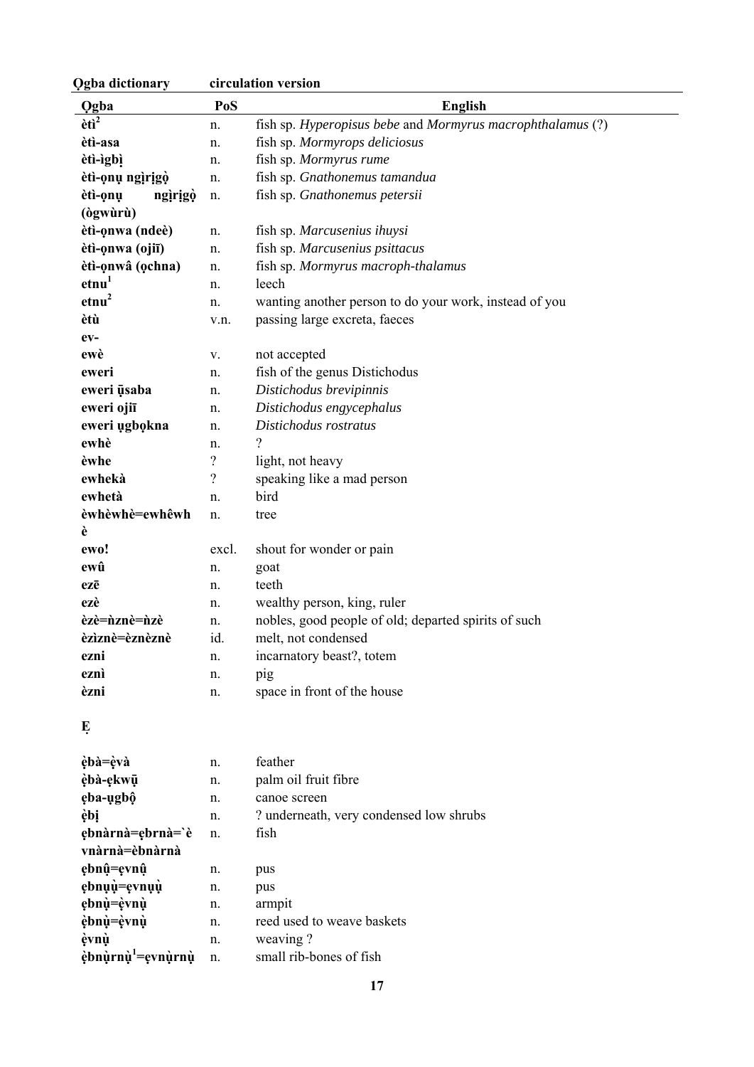| Ọgba | PoS | English |
|---|---|---|
| **ètì²** | n. | fish sp. *Hyperopisus bebe* and *Mormyrus macrophthalamus* (?) |
| **ètì-asa** | n. | fish sp. *Mormyrops deliciosus* |
| **ètì-ìgbị̀** | n. | fish sp. *Mormyrus rume* |
| **ètì-ọnụ ngìrịgọ̀** | n. | fish sp. *Gnathonemus tamandua* |
| **ètì-ọnụ ngìrịgọ̀ (ògwùrù)** | n. | fish sp. *Gnathonemus petersii* |
| **ètì-ọnwa (ndeè)** | n. | fish sp. *Marcusenius ihuysi* |
| **ètì-ọnwa (ojiī)** | n. | fish sp. *Marcusenius psittacus* |
| **ètì-ọnwâ (ọchna)** | n. | fish sp. *Mormyrus macroph-thalamus* |
| **etnu¹** | n. | leech |
| **etnu²** | n. | wanting another person to do your work, instead of you |
| **ètù** | v.n. | passing large excreta, faeces |
| **ev-** | | |
| **ewè** | v. | not accepted |
| **eweri** | n. | fish of the genus Distichodus |
| **eweri ụ̄saba** | n. | *Distichodus brevipinnis* |
| **eweri ọjiī** | n. | *Distichodus engycephalus* |
| **eweri ụgbọkna** | n. | *Distichodus rostratus* |
| **ewhè** | n. | ? |
| **èwhe** | ? | light, not heavy |
| **ewhekà** | ? | speaking like a mad person |
| **ewhetà** | n. | bird |
| **èwhèwhè=ewhêwhè** | n. | tree |
| **ewo!** | excl. | shout for wonder or pain |
| **ewû** | n. | goat |
| **ezē** | n. | teeth |
| **ezè** | n. | wealthy person, king, ruler |
| **èzè=ǹznè=ǹzè** | n. | nobles, good people of old; departed spirits of such |
| **èzìznè=èznèznè** | id. | melt, not condensed |
| **ezni** | n. | incarnatory beast?, totem |
| **eznì** | n. | pig |
| **èzni** | n. | space in front of the house |

## Ẹ

| Ọgba | PoS | English |
|---|---|---|
| **ẹ̀bà=ẹ̀và** | n. | feather |
| **ẹ̀bà-ẹkwụ̄** | n. | palm oil fruit fibre |
| **ẹba-ụgbộ** | n. | canoe screen |
| **ẹ̀bị** | n. | ? underneath, very condensed low shrubs |
| **ẹbnàrnà=ẹbrnà=`è vnàrnà=èbnàrnà** | n. | fish |
| **ẹbnụ̂=ẹvnụ̂** | n. | pus |
| **ẹbnụụ̀=ẹvnụụ̀** | n. | pus |
| **ẹbnụ̀=ẹ̀vnụ̀** | n. | armpit |
| **ẹ̀bnụ̀=ẹ̀vnụ̀** | n. | reed used to weave baskets |
| **ẹ̀vnụ̀** | n. | weaving ? |
| **ẹ̀bnụ̀rnụ̀¹=ẹvnụ̀rnụ̀** | n. | small rib-bones of fish |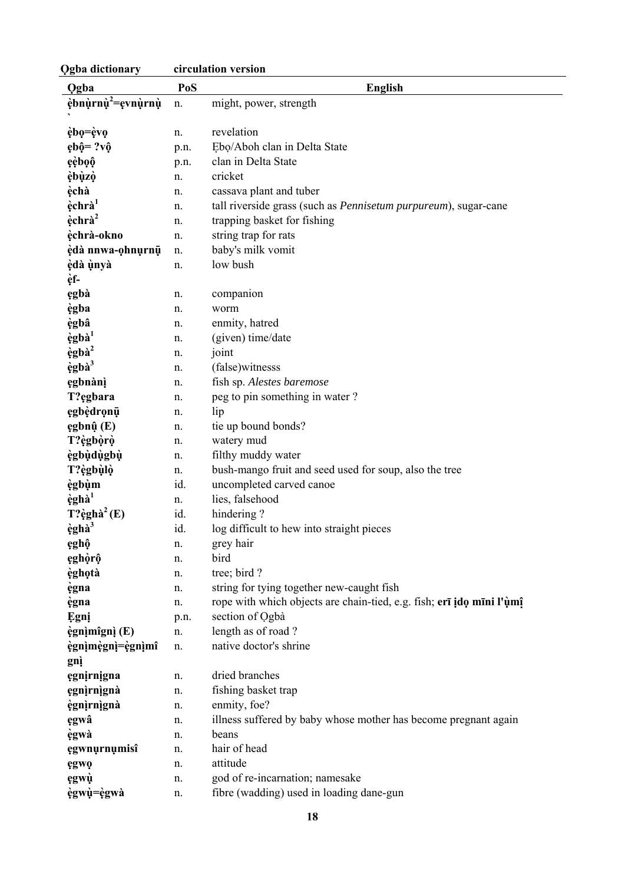**Ọgba dictionary circulation version**

| Ọgba | PoS | English |
|---|---|---|
| **èbnụrnụ²=ẹvnụrnụ** | n. | might, power, strength |
| **`** | | |
| **ẹ̀bọ=ẹ̀vọ** | n. | revelation |
| **ẹbộ= ?vộ** | p.n. | Ẹbọ/Aboh clan in Delta State |
| **ẹẹ̀bọộ** | p.n. | clan in Delta State |
| **ẹ̀bụzọ** | n. | cricket |
| **ẹ̀chà** | n. | cassava plant and tuber |
| **ẹ̀chrà¹** | n. | tall riverside grass (such as *Pennisetum purpureum*), sugar-cane |
| **ẹ̀chrà²** | n. | trapping basket for fishing |
| **ẹ̀chrà-okno** | n. | string trap for rats |
| **ẹ̀dà nnwa-ọhnụrnụ̄** | n. | baby's milk vomit |
| **ẹ̀dà ụ̀nyà** | n. | low bush |
| **ẹ̀f-** | | |
| **ẹgbà** | n. | companion |
| **ẹ̀gba** | n. | worm |
| **ẹ̀gbâ** | n. | enmity, hatred |
| **ẹ̀gbà¹** | n. | (given) time/date |
| **ẹ̀gbà²** | n. | joint |
| **ẹ̀gbà³** | n. | (false)witnesss |
| **ẹgbnànị** | n. | fish sp. *Alestes baremose* |
| **T?ẹgbara** | n. | peg to pin something in water ? |
| **ẹgbẹ̀drọnụ̄** | n. | lip |
| **ẹgbnụ̂ (E)** | n. | tie up bound bonds? |
| **T?ẹ̀gbọ̀rọ̀** | n. | watery mud |
| **ẹ̀gbụdụ̀gbụ̀** | n. | filthy muddy water |
| **T?ẹ̀gbụ̀lọ̀** | n. | bush-mango fruit and seed used for soup, also the tree |
| **ẹ̀gbụm** | id. | uncompleted carved canoe |
| **ẹ̀ghà¹** | n. | lies, falsehood |
| **T?ẹghà² (E)** | id. | hindering ? |
| **ẹ̀ghà³** | id. | log difficult to hew into straight pieces |
| **ẹghộ** | n. | grey hair |
| **ẹghọ̀rộ** | n. | bird |
| **ẹ̀ghọtà** | n. | tree; bird ? |
| **ẹ̀gna** | n. | string for tying together new-caught fish |
| **ẹ̀gna** | n. | rope with which objects are chain-tied, e.g. fish; **erī ịdọ mīni l'ụ̀mị̂** |
| **Ẹgnị** | p.n. | section of Ọgbà |
| **ẹ̀gnịmîgnị (E)** | n. | length as of road ? |
| **ẹ̀gnịmẹ̀gnị=ẹ̀gnịmî gnị** | n. | native doctor's shrine |
| **ẹgnịrnịgna** | n. | dried branches |
| **ẹgnịrnịgnà** | n. | fishing basket trap |
| **ẹ̀gnịrnịgnà** | n. | enmity, foe? |
| **ẹgwâ** | n. | illness suffered by baby whose mother has become pregnant again |
| **ẹ̀gwà** | n. | beans |
| **ẹgwnụrnụmisî** | n. | hair of head |
| **ẹgwọ** | n. | attitude |
| **ẹgwụ** | n. | god of re-incarnation; namesake |
| **ẹ̀gwụ=ẹ̀gwà** | n. | fibre (wadding) used in loading dane-gun |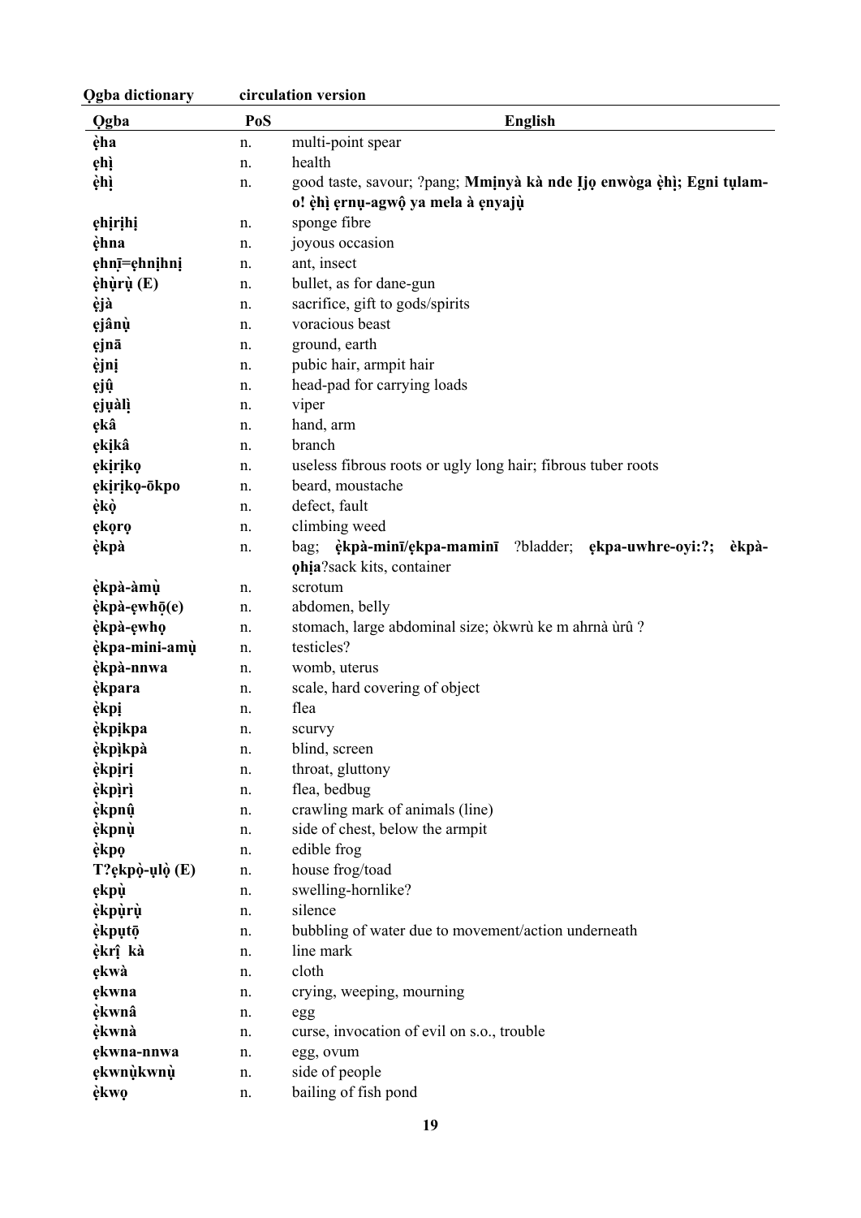| Ọgba | PoS | English |
|---|---|---|
| **ẹ̀ha** | n. | multi-point spear |
| **ẹhị** | n. | health |
| **ẹ̀hị** | n. | good taste, savour; ?pang; **Mmịnyà kà nde Ịjọ enwòga ẹ̀hị; Egni tụlam-o! ẹ̀hị ẹrnụ-agwộ ya mela à ẹnyajụ̀** |
| **ẹhịrịhị** | n. | sponge fibre |
| **ẹ̀hna** | n. | joyous occasion |
| **ẹhnī=ẹhnịhnị** | n. | ant, insect |
| **ẹ̀hụ̀rụ̀ (E)** | n. | bullet, as for dane-gun |
| **ẹ̀jà** | n. | sacrifice, gift to gods/spirits |
| **ẹjânụ̀** | n. | voracious beast |
| **ẹjnā** | n. | ground, earth |
| **ẹ̀jnị** | n. | pubic hair, armpit hair |
| **ẹjụ̂** | n. | head-pad for carrying loads |
| **ẹjụàlị̀** | n. | viper |
| **ẹkâ** | n. | hand, arm |
| **ẹkịkâ** | n. | branch |
| **ẹkịrịkọ** | n. | useless fibrous roots or ugly long hair; fibrous tuber roots |
| **ẹkịrịkọ-ōkpo** | n. | beard, moustache |
| **ẹ̀kọ̀** | n. | defect, fault |
| **ẹkọrọ** | n. | climbing weed |
| **ẹ̀kpà** | n. | bag; **ẹ̀kpà-minī/ẹkpa-maminī** ?bladder; **ẹkpa-uwhre-oyi:?**; **ẹ̀kpà-ọhịa**?sack kits, container |
| **ẹ̀kpà-àmụ̀** | n. | scrotum |
| **ẹ̀kpà-ẹwhō(e)** | n. | abdomen, belly |
| **ẹ̀kpà-ẹwhọ** | n. | stomach, large abdominal size; òkwrù ke m ahrnà ùrû ? |
| **ẹ̀kpa-mini-amụ̀** | n. | testicles? |
| **ẹ̀kpà-nnwa** | n. | womb, uterus |
| **ẹ̀kpara** | n. | scale, hard covering of object |
| **ẹ̀kpị** | n. | flea |
| **ẹ̀kpịkpa** | n. | scurvy |
| **ẹ̀kpìkpà** | n. | blind, screen |
| **ẹ̀kpịrị** | n. | throat, gluttony |
| **ẹ̀kpìrì** | n. | flea, bedbug |
| **ẹ̀kpnụ̂** | n. | crawling mark of animals (line) |
| **ẹ̀kpnụ̀** | n. | side of chest, below the armpit |
| **ẹ̀kpọ** | n. | edible frog |
| **T?ẹkpọ̀-ụlọ̀ (E)** | n. | house frog/toad |
| **ẹkpụ̀** | n. | swelling-hornlike? |
| **ẹ̀kpụ̀rụ̀** | n. | silence |
| **ẹ̀kpụtō** | n. | bubbling of water due to movement/action underneath |
| **ẹ̀krị̂ kà** | n. | line mark |
| **ẹkwà** | n. | cloth |
| **ẹkwna** | n. | crying, weeping, mourning |
| **ẹ̀kwnâ** | n. | egg |
| **ẹ̀kwnà** | n. | curse, invocation of evil on s.o., trouble |
| **ẹkwna-nnwa** | n. | egg, ovum |
| **ẹkwnụ̀kwnụ̀** | n. | side of people |
| **ẹ̀kwọ** | n. | bailing of fish pond |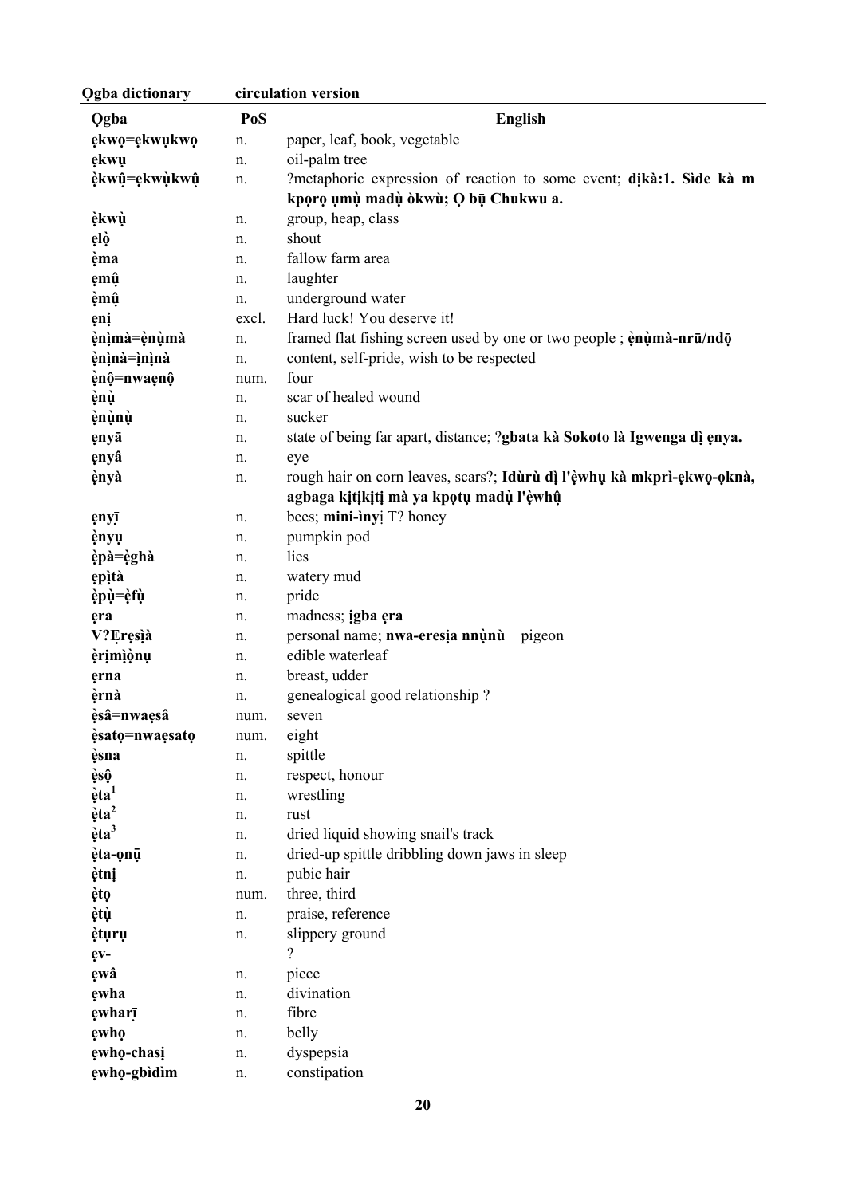| Ọgba | PoS | English |
|---|---|---|
| **ẹkwọ=ẹkwụkwọ** | n. | paper, leaf, book, vegetable |
| **ẹkwụ** | n. | oil-palm tree |
| **ẹ̀kwụ̂=ẹkwụ̀kwụ̂** | n. | ?metaphoric expression of reaction to some event; **dịkà:1. Sìde kà m kpọrọ ụmụ̀ madụ̀ òkwù; Ọ bụ̄ Chukwu a.** |
| **ẹ̀kwụ̀** | n. | group, heap, class |
| **ẹlọ̀** | n. | shout |
| **ẹ̀ma** | n. | fallow farm area |
| **ẹmụ̂** | n. | laughter |
| **ẹ̀mụ̂** | n. | underground water |
| **ẹnị** | excl. | Hard luck! You deserve it! |
| **ẹ̀nịmà=ẹ̀nụ̀mà** | n. | framed flat fishing screen used by one or two people ; **ẹ̀nụ̀mà-nrū/ndọ̄** |
| **ẹ̀nịnà=ịnịnà** | n. | content, self-pride, wish to be respected |
| **ẹ̀nộ=nwaẹnộ** | num. | four |
| **ẹ̀nụ̀** | n. | scar of healed wound |
| **ẹ̀nụ̀nụ̀** | n. | sucker |
| **ẹnyā** | n. | state of being far apart, distance; ?**gbata kà Sokoto là Igwenga dị ẹnya.** |
| **ẹnyâ** | n. | eye |
| **ẹ̀nyà** | n. | rough hair on corn leaves, scars?; **Idùrù dị l'ẹ̀whụ kà mkprì-ẹkwọ-ọknà, agbaga kịtịkịtị mà ya kpọtụ madụ̀ l'ẹ̀whụ̂** |
| **ẹnyī** | n. | bees; **mini-ìnyị** T? honey |
| **ẹ̀nyụ** | n. | pumpkin pod |
| **ẹ̀pà=ẹ̀ghà** | n. | lies |
| **ẹpịtà** | n. | watery mud |
| **ẹ̀pụ̀=ẹ̀fụ̀** | n. | pride |
| **ẹra** | n. | madness; **ịgba ẹra** |
| **V?Ẹrẹsịà** | n. | personal name; **nwa-eresịa nnụ̀nù** pigeon |
| **ẹ̀rịmịọ̀nụ** | n. | edible waterleaf |
| **ẹrna** | n. | breast, udder |
| **ẹ̀rnà** | n. | genealogical good relationship ? |
| **ẹ̀sâ=nwaẹsâ** | num. | seven |
| **ẹ̀satọ=nwaẹsatọ** | num. | eight |
| **ẹ̀sna** | n. | spittle |
| **ẹ̀sộ** | n. | respect, honour |
| **ẹ̀ta[1]** | n. | wrestling |
| **ẹ̀ta[2]** | n. | rust |
| **ẹ̀ta[3]** | n. | dried liquid showing snail's track |
| **ẹ̀ta-ọnū** | n. | dried-up spittle dribbling down jaws in sleep |
| **ẹ̀tnị** | n. | pubic hair |
| **ẹ̀tọ** | num. | three, third |
| **ẹ̀tụ̀** | n. | praise, reference |
| **ẹ̀tụrụ** | n. | slippery ground |
| **ẹv-** | | ? |
| **ẹwâ** | n. | piece |
| **ẹwha** | n. | divination |
| **ẹwharī** | n. | fibre |
| **ẹwhọ** | n. | belly |
| **ẹwhọ-chasị** | n. | dyspepsia |
| **ẹwhọ-gbìdìm** | n. | constipation |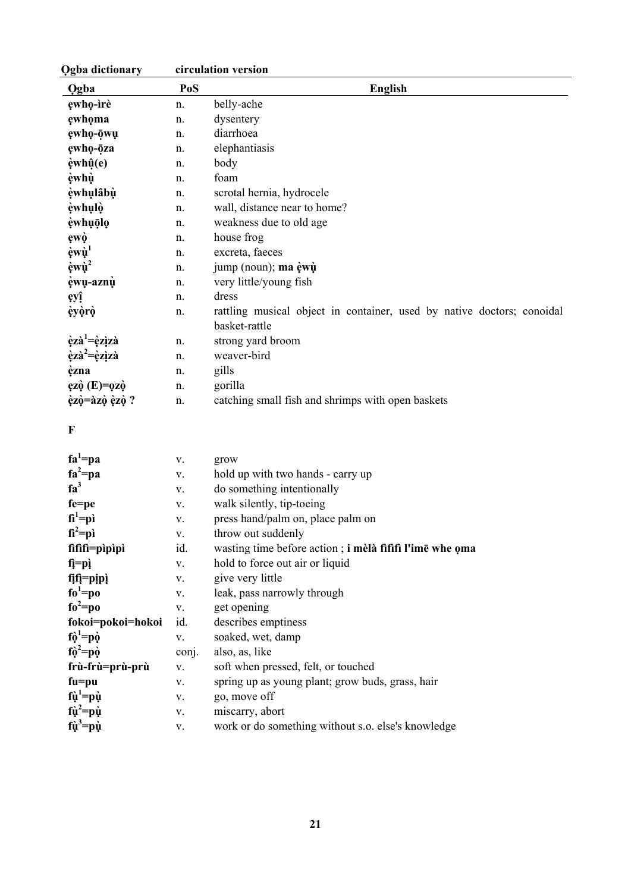| Ọgba | PoS | English |
|---|---|---|
| **ẹwhọ-ìrè** | n. | belly-ache |
| **ẹwhọma** | n. | dysentery |
| **ẹwhọ-ōwụ** | n. | diarrhoea |
| **ẹwhọ-ōza** | n. | elephantiasis |
| **ẹ̀whụ̂(e)** | n. | body |
| **ẹ̀whụ̀** | n. | foam |
| **ẹ̀whụlâbụ̀** | n. | scrotal hernia, hydrocele |
| **ẹ̀whụlọ̀** | n. | wall, distance near to home? |
| **ẹ̀whụōlọ** | n. | weakness due to old age |
| **ẹwọ̀** | n. | house frog |
| **ẹ̀wụ̀[1]** | n. | excreta, faeces |
| **ẹ̀wụ̀[2]** | n. | jump (noun); **ma ẹ̀wụ̀** |
| **ẹ̀wụ-aznụ̀** | n. | very little/young fish |
| **ẹyị̂** | n. | dress |
| **ẹ̀yọ̀rọ̀** | n. | rattling musical object in container, used by native doctors; conoidal basket-rattle |
| **ẹ̀zà[1]=ẹ̀zịzà** | n. | strong yard broom |
| **ẹ̀zà[2]=ẹ̀zịzà** | n. | weaver-bird |
| **ẹ̀zna** | n. | gills |
| **ẹzọ̀ (E)=ọzọ̀** | n. | gorilla |
| **ẹ̀zọ̀=àzọ̀ ẹ̀zọ̀ ?** | n. | catching small fish and shrimps with open baskets |

**F**

| Ọgba | PoS | English |
|---|---|---|
| **fa[1]=pa** | v. | grow |
| **fa[2]=pa** | v. | hold up with two hands - carry up |
| **fa[3]** | v. | do something intentionally |
| **fe=pe** | v. | walk silently, tip-toeing |
| **fi[1]=pì** | v. | press hand/palm on, place palm on |
| **fi[2]=pì** | v. | throw out suddenly |
| **fififi=pìpìpì** | id. | wasting time before action ; **i mèlà fififi l'imē whe ọma** |
| **fị=pị̀** | v. | hold to force out air or liquid |
| **fịfị=pịpị̀** | v. | give very little |
| **fo[1]=po** | v. | leak, pass narrowly through |
| **fo[2]=po** | v. | get opening |
| **fokoi=pokoi=hokoi** | id. | describes emptiness |
| **fọ̀[1]=pọ̀** | v. | soaked, wet, damp |
| **fọ̀[2]=pọ̀** | conj. | also, as, like |
| **frù-frù=prù-prù** | v. | soft when pressed, felt, or touched |
| **fu=pu** | v. | spring up as young plant; grow buds, grass, hair |
| **fụ̀[1]=pụ̀** | v. | go, move off |
| **fụ̀[2]=pụ̀** | v. | miscarry, abort |
| **fụ̀[3]=pụ̀** | v. | work or do something without s.o. else's knowledge |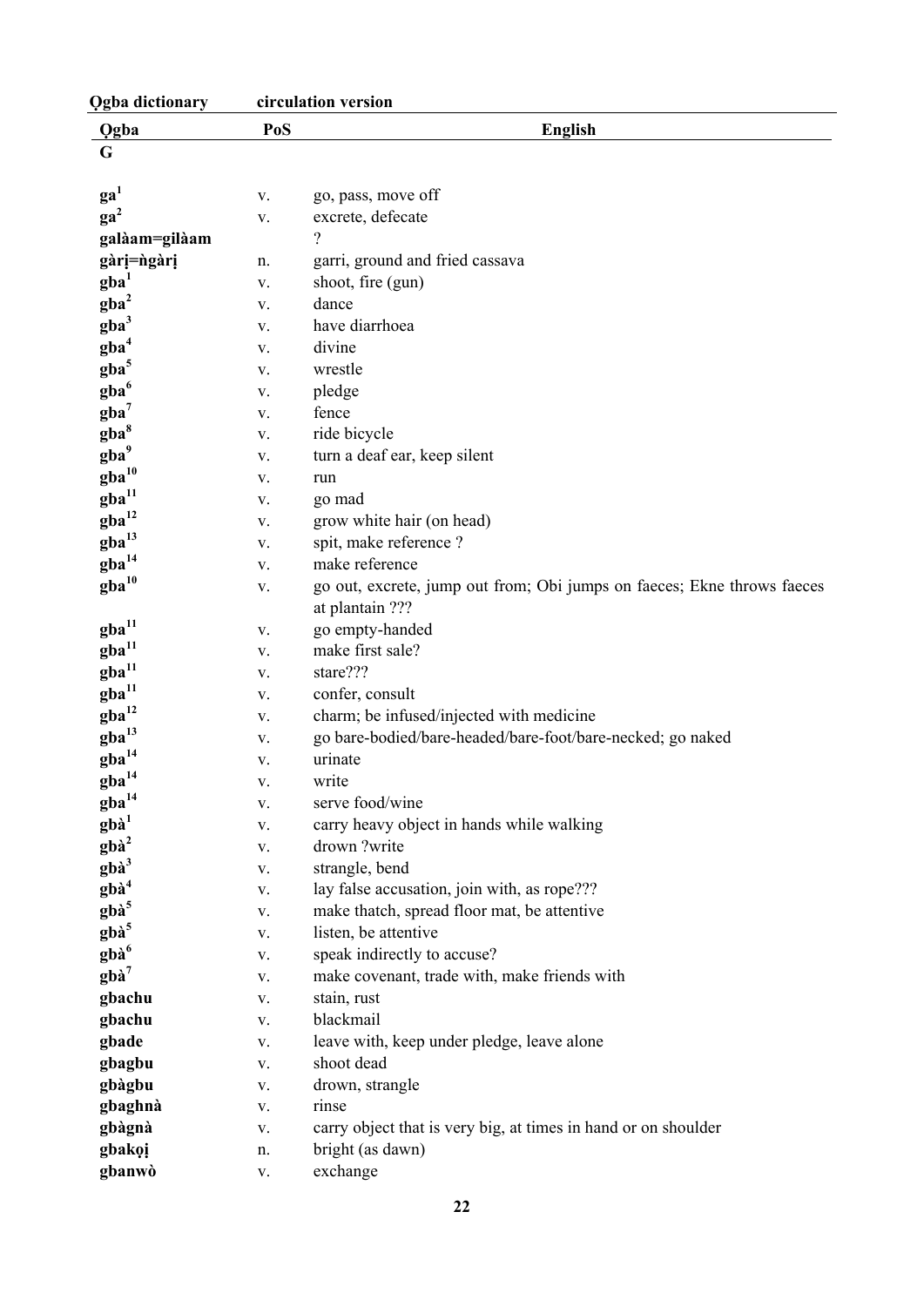| Ọgba | PoS | English |
|---|---|---|
| **G** | | |
| **ga**[1] | v. | go, pass, move off |
| **ga**[2] | v. | excrete, defecate |
| **galàam=gilàam** | | ? |
| **gàrị=ǹgàrị** | n. | garri, ground and fried cassava |
| **gba**[1] | v. | shoot, fire (gun) |
| **gba**[2] | v. | dance |
| **gba**[3] | v. | have diarrhoea |
| **gba**[4] | v. | divine |
| **gba**[5] | v. | wrestle |
| **gba**[6] | v. | pledge |
| **gba**[7] | v. | fence |
| **gba**[8] | v. | ride bicycle |
| **gba**[9] | v. | turn a deaf ear, keep silent |
| **gba**[10] | v. | run |
| **gba**[11] | v. | go mad |
| **gba**[12] | v. | grow white hair (on head) |
| **gba**[13] | v. | spit, make reference ? |
| **gba**[14] | v. | make reference |
| **gba**[10] | v. | go out, excrete, jump out from; Obi jumps on faeces; Ekne throws faeces at plantain ??? |
| **gba**[11] | v. | go empty-handed |
| **gba**[11] | v. | make first sale? |
| **gba**[11] | v. | stare??? |
| **gba**[11] | v. | confer, consult |
| **gba**[12] | v. | charm; be infused/injected with medicine |
| **gba**[13] | v. | go bare-bodied/bare-headed/bare-foot/bare-necked; go naked |
| **gba**[14] | v. | urinate |
| **gba**[14] | v. | write |
| **gba**[14] | v. | serve food/wine |
| **gbà**[1] | v. | carry heavy object in hands while walking |
| **gbà**[2] | v. | drown ?write |
| **gbà**[3] | v. | strangle, bend |
| **gbà**[4] | v. | lay false accusation, join with, as rope??? |
| **gbà**[5] | v. | make thatch, spread floor mat, be attentive |
| **gbà**[5] | v. | listen, be attentive |
| **gbà**[6] | v. | speak indirectly to accuse? |
| **gbà**[7] | v. | make covenant, trade with, make friends with |
| **gbachu** | v. | stain, rust |
| **gbachu** | v. | blackmail |
| **gbade** | v. | leave with, keep under pledge, leave alone |
| **gbagbu** | v. | shoot dead |
| **gbàgbu** | v. | drown, strangle |
| **gbaghnà** | v. | rinse |
| **gbàgnà** | v. | carry object that is very big, at times in hand or on shoulder |
| **gbakọị** | n. | bright (as dawn) |
| **gbanwò** | v. | exchange |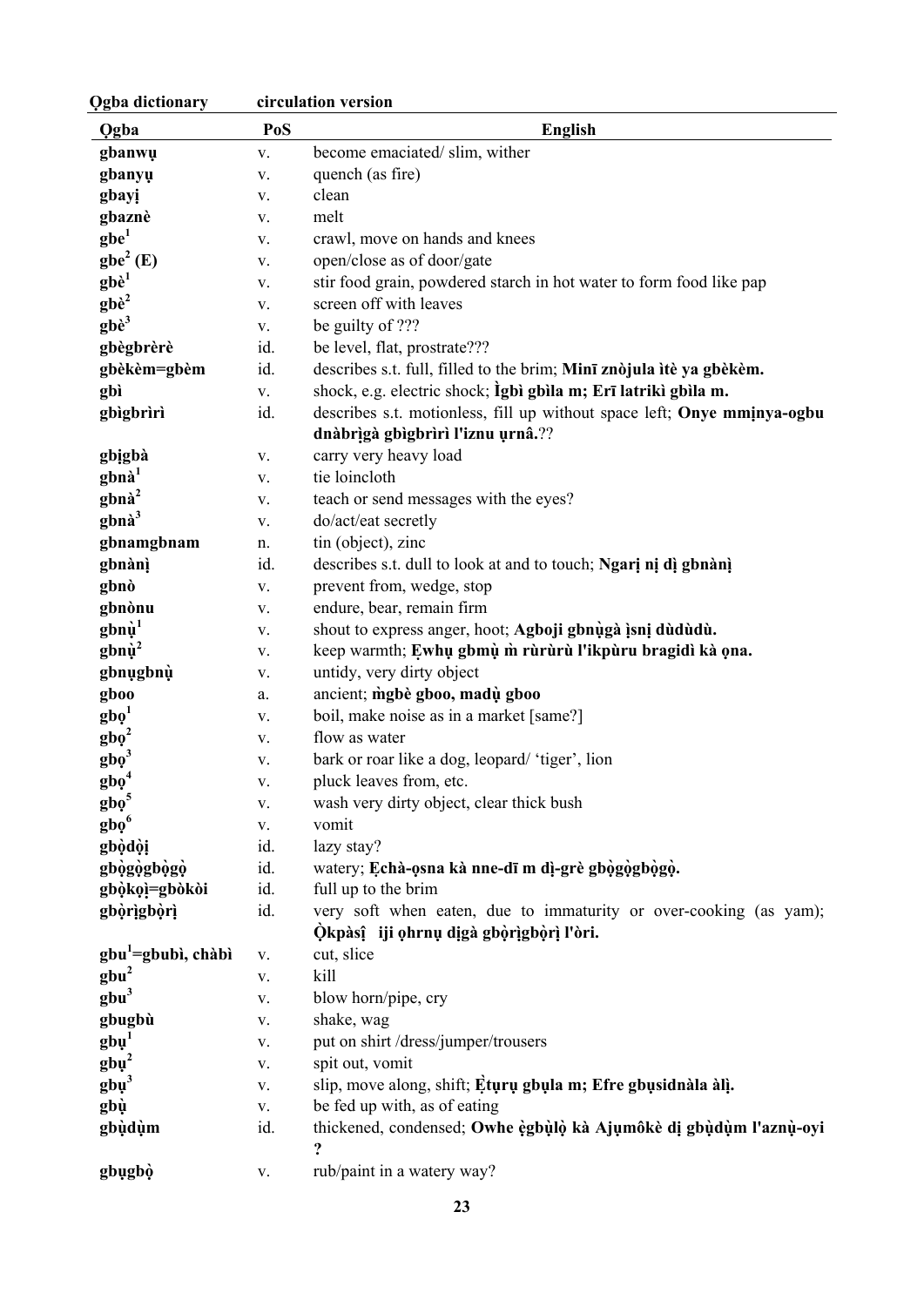| Ọgba | PoS | English |
|---|---|---|
| **gbanwụ** | v. | become emaciated/ slim, wither |
| **gbanyụ** | v. | quench (as fire) |
| **gbayị** | v. | clean |
| **gbaznè** | v. | melt |
| **gbe[1]** | v. | crawl, move on hands and knees |
| **gbe[2] (E)** | v. | open/close as of door/gate |
| **gbè[1]** | v. | stir food grain, powdered starch in hot water to form food like pap |
| **gbè[2]** | v. | screen off with leaves |
| **gbè[3]** | v. | be guilty of ??? |
| **gbègbrèrè** | id. | be level, flat, prostrate??? |
| **gbèkèm=gbèm** | id. | describes s.t. full, filled to the brim; **Minī znòjula ìtè ya gbèkèm.** |
| **gbì** | v. | shock, e.g. electric shock; **Ìgbì gbìla m; Erī latrikì gbìla m.** |
| **gbìgbrìrì** | id. | describes s.t. motionless, fill up without space left; **Onye mmịnya-ogbu dnàbrịgà gbìgbrìrì l'iznu ụrnâ.**?? |
| **gbịgbà** | v. | carry very heavy load |
| **gbnà[1]** | v. | tie loincloth |
| **gbnà[2]** | v. | teach or send messages with the eyes? |
| **gbnà[3]** | v. | do/act/eat secretly |
| **gbnamgbnam** | n. | tin (object), zinc |
| **gbnànị** | id. | describes s.t. dull to look at and to touch; **Ngarị nị dị gbnànị** |
| **gbnò** | v. | prevent from, wedge, stop |
| **gbnònu** | v. | endure, bear, remain firm |
| **gbnụ̀[1]** | v. | shout to express anger, hoot; **Agboji gbnụ̀gà ịsnị dùdùdù.** |
| **gbnụ̀[2]** | v. | keep warmth; **Ẹwhụ gbmụ̀ m̀ rùrùrù l'ikpùru bragidì kà ọna.** |
| **gbnụgbnụ̀** | v. | untidy, very dirty object |
| **gboo** | a. | ancient; **m̀gbè gboo, madụ̀ gboo** |
| **gbọ[1]** | v. | boil, make noise as in a market [same?] |
| **gbọ[2]** | v. | flow as water |
| **gbọ[3]** | v. | bark or roar like a dog, leopard/ 'tiger', lion |
| **gbọ[4]** | v. | pluck leaves from, etc. |
| **gbọ[5]** | v. | wash very dirty object, clear thick bush |
| **gbọ[6]** | v. | vomit |
| **gbọ̀dọ̀ị** | id. | lazy stay? |
| **gbọ̀gọ̀gbọ̀gọ̀** | id. | watery; **Ẹchà-ọsna kà nne-dī m dị-grè gbọ̀gọ̀gbọ̀gọ̀.** |
| **gbọ̀kọ̀ị=gbòkòi** | id. | full up to the brim |
| **gbọ̀rịgbọ̀rị** | id. | very soft when eaten, due to immaturity or over-cooking (as yam); **Ọ̀kpàsị̂ iji ọhrnụ dịgà gbọ̀rịgbọ̀rị l'òri.** |
| **gbu[1]=gbubì, chàbì** | v. | cut, slice |
| **gbu[2]** | v. | kill |
| **gbu[3]** | v. | blow horn/pipe, cry |
| **gbugbù** | v. | shake, wag |
| **gbụ[1]** | v. | put on shirt /dress/jumper/trousers |
| **gbụ[2]** | v. | spit out, vomit |
| **gbụ[3]** | v. | slip, move along, shift; **Ẹ̀tụrụ gbụla m; Efre gbụsidnàla àlị.** |
| **gbụ̀** | v. | be fed up with, as of eating |
| **gbụ̀dụ̀m** | id. | thickened, condensed; **Owhe ẹ̀gbụ̀lọ̀ kà Ajụmôkè dị gbụ̀dụ̀m l'aznụ̀-oyi ?** |
| **gbụgbọ̀** | v. | rub/paint in a watery way? |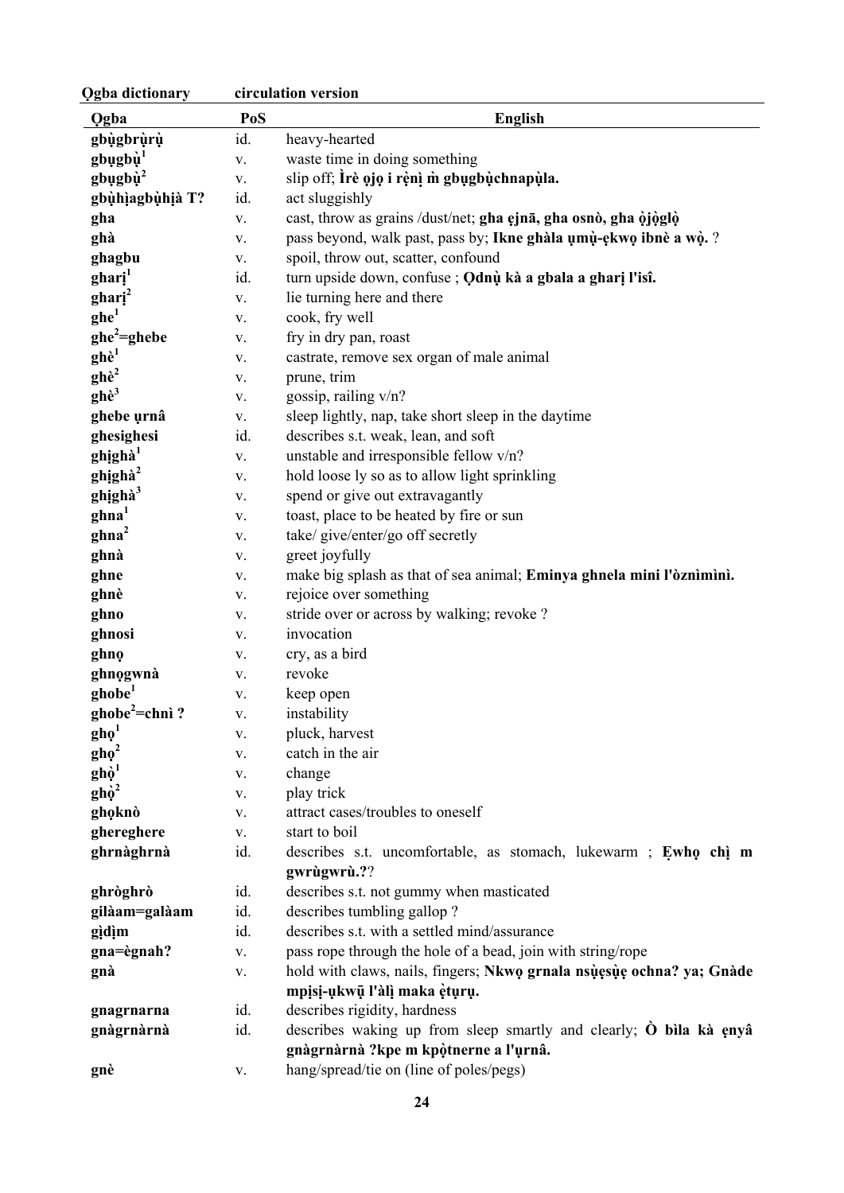| Ọgba | PoS | English |
|---|---|---|
| **gbụ̀gbrụ̀rụ̀** | id. | heavy-hearted |
| **gbụgbụ̀$^{1}$** | v. | waste time in doing something |
| **gbụgbụ̀$^{2}$** | v. | slip off; **Ìrè ọjọ i rẹ̀nị m̀ gbụgbụ̀chnapụ̀la.** |
| **gbụ̀hịagbụ̀hịà T?** | id. | act sluggishly |
| **gha** | v. | cast, throw as grains /dust/net; **gha ẹjnā, gha osnò, gha ọ̀jọ̀glọ̀** |
| **ghà** | v. | pass beyond, walk past, pass by; **Ikne ghàla ụmụ̀-ẹkwọ ibnè a wọ̀.** ? |
| **ghagbu** | v. | spoil, throw out, scatter, confound |
| **gharị$^{1}$** | id. | turn upside down, confuse ; **Ọdnụ̀ kà a gbala a gharị l'isî.** |
| **gharị$^{2}$** | v. | lie turning here and there |
| **ghe$^{1}$** | v. | cook, fry well |
| **ghe$^{2}$=ghebe** | v. | fry in dry pan, roast |
| **ghè$^{1}$** | v. | castrate, remove sex organ of male animal |
| **ghè$^{2}$** | v. | prune, trim |
| **ghè$^{3}$** | v. | gossip, railing v/n? |
| **ghebe ụrnâ** | v. | sleep lightly, nap, take short sleep in the daytime |
| **ghesighesi** | id. | describes s.t. weak, lean, and soft |
| **ghịghà$^{1}$** | v. | unstable and irresponsible fellow v/n? |
| **ghịghà$^{2}$** | v. | hold loose ly so as to allow light sprinkling |
| **ghịghà$^{3}$** | v. | spend or give out extravagantly |
| **ghna$^{1}$** | v. | toast, place to be heated by fire or sun |
| **ghna$^{2}$** | v. | take/ give/enter/go off secretly |
| **ghnà** | v. | greet joyfully |
| **ghne** | v. | make big splash as that of sea animal; **Eminya ghnela mini l'òznìmìnì.** |
| **ghnè** | v. | rejoice over something |
| **ghno** | v. | stride over or across by walking; revoke ? |
| **ghnosi** | v. | invocation |
| **ghnọ** | v. | cry, as a bird |
| **ghnọgwnà** | v. | revoke |
| **ghobe$^{1}$** | v. | keep open |
| **ghobe$^{2}$=chnì ?** | v. | instability |
| **ghọ$^{1}$** | v. | pluck, harvest |
| **ghọ$^{2}$** | v. | catch in the air |
| **ghọ̀$^{1}$** | v. | change |
| **ghọ̀$^{2}$** | v. | play trick |
| **ghọknò** | v. | attract cases/troubles to oneself |
| **ghereghere** | v. | start to boil |
| **ghrnàghrnà** | id. | describes s.t. uncomfortable, as stomach, lukewarm ; **Ẹwhọ chị̀ m gwrùgwrù.?**? |
| **ghròghrò** | id. | describes s.t. not gummy when masticated |
| **gilàam=galàam** | id. | describes tumbling gallop ? |
| **gịdịm** | id. | describes s.t. with a settled mind/assurance |
| **gna=ègnah?** | v. | pass rope through the hole of a bead, join with string/rope |
| **gnà** | v. | hold with claws, nails, fingers; **Nkwọ grnala nsụ̀ẹsụ̀ẹ ochna? ya; Gnàde mpịsị-ụkwū l'àlị̀ maka ẹ̀tụrụ.** |
| **gnagrnarna** | id. | describes rigidity, hardness |
| **gnàgrnàrnà** | id. | describes waking up from sleep smartly and clearly; **Ò bìla kà ẹnyâ gnàgrnàrnà ?kpe m kpọ̀tnerne a l'ụrnâ.** |
| **gnè** | v. | hang/spread/tie on (line of poles/pegs) |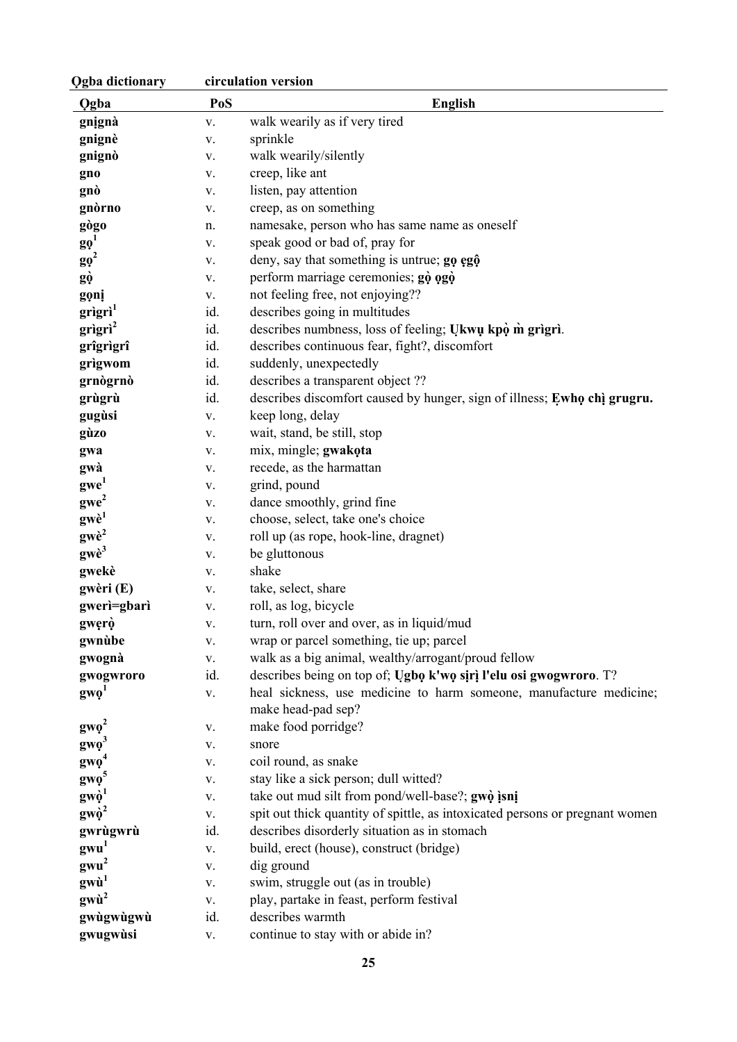| Ọgba | PoS | English |
|---|---|---|
| **gnịgnà** | v. | walk wearily as if very tired |
| **gnignè** | v. | sprinkle |
| **gnignò** | v. | walk wearily/silently |
| **gno** | v. | creep, like ant |
| **gnò** | v. | listen, pay attention |
| **gnòrno** | v. | creep, as on something |
| **gògo** | n. | namesake, person who has same name as oneself |
| **gọ**[1] | v. | speak good or bad of, pray for |
| **gọ**[2] | v. | deny, say that something is untrue; **gọ ẹgộ** |
| **gọ̀** | v. | perform marriage ceremonies; **gọ̀ ọgọ̀** |
| **gọnị** | v. | not feeling free, not enjoying?? |
| **grìgrì**[1] | id. | describes going in multitudes |
| **grìgrì**[2] | id. | describes numbness, loss of feeling; **Ụkwụ kpọ̀ m̀ grìgrì**. |
| **grîgrìgrî** | id. | describes continuous fear, fight?, discomfort |
| **grìgwom** | id. | suddenly, unexpectedly |
| **grnògrnò** | id. | describes a transparent object ?? |
| **grùgrù** | id. | describes discomfort caused by hunger, sign of illness; **Ẹwhọ chì grugru.** |
| **gugùsi** | v. | keep long, delay |
| **gùzo** | v. | wait, stand, be still, stop |
| **gwa** | v. | mix, mingle; **gwakọta** |
| **gwà** | v. | recede, as the harmattan |
| **gwe**[1] | v. | grind, pound |
| **gwe**[2] | v. | dance smoothly, grind fine |
| **gwè**[1] | v. | choose, select, take one's choice |
| **gwè**[2] | v. | roll up (as rope, hook-line, dragnet) |
| **gwè**[3] | v. | be gluttonous |
| **gwekè** | v. | shake |
| **gwèri (E)** | v. | take, select, share |
| **gwerì=gbarì** | v. | roll, as log, bicycle |
| **gwẹrọ̀** | v. | turn, roll over and over, as in liquid/mud |
| **gwnùbe** | v. | wrap or parcel something, tie up; parcel |
| **gwognà** | v. | walk as a big animal, wealthy/arrogant/proud fellow |
| **gwogwroro** | id. | describes being on top of; **Ụgbọ k'wọ sịrị l'elu osi gwogwroro**. T? |
| **gwọ**[1] | v. | heal sickness, use medicine to harm someone, manufacture medicine; make head-pad sep? |
| **gwọ**[2] | v. | make food porridge? |
| **gwọ**[3] | v. | snore |
| **gwọ**[4] | v. | coil round, as snake |
| **gwọ**[5] | v. | stay like a sick person; dull witted? |
| **gwọ̀**[1] | v. | take out mud silt from pond/well-base?; **gwọ̀ ịsnị** |
| **gwọ̀**[2] | v. | spit out thick quantity of spittle, as intoxicated persons or pregnant women |
| **gwrùgwrù** | id. | describes disorderly situation as in stomach |
| **gwu**[1] | v. | build, erect (house), construct (bridge) |
| **gwu**[2] | v. | dig ground |
| **gwù**[1] | v. | swim, struggle out (as in trouble) |
| **gwù**[2] | v. | play, partake in feast, perform festival |
| **gwùgwùgwù** | id. | describes warmth |
| **gwugwùsi** | v. | continue to stay with or abide in? |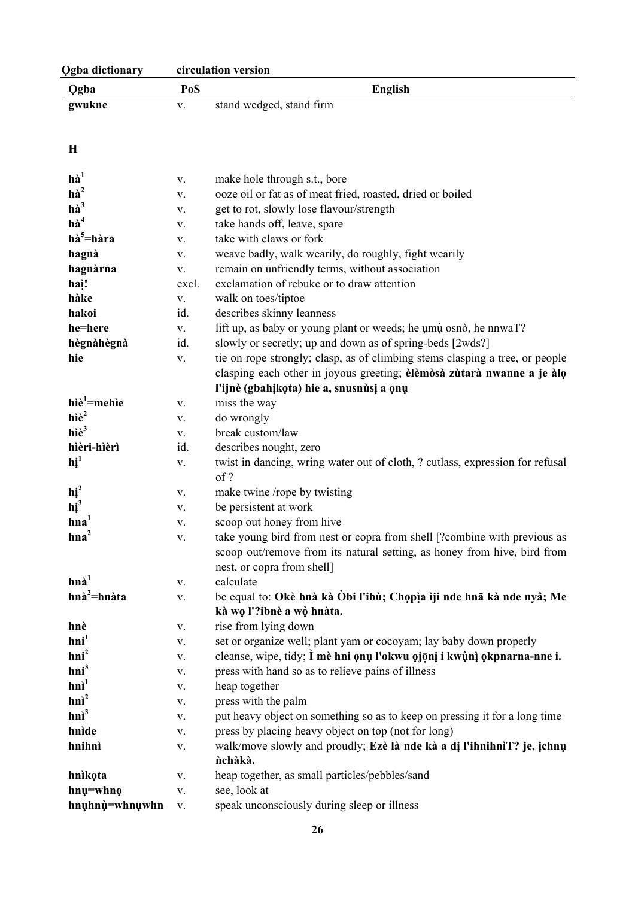| Ọgba | PoS | English |
|---|---|---|
| **gwukne** | v. | stand wedged, stand firm |

## H

| Ọgba | PoS | English |
|---|---|---|
| **hà[1]** | v. | make hole through s.t., bore |
| **hà[2]** | v. | ooze oil or fat as of meat fried, roasted, dried or boiled |
| **hà[3]** | v. | get to rot, slowly lose flavour/strength |
| **hà[4]** | v. | take hands off, leave, spare |
| **hà[5]=hàra** | v. | take with claws or fork |
| **hagnà** | v. | weave badly, walk wearily, do roughly, fight wearily |
| **hagnàrna** | v. | remain on unfriendly terms, without association |
| **haị!** | excl. | exclamation of rebuke or to draw attention |
| **hàke** | v. | walk on toes/tiptoe |
| **hakoi** | id. | describes skinny leanness |
| **he=here** | v. | lift up, as baby or young plant or weeds; he ụmụ osnò, he nnwaT? |
| **hègnàhègnà** | id. | slowly or secretly; up and down as of spring-beds [2wds?] |
| **hie** | v. | tie on rope strongly; clasp, as of climbing stems clasping a tree, or people clasping each other in joyous greeting; **èlèmòsà zùtarà nwanne a je àlọ l'ijnè (gbahịkọta) hie a, snusnùsị a ọnụ** |
| **hìè[1]=mehìe** | v. | miss the way |
| **hìè[2]** | v. | do wrongly |
| **hìè[3]** | v. | break custom/law |
| **hìèri-hìèrì** | id. | describes nought, zero |
| **hị[1]** | v. | twist in dancing, wring water out of cloth, ? cutlass, expression for refusal of ? |
| **hị[2]** | v. | make twine /rope by twisting |
| **hị[3]** | v. | be persistent at work |
| **hna[1]** | v. | scoop out honey from hive |
| **hna[2]** | v. | take young bird from nest or copra from shell [?combine with previous as scoop out/remove from its natural setting, as honey from hive, bird from nest, or copra from shell] |
| **hnà[1]** | v. | calculate |
| **hnà[2]=hnàta** | v. | be equal to: **Okè hnà kà Òbi l'ibù; Chọpịa ìji nde hnā kà nde nyâ; Me kà wọ l'?ibnè a wọ̀ hnàta.** |
| **hnè** | v. | rise from lying down |
| **hni[1]** | v. | set or organize well; plant yam or cocoyam; lay baby down properly |
| **hni[2]** | v. | cleanse, wipe, tidy; **Ì mè hni ọnụ l'okwu ọjọ̄nị i kwụ̀nì ọkpnarna-nne i.** |
| **hni[3]** | v. | press with hand so as to relieve pains of illness |
| **hnì[1]** | v. | heap together |
| **hnì[2]** | v. | press with the palm |
| **hnì[3]** | v. | put heavy object on something so as to keep on pressing it for a long time |
| **hnìde** | v. | press by placing heavy object on top (not for long) |
| **hnihnì** | v. | walk/move slowly and proudly; **Ezè là nde kà a dị l'ihnihnìT? je, ịchnụ ǹchàkà.** |
| **hnìkọta** | v. | heap together, as small particles/pebbles/sand |
| **hnụ=whnọ** | v. | see, look at |
| **hnụhnụ̀=whnụwhn** | v. | speak unconsciously during sleep or illness |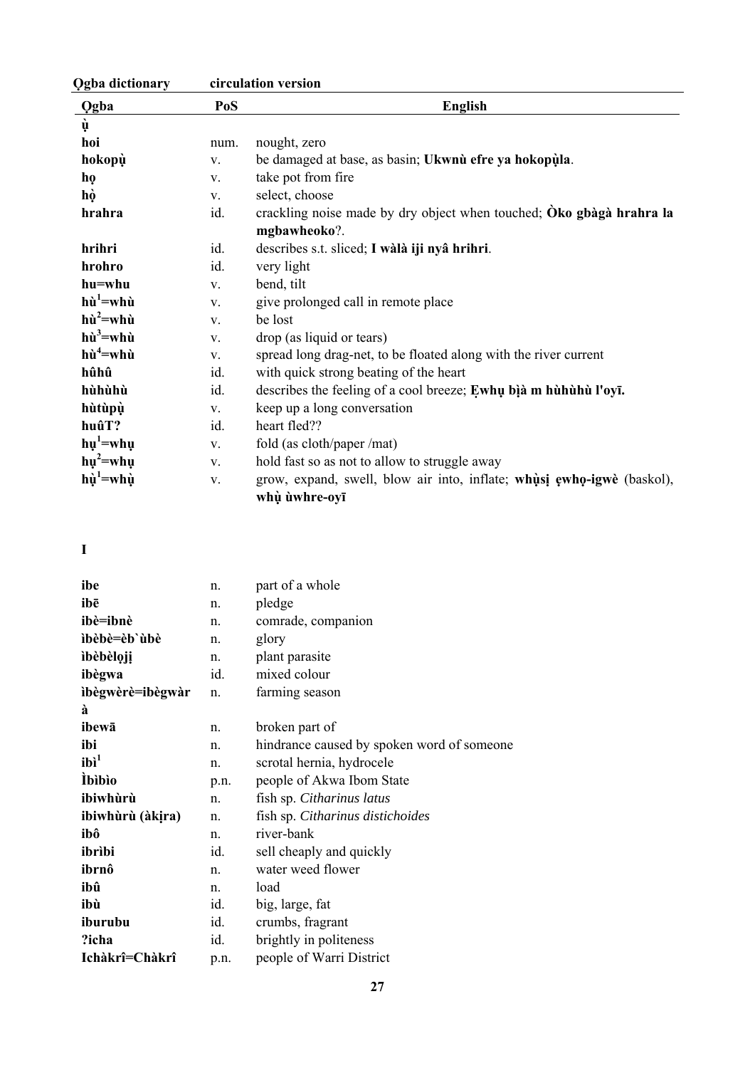| Ọgba | PoS | English |
|---|---|---|
| **ụ̀** | | |
| **hoi** | num. | nought, zero |
| **hokopụ̀** | v. | be damaged at base, as basin; **Ukwnù efre ya hokopụ̀la**. |
| **họ** | v. | take pot from fire |
| **họ̀** | v. | select, choose |
| **hrahra** | id. | crackling noise made by dry object when touched; **Òko gbàgà hrahra la mgbawheoko**?. |
| **hrihri** | id. | describes s.t. sliced; **I wàlà iji nyâ hrihri**. |
| **hrohro** | id. | very light |
| **hu=whu** | v. | bend, tilt |
| **hù[1]=whù** | v. | give prolonged call in remote place |
| **hù[2]=whù** | v. | be lost |
| **hù[3]=whù** | v. | drop (as liquid or tears) |
| **hù[4]=whù** | v. | spread long drag-net, to be floated along with the river current |
| **hûhû** | id. | with quick strong beating of the heart |
| **hùhùhù** | id. | describes the feeling of a cool breeze; **Ẹwhụ bịà m hùhùhù l'oyī.** |
| **hùtùpụ̀** | v. | keep up a long conversation |
| **huûT?** | id. | heart fled?? |
| **hụ[1]=whụ** | v. | fold (as cloth/paper /mat) |
| **hụ[2]=whụ** | v. | hold fast so as not to allow to struggle away |
| **hụ̀[1]=whụ̀** | v. | grow, expand, swell, blow air into, inflate; **whụ̀sị ẹwhọ-igwè** (baskol), **whụ̀ ùwhre-oyī** |

**I**

| Ọgba | PoS | English |
|---|---|---|
| **ibe** | n. | part of a whole |
| **ibē** | n. | pledge |
| **ibè=ibnè** | n. | comrade, companion |
| **ìbèbè=èb`ùbè** | n. | glory |
| **ìbèbèlọjị** | n. | plant parasite |
| **ibègwa** | id. | mixed colour |
| **ìbègwèrè=ibègwàrà** | n. | farming season |
| **ibewā** | n. | broken part of |
| **ibi** | n. | hindrance caused by spoken word of someone |
| **ibì[1]** | n. | scrotal hernia, hydrocele |
| **Ìbìbìo** | p.n. | people of Akwa Ibom State |
| **ibiwhùrù** | n. | fish sp. *Citharinus latus* |
| **ibiwhùrù (àkịra)** | n. | fish sp. *Citharinus distichoides* |
| **ibô** | n. | river-bank |
| **ibrìbi** | id. | sell cheaply and quickly |
| **ibrnô** | n. | water weed flower |
| **ibû** | n. | load |
| **ibù** | id. | big, large, fat |
| **iburubu** | id. | crumbs, fragrant |
| **?icha** | id. | brightly in politeness |
| **Ichàkrî=Chàkrî** | p.n. | people of Warri District |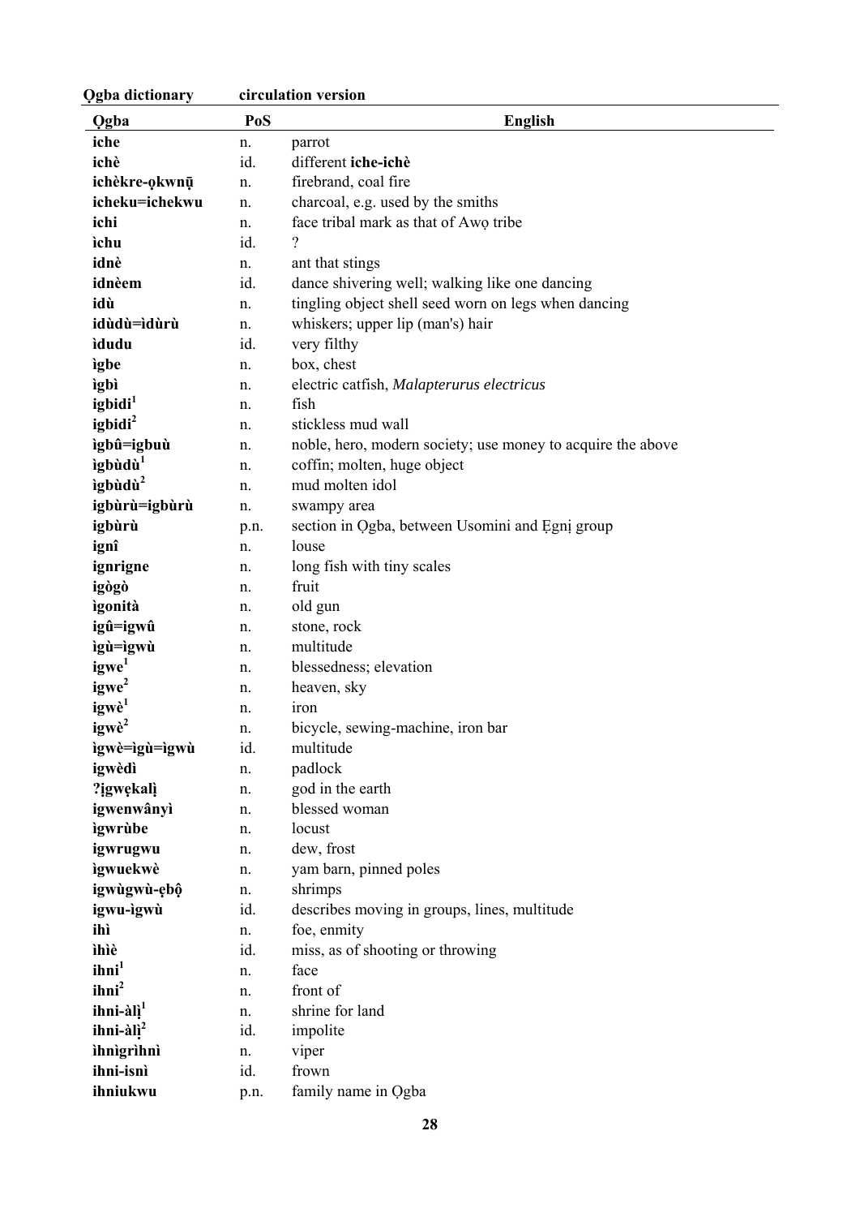| Ọgba | PoS | English |
|---|---|---|
| **iche** | n. | parrot |
| **ichè** | id. | different **iche-ichè** |
| **ichèkre-ọkwnụ̄** | n. | firebrand, coal fire |
| **icheku=ichekwu** | n. | charcoal, e.g. used by the smiths |
| **ichi** | n. | face tribal mark as that of Awọ tribe |
| **ìchu** | id. | ? |
| **idnè** | n. | ant that stings |
| **idnèem** | id. | dance shivering well; walking like one dancing |
| **idù** | n. | tingling object shell seed worn on legs when dancing |
| **idùdù=ìdùrù** | n. | whiskers; upper lip (man's) hair |
| **ìdudu** | id. | very filthy |
| **ìgbe** | n. | box, chest |
| **ìgbì** | n. | electric catfish, *Malapterurus electricus* |
| **igbidi**[1] | n. | fish |
| **igbidi**[2] | n. | stickless mud wall |
| **ìgbû=igbuù** | n. | noble, hero, modern society; use money to acquire the above |
| **ìgbùdù**[1] | n. | coffin; molten, huge object |
| **ìgbùdù**[2] | n. | mud molten idol |
| **igbùrù=igbùrù** | n. | swampy area |
| **igbùrù** | p.n. | section in Ọgba, between Usomini and Ẹgnị group |
| **ignî** | n. | louse |
| **ignrigne** | n. | long fish with tiny scales |
| **igògò** | n. | fruit |
| **ìgonità** | n. | old gun |
| **igû=igwû** | n. | stone, rock |
| **ìgù=ìgwù** | n. | multitude |
| **igwe**[1] | n. | blessedness; elevation |
| **igwe**[2] | n. | heaven, sky |
| **igwè**[1] | n. | iron |
| **igwè**[2] | n. | bicycle, sewing-machine, iron bar |
| **ìgwè=ìgù=ìgwù** | id. | multitude |
| **igwèdì** | n. | padlock |
| **?ịgwẹkalị** | n. | god in the earth |
| **igwenwânyì** | n. | blessed woman |
| **ìgwrùbe** | n. | locust |
| **igwrugwu** | n. | dew, frost |
| **ìgwuekwè** | n. | yam barn, pinned poles |
| **igwùgwù-ẹbộ** | n. | shrimps |
| **igwu-ìgwù** | id. | describes moving in groups, lines, multitude |
| **ihì** | n. | foe, enmity |
| **ìhìè** | id. | miss, as of shooting or throwing |
| **ihni**[1] | n. | face |
| **ihni**[2] | n. | front of |
| **ihni-àlị**[1] | n. | shrine for land |
| **ihni-àlị**[2] | id. | impolite |
| **ìhnìgrìhnì** | n. | viper |
| **ihni-isnì** | id. | frown |
| **ihniukwu** | p.n. | family name in Ọgba |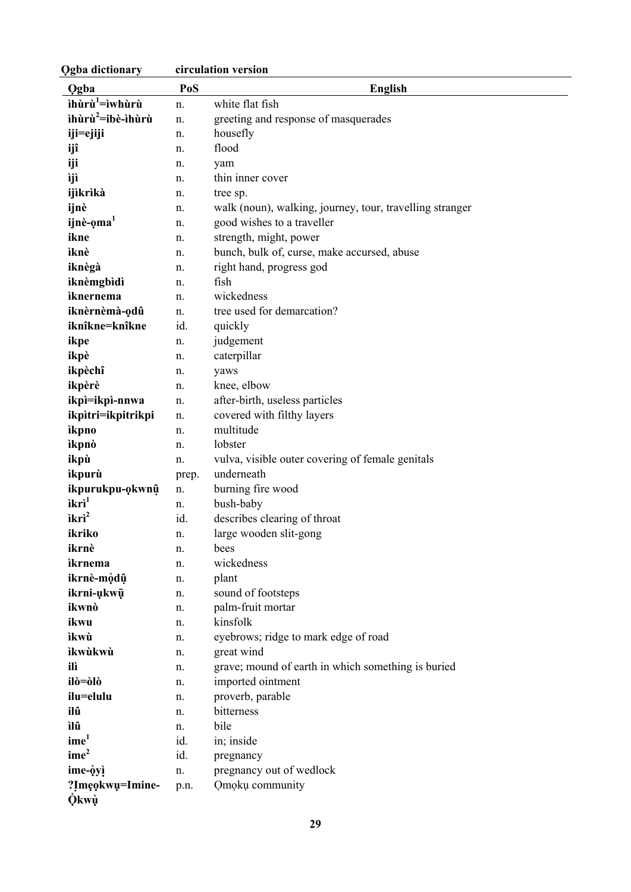| Ọgba | PoS | English |
|---|---|---|
| **ìhùrù[1]=ìwhùrù** | n. | white flat fish |
| **ìhùrù[2]=ibè-ìhùrù** | n. | greeting and response of masquerades |
| **iji=ejiji** | n. | housefly |
| **ijî** | n. | flood |
| **iji** | n. | yam |
| **ìjì** | n. | thin inner cover |
| **ijìkrìkà** | n. | tree sp. |
| **ijnè** | n. | walk (noun), walking, journey, tour, travelling stranger |
| **ijnè-ọma[1]** | n. | good wishes to a traveller |
| **ikne** | n. | strength, might, power |
| **ìknè** | n. | bunch, bulk of, curse, make accursed, abuse |
| **iknègà** | n. | right hand, progress god |
| **ìknèmgbìdì** | n. | fish |
| **ìknernema** | n. | wickedness |
| **iknèrnèmà-ọdû** | n. | tree used for demarcation? |
| **iknîkne=knîkne** | id. | quickly |
| **ikpe** | n. | judgement |
| **ikpè** | n. | caterpillar |
| **ikpèchî** | n. | yaws |
| **ikpèrè** | n. | knee, elbow |
| **ikpì=ikpì-nnwa** | n. | after-birth, useless particles |
| **ikpìtri=ikpitrikpi** | n. | covered with filthy layers |
| **ìkpno** | n. | multitude |
| **ìkpnò** | n. | lobster |
| **ikpù** | n. | vulva, visible outer covering of female genitals |
| **ìkpurù** | prep. | underneath |
| **ikpurukpu-ọkwnộ** | n. | burning fire wood |
| **ìkrì[1]** | n. | bush-baby |
| **ìkrì[2]** | id. | describes clearing of throat |
| **ikriko** | n. | large wooden slit-gong |
| **ikrnè** | n. | bees |
| **ìkrnema** | n. | wickedness |
| **ikrnè-mọ̀dộ** | n. | plant |
| **ikrni-ụkwụ̄** | n. | sound of footsteps |
| **ikwnò** | n. | palm-fruit mortar |
| **ikwu** | n. | kinsfolk |
| **ìkwù** | n. | eyebrows; ridge to mark edge of road |
| **ìkwùkwù** | n. | great wind |
| **ilì** | n. | grave; mound of earth in which something is buried |
| **ilò=òlò** | n. | imported ointment |
| **ilu=elulu** | n. | proverb, parable |
| **ilû** | n. | bitterness |
| **ìlû** | n. | bile |
| **ime[1]** | id. | in; inside |
| **ime[2]** | id. | pregnancy |
| **ime-ọ̀yị̀** | n. | pregnancy out of wedlock |
| **?Ịmẹọkwụ=Imine-Ọ̀kwụ̀** | p.n. | Ọmọkụ community |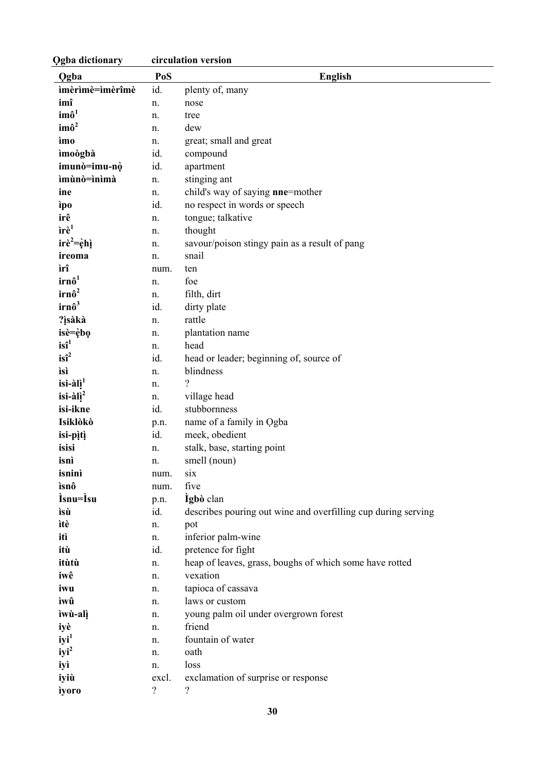| Ọgba | PoS | English |
|---|---|---|
| **ìmèrìmè=ìmèrîmè** | id. | plenty of, many |
| **imî** | n. | nose |
| **imô[1]** | n. | tree |
| **imô[2]** | n. | dew |
| **ìmo** | n. | great; small and great |
| **ìmoògbà** | id. | compound |
| **imunò=imu-nọ̀** | id. | apartment |
| **ìmùnò=ìnìmà** | n. | stinging ant |
| **ine** | n. | child's way of saying **nne**=mother |
| **ìpo** | id. | no respect in words or speech |
| **irê** | n. | tongue; talkative |
| **ìrè[1]** | n. | thought |
| **irè[2]=ẹ̀hị̀** | n. | savour/poison stingy pain as a result of pang |
| **ireoma** | n. | snail |
| **ìrî** | num. | ten |
| **irnô[1]** | n. | foe |
| **irnô[2]** | n. | filth, dirt |
| **irnô[3]** | id. | dirty plate |
| **?ị̀sàkà** | n. | rattle |
| **isè=ẹ̀bọ** | n. | plantation name |
| **isî[1]** | n. | head |
| **isî[2]** | id. | head or leader; beginning of, source of |
| **ìsì** | n. | blindness |
| **isi-àlị̀[1]** | n. | ? |
| **isi-àlị̀[2]** | n. | village head |
| **isi-ikne** | id. | stubbornness |
| **Isiklòkò** | p.n. | name of a family in Ọgba |
| **isi-pị̀tị̀** | id. | meek, obedient |
| **isisi** | n. | stalk, base, starting point |
| **isnì** | n. | smell (noun) |
| **isninì** | num. | six |
| **ìsnô** | num. | five |
| **Ìsnu=Ìsu** | p.n. | **Ìgbò** clan |
| **ìsù** | id. | describes pouring out wine and overfilling cup during serving |
| **ìtè** | n. | pot |
| **itì** | n. | inferior palm-wine |
| **itù** | id. | pretence for fight |
| **itùtù** | n. | heap of leaves, grass, boughs of which some have rotted |
| **iwê** | n. | vexation |
| **iwu** | n. | tapioca of cassava |
| **ìwû** | n. | laws or custom |
| **ìwù-alị̀** | n. | young palm oil under overgrown forest |
| **iyè** | n. | friend |
| **iyi[1]** | n. | fountain of water |
| **iyi[2]** | n. | oath |
| **iyì** | n. | loss |
| **iyiù** | excl. | exclamation of surprise or response |
| **ìyoro** | ? | ? |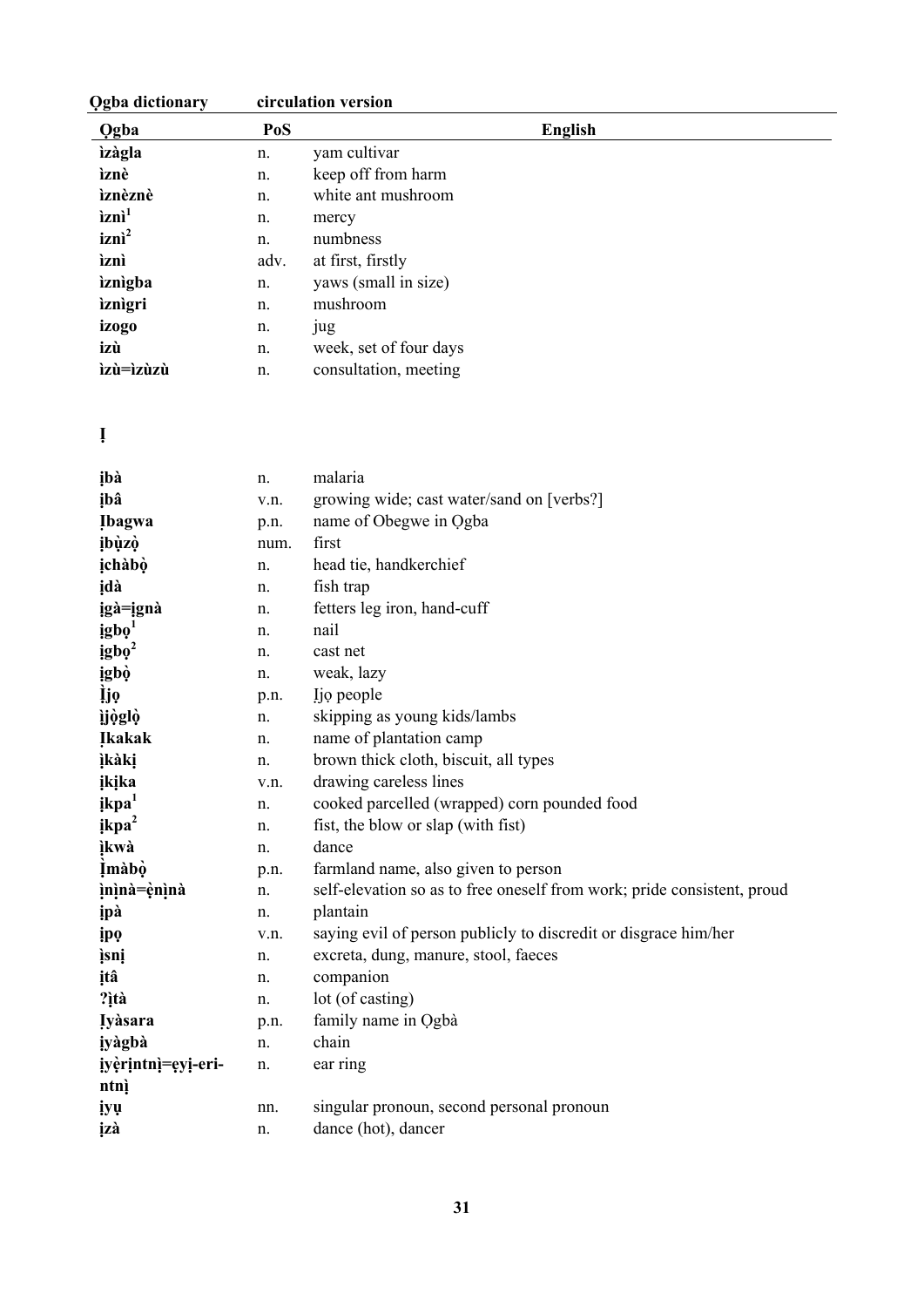| Ọgba | PoS | English |
|---|---|---|
| **ìzàgla** | n. | yam cultivar |
| **ìznè** | n. | keep off from harm |
| **ìznèznè** | n. | white ant mushroom |
| **ìznì[1]** | n. | mercy |
| **iznì[2]** | n. | numbness |
| **ìznì** | adv. | at first, firstly |
| **ìznìgba** | n. | yaws (small in size) |
| **ìznìgri** | n. | mushroom |
| **izogo** | n. | jug |
| **izù** | n. | week, set of four days |
| **ìzù=ìzùzù** | n. | consultation, meeting |

## Ị

| Ọgba | PoS | English |
|---|---|---|
| **ịbà** | n. | malaria |
| **ịbâ** | v.n. | growing wide; cast water/sand on [verbs?] |
| **Ịbagwa** | p.n. | name of Obegwe in Ọgba |
| **ịbụ̀zọ** | num. | first |
| **ịchàbọ̀** | n. | head tie, handkerchief |
| **ịdà** | n. | fish trap |
| **ịgà=ịgnà** | n. | fetters leg iron, hand-cuff |
| **ịgbọ[1]** | n. | nail |
| **ịgbọ[2]** | n. | cast net |
| **ịgbọ̀** | n. | weak, lazy |
| **Ị̀jọ** | p.n. | Ịjọ people |
| **ị̀jọ̀glọ̀** | n. | skipping as young kids/lambs |
| **Ịkakak** | n. | name of plantation camp |
| **ịkàkị** | n. | brown thick cloth, biscuit, all types |
| **ịkịka** | v.n. | drawing careless lines |
| **ịkpa[1]** | n. | cooked parcelled (wrapped) corn pounded food |
| **ịkpa[2]** | n. | fist, the blow or slap (with fist) |
| **ịkwà** | n. | dance |
| **Ịmàbọ̀** | p.n. | farmland name, also given to person |
| **ịnịnà=ẹ̀nịnà** | n. | self-elevation so as to free oneself from work; pride consistent, proud |
| **ịpà** | n. | plantain |
| **ịpọ** | v.n. | saying evil of person publicly to discredit or disgrace him/her |
| **ịsnị** | n. | excreta, dung, manure, stool, faeces |
| **ịtâ** | n. | companion |
| **?ịtà** | n. | lot (of casting) |
| **Ịyàsara** | p.n. | family name in Ọgbà |
| **ịyàgbà** | n. | chain |
| **ịyẹ̀rịntnị=ẹyị-eri-ntnị** | n. | ear ring |
| **ịyụ** | nn. | singular pronoun, second personal pronoun |
| **ịzà** | n. | dance (hot), dancer |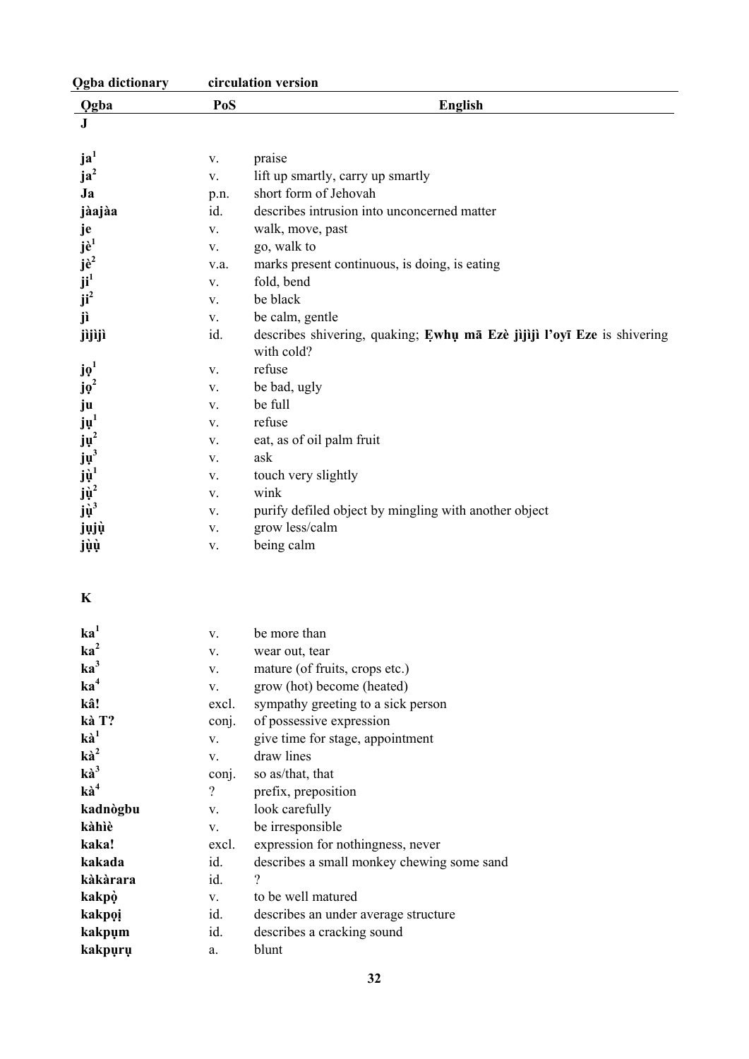| Ọgba | PoS | English |
|---|---|---|
| **J** | | |
| **ja**[1] | v. | praise |
| **ja**[2] | v. | lift up smartly, carry up smartly |
| **Ja** | p.n. | short form of Jehovah |
| **jàajàa** | id. | describes intrusion into unconcerned matter |
| **je** | v. | walk, move, past |
| **jè**[1] | v. | go, walk to |
| **jè**[2] | v.a. | marks present continuous, is doing, is eating |
| **ji**[1] | v. | fold, bend |
| **ji**[2] | v. | be black |
| **jì** | v. | be calm, gentle |
| **jìjìjì** | id. | describes shivering, quaking; **Ẹwhụ mā Ezè jìjìjì l'oyī Eze** is shivering with cold? |
| **jọ**[1] | v. | refuse |
| **jọ**[2] | v. | be bad, ugly |
| **ju** | v. | be full |
| **jụ**[1] | v. | refuse |
| **jụ**[2] | v. | eat, as of oil palm fruit |
| **jụ**[3] | v. | ask |
| **jụ̀**[1] | v. | touch very slightly |
| **jụ̀**[2] | v. | wink |
| **jụ̀**[3] | v. | purify defiled object by mingling with another object |
| **jụjụ̀** | v. | grow less/calm |
| **jụ̀ụ̀** | v. | being calm |
| **K** | | |
| **ka**[1] | v. | be more than |
| **ka**[2] | v. | wear out, tear |
| **ka**[3] | v. | mature (of fruits, crops etc.) |
| **ka**[4] | v. | grow (hot) become (heated) |
| **kâ!** | excl. | sympathy greeting to a sick person |
| **kà T?** | conj. | of possessive expression |
| **kà**[1] | v. | give time for stage, appointment |
| **kà**[2] | v. | draw lines |
| **kà**[3] | conj. | so as/that, that |
| **kà**[4] | ? | prefix, preposition |
| **kadnògbu** | v. | look carefully |
| **kàhìè** | v. | be irresponsible |
| **kaka!** | excl. | expression for nothingness, never |
| **kakada** | id. | describes a small monkey chewing some sand |
| **kàkàrara** | id. | ? |
| **kakpọ̀** | v. | to be well matured |
| **kakpọị** | id. | describes an under average structure |
| **kakpụm** | id. | describes a cracking sound |
| **kakpụrụ** | a. | blunt |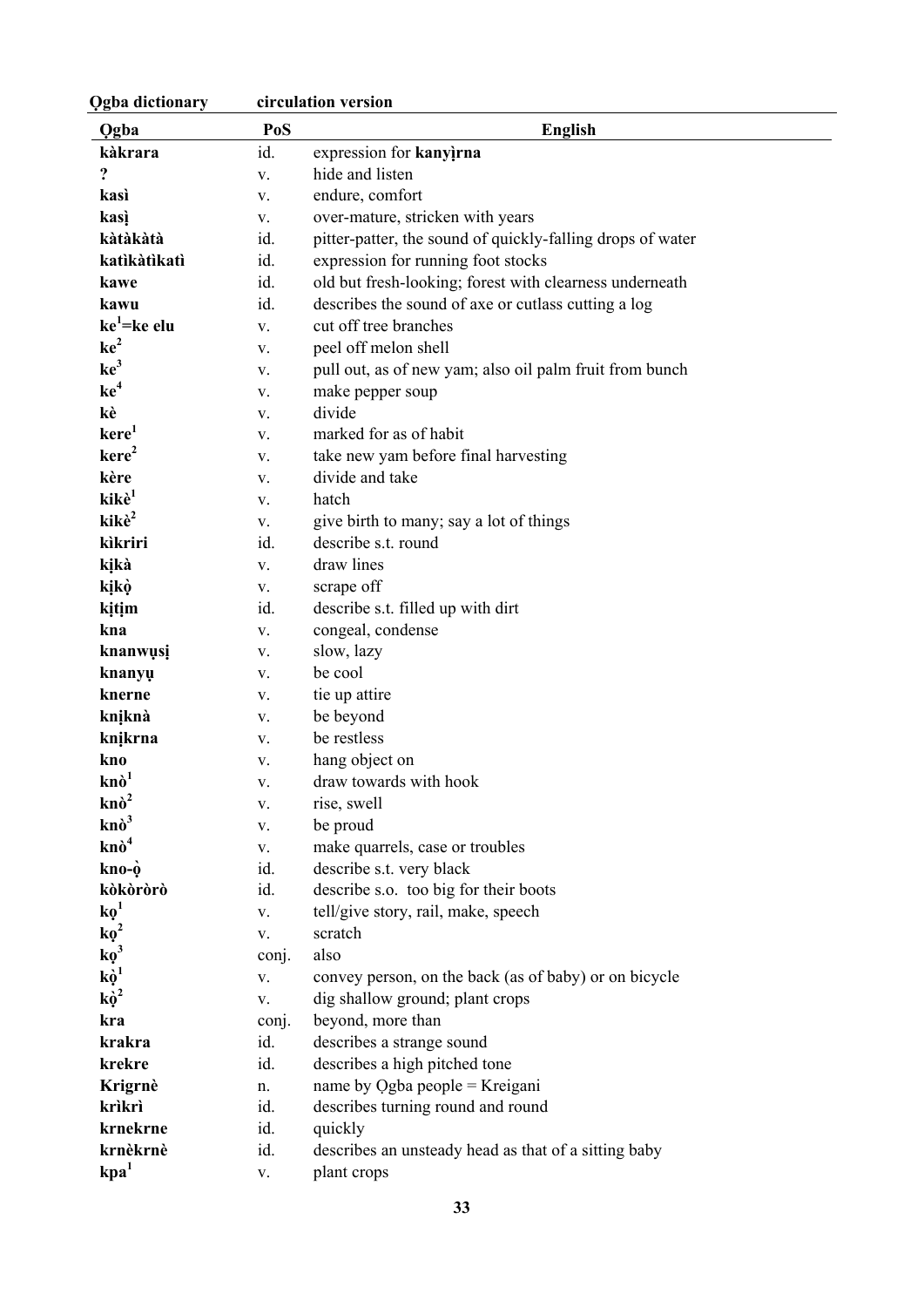| Ọgba | PoS | English |
|---|---|---|
| **kàkrara** | id. | expression for **kanyịrna** |
| **?** | v. | hide and listen |
| **kasì** | v. | endure, comfort |
| **kasị** | v. | over-mature, stricken with years |
| **kàtàkàtà** | id. | pitter-patter, the sound of quickly-falling drops of water |
| **katìkàtìkatì** | id. | expression for running foot stocks |
| **kawe** | id. | old but fresh-looking; forest with clearness underneath |
| **kawu** | id. | describes the sound of axe or cutlass cutting a log |
| **ke$^1$=ke elu** | v. | cut off tree branches |
| **ke$^2$** | v. | peel off melon shell |
| **ke$^3$** | v. | pull out, as of new yam; also oil palm fruit from bunch |
| **ke$^4$** | v. | make pepper soup |
| **kè** | v. | divide |
| **kere$^1$** | v. | marked for as of habit |
| **kere$^2$** | v. | take new yam before final harvesting |
| **kère** | v. | divide and take |
| **kikè$^1$** | v. | hatch |
| **kikè$^2$** | v. | give birth to many; say a lot of things |
| **kìkriri** | id. | describe s.t. round |
| **kịkà** | v. | draw lines |
| **kịkọ̀** | v. | scrape off |
| **kịtịm** | id. | describe s.t. filled up with dirt |
| **kna** | v. | congeal, condense |
| **knanwụsị** | v. | slow, lazy |
| **knanyụ** | v. | be cool |
| **knerne** | v. | tie up attire |
| **knịknà** | v. | be beyond |
| **knịkrna** | v. | be restless |
| **kno** | v. | hang object on |
| **knò$^1$** | v. | draw towards with hook |
| **knò$^2$** | v. | rise, swell |
| **knò$^3$** | v. | be proud |
| **knò$^4$** | v. | make quarrels, case or troubles |
| **kno-ọ̀** | id. | describe s.t. very black |
| **kòkòròrò** | id. | describe s.o. too big for their boots |
| **kọ$^1$** | v. | tell/give story, rail, make, speech |
| **kọ$^2$** | v. | scratch |
| **kọ$^3$** | conj. | also |
| **kọ̀$^1$** | v. | convey person, on the back (as of baby) or on bicycle |
| **kọ̀$^2$** | v. | dig shallow ground; plant crops |
| **kra** | conj. | beyond, more than |
| **krakra** | id. | describes a strange sound |
| **krekre** | id. | describes a high pitched tone |
| **Krigrnè** | n. | name by Ọgba people = Kreigani |
| **krìkrì** | id. | describes turning round and round |
| **krnekrne** | id. | quickly |
| **krnèkrnè** | id. | describes an unsteady head as that of a sitting baby |
| **kpa$^1$** | v. | plant crops |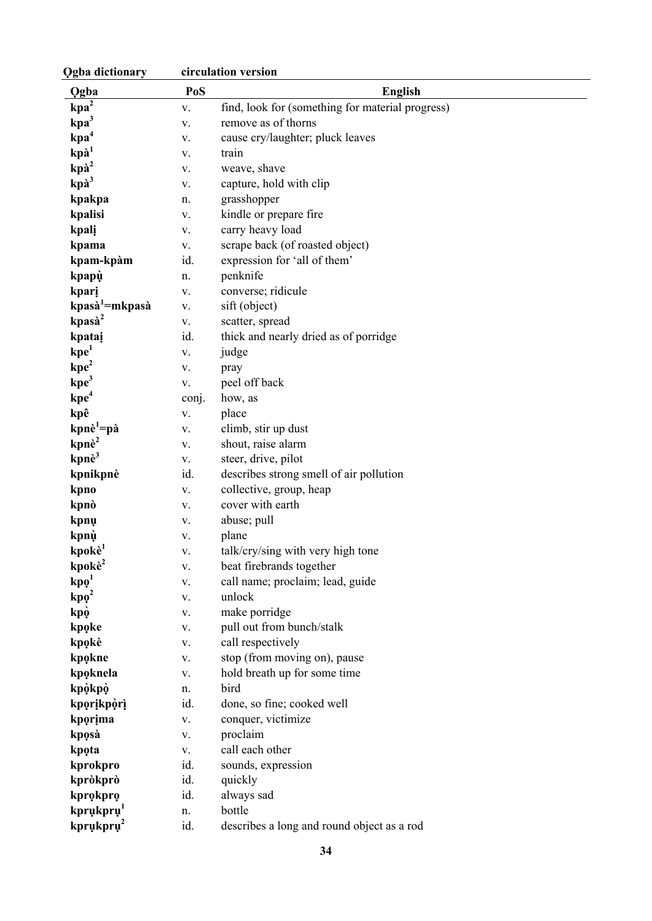| Ọgba | PoS | English |
| --- | --- | --- |
| **kpa[2]** | v. | find, look for (something for material progress) |
| **kpa[3]** | v. | remove as of thorns |
| **kpa[4]** | v. | cause cry/laughter; pluck leaves |
| **kpà[1]** | v. | train |
| **kpà[2]** | v. | weave, shave |
| **kpà[3]** | v. | capture, hold with clip |
| **kpakpa** | n. | grasshopper |
| **kpalisi** | v. | kindle or prepare fire |
| **kpalị** | v. | carry heavy load |
| **kpama** | v. | scrape back (of roasted object) |
| **kpam-kpàm** | id. | expression for 'all of them' |
| **kpapụ̀** | n. | penknife |
| **kparị** | v. | converse; ridicule |
| **kpasà[1]=mkpasà** | v. | sift (object) |
| **kpasà[2]** | v. | scatter, spread |
| **kpataị** | id. | thick and nearly dried as of porridge |
| **kpe[1]** | v. | judge |
| **kpe[2]** | v. | pray |
| **kpe[3]** | v. | peel off back |
| **kpe[4]** | conj. | how, as |
| **kpê** | v. | place |
| **kpnè[1]=pà** | v. | climb, stir up dust |
| **kpnè[2]** | v. | shout, raise alarm |
| **kpnè[3]** | v. | steer, drive, pilot |
| **kpnikpnè** | id. | describes strong smell of air pollution |
| **kpno** | v. | collective, group, heap |
| **kpnò** | v. | cover with earth |
| **kpnụ** | v. | abuse; pull |
| **kpnụ̀** | v. | plane |
| **kpokè[1]** | v. | talk/cry/sing with very high tone |
| **kpokè[2]** | v. | beat firebrands together |
| **kpọ[1]** | v. | call name; proclaim; lead, guide |
| **kpọ[2]** | v. | unlock |
| **kpọ̀** | v. | make porridge |
| **kpọke** | v. | pull out from bunch/stalk |
| **kpọkè** | v. | call respectively |
| **kpọkne** | v. | stop (from moving on), pause |
| **kpọknela** | v. | hold breath up for some time |
| **kpọ̀kpọ̀** | n. | bird |
| **kpọrịkpọ̀rị̀** | id. | done, so fine; cooked well |
| **kpọrịma** | v. | conquer, victimize |
| **kpọsà** | v. | proclaim |
| **kpọta** | v. | call each other |
| **kprokpro** | id. | sounds, expression |
| **kpròkprò** | id. | quickly |
| **kprọkprọ** | id. | always sad |
| **kprụkprụ[1]** | n. | bottle |
| **kprụkprụ[2]** | id. | describes a long and round object as a rod |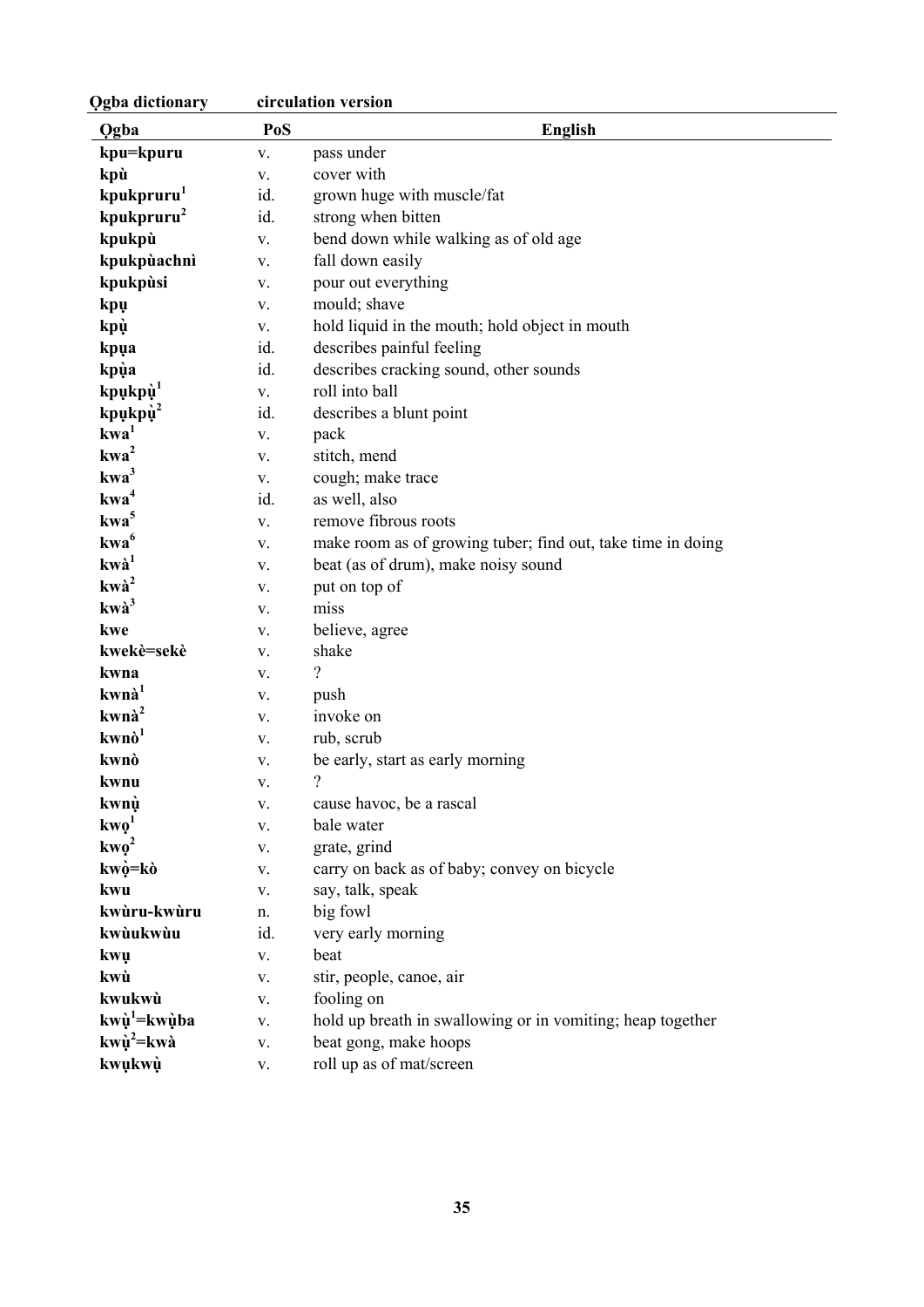| Ọgba | PoS | English |
|---|---|---|
| **kpu=kpuru** | v. | pass under |
| **kpù** | v. | cover with |
| **kpukpruru[1]** | id. | grown huge with muscle/fat |
| **kpukpruru[2]** | id. | strong when bitten |
| **kpukpù** | v. | bend down while walking as of old age |
| **kpukpùachnì** | v. | fall down easily |
| **kpukpùsi** | v. | pour out everything |
| **kpụ** | v. | mould; shave |
| **kpụ̀** | v. | hold liquid in the mouth; hold object in mouth |
| **kpụa** | id. | describes painful feeling |
| **kpụ̀a** | id. | describes cracking sound, other sounds |
| **kpụkpụ̀[1]** | v. | roll into ball |
| **kpụkpụ̀[2]** | id. | describes a blunt point |
| **kwa[1]** | v. | pack |
| **kwa[2]** | v. | stitch, mend |
| **kwa[3]** | v. | cough; make trace |
| **kwa[4]** | id. | as well, also |
| **kwa[5]** | v. | remove fibrous roots |
| **kwa[6]** | v. | make room as of growing tuber; find out, take time in doing |
| **kwà[1]** | v. | beat (as of drum), make noisy sound |
| **kwà[2]** | v. | put on top of |
| **kwà[3]** | v. | miss |
| **kwe** | v. | believe, agree |
| **kwekè=sekè** | v. | shake |
| **kwna** | v. | ? |
| **kwnà[1]** | v. | push |
| **kwnà[2]** | v. | invoke on |
| **kwnò[1]** | v. | rub, scrub |
| **kwnò** | v. | be early, start as early morning |
| **kwnu** | v. | ? |
| **kwnụ̀** | v. | cause havoc, be a rascal |
| **kwọ[1]** | v. | bale water |
| **kwọ[2]** | v. | grate, grind |
| **kwọ̀=kò** | v. | carry on back as of baby; convey on bicycle |
| **kwu** | v. | say, talk, speak |
| **kwùru-kwùru** | n. | big fowl |
| **kwùukwùu** | id. | very early morning |
| **kwụ** | v. | beat |
| **kwù** | v. | stir, people, canoe, air |
| **kwukwù** | v. | fooling on |
| **kwụ̀[1]=kwụ̀ba** | v. | hold up breath in swallowing or in vomiting; heap together |
| **kwụ̀[2]=kwà** | v. | beat gong, make hoops |
| **kwụkwụ̀** | v. | roll up as of mat/screen |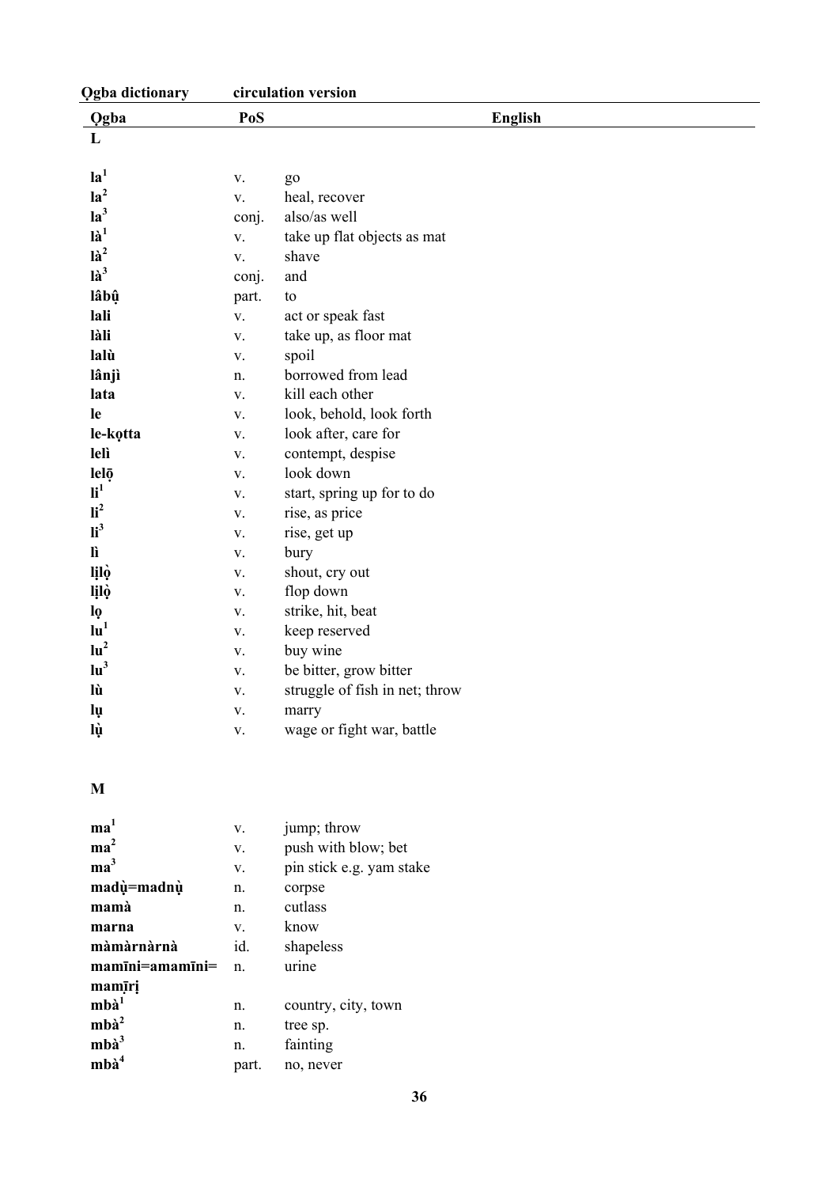| Ọgba | PoS | English |
|---|---|---|
| **L** | | |
| **la**[1] | v. | go |
| **la**[2] | v. | heal, recover |
| **la**[3] | conj. | also/as well |
| **là**[1] | v. | take up flat objects as mat |
| **là**[2] | v. | shave |
| **là**[3] | conj. | and |
| **lâbụ̀** | part. | to |
| **lali** | v. | act or speak fast |
| **làli** | v. | take up, as floor mat |
| **lalù** | v. | spoil |
| **lânjì** | n. | borrowed from lead |
| **lata** | v. | kill each other |
| **le** | v. | look, behold, look forth |
| **le-kọtta** | v. | look after, care for |
| **lelì** | v. | contempt, despise |
| **lelō̩** | v. | look down |
| **li**[1] | v. | start, spring up for to do |
| **li**[2] | v. | rise, as price |
| **li**[3] | v. | rise, get up |
| **lì** | v. | bury |
| **lịlọ̀** | v. | shout, cry out |
| **lịlọ̀** | v. | flop down |
| **lọ** | v. | strike, hit, beat |
| **lu**[1] | v. | keep reserved |
| **lu**[2] | v. | buy wine |
| **lu**[3] | v. | be bitter, grow bitter |
| **lù** | v. | struggle of fish in net; throw |
| **lụ** | v. | marry |
| **lụ̀** | v. | wage or fight war, battle |
| **M** | | |
| **ma**[1] | v. | jump; throw |
| **ma**[2] | v. | push with blow; bet |
| **ma**[3] | v. | pin stick e.g. yam stake |
| **madụ̀=madnụ̀** | n. | corpse |
| **mamà** | n. | cutlass |
| **marna** | v. | know |
| **màmàrnàrnà** | id. | shapeless |
| **mamīni=amamīni=mamīrị** | n. | urine |
| **mbà**[1] | n. | country, city, town |
| **mbà**[2] | n. | tree sp. |
| **mbà**[3] | n. | fainting |
| **mbà**[4] | part. | no, never |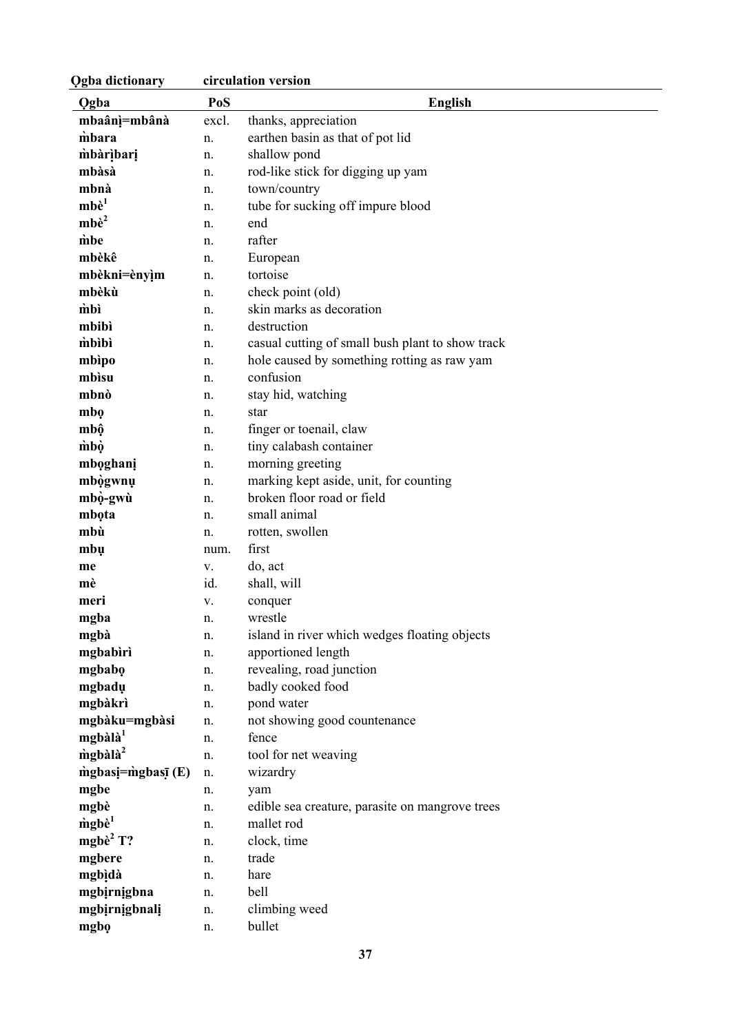| Ọgba | PoS | English |
|---|---|---|
| **mbaânị=mbânà** | excl. | thanks, appreciation |
| **m̀bara** | n. | earthen basin as that of pot lid |
| **m̀bàrịbarị** | n. | shallow pond |
| **mbàsà** | n. | rod-like stick for digging up yam |
| **mbnà** | n. | town/country |
| **mbè[1]** | n. | tube for sucking off impure blood |
| **mbè[2]** | n. | end |
| **m̀be** | n. | rafter |
| **mbèkê** | n. | European |
| **mbèkni=ènyịm** | n. | tortoise |
| **mbèkù** | n. | check point (old) |
| **m̀bì** | n. | skin marks as decoration |
| **mbibì** | n. | destruction |
| **m̀bìbì** | n. | casual cutting of small bush plant to show track |
| **mbìpo** | n. | hole caused by something rotting as raw yam |
| **mbìsu** | n. | confusion |
| **mbnò** | n. | stay hid, watching |
| **mbọ** | n. | star |
| **mbộ** | n. | finger or toenail, claw |
| **m̀bọ̀** | n. | tiny calabash container |
| **mbọghanị** | n. | morning greeting |
| **mbọ̀gwnụ** | n. | marking kept aside, unit, for counting |
| **mbọ̀-gwù** | n. | broken floor road or field |
| **mbọta** | n. | small animal |
| **mbù** | n. | rotten, swollen |
| **mbụ** | num. | first |
| **me** | v. | do, act |
| **mè** | id. | shall, will |
| **meri** | v. | conquer |
| **mgba** | n. | wrestle |
| **mgbà** | n. | island in river which wedges floating objects |
| **mgbabìrì** | n. | apportioned length |
| **mgbabọ** | n. | revealing, road junction |
| **mgbadụ** | n. | badly cooked food |
| **mgbàkrì** | n. | pond water |
| **mgbàku=mgbàsi** | n. | not showing good countenance |
| **mgbàlà[1]** | n. | fence |
| **m̀gbàlà[2]** | n. | tool for net weaving |
| **m̀gbasị=m̀gbasị̄ (E)** | n. | wizardry |
| **mgbe** | n. | yam |
| **mgbè** | n. | edible sea creature, parasite on mangrove trees |
| **m̀gbè[1]** | n. | mallet rod |
| **mgbè[2] T?** | n. | clock, time |
| **mgbere** | n. | trade |
| **mgbịdà** | n. | hare |
| **mgbịrnịgbna** | n. | bell |
| **mgbịrnịgbnalị** | n. | climbing weed |
| **mgbọ** | n. | bullet |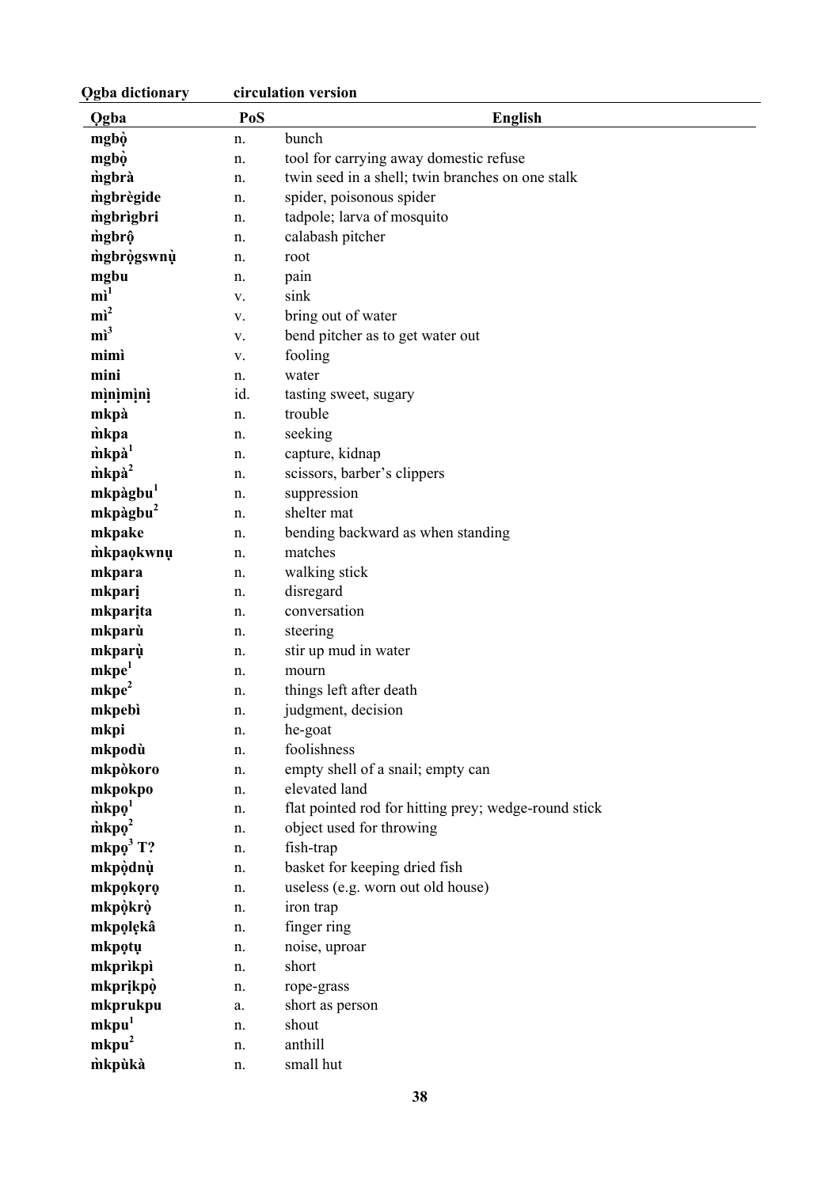| Ọgba | PoS | English |
|---|---|---|
| **mgbọ̀** | n. | bunch |
| **mgbọ̀** | n. | tool for carrying away domestic refuse |
| **m̀gbrà** | n. | twin seed in a shell; twin branches on one stalk |
| **m̀gbrègide** | n. | spider, poisonous spider |
| **m̀gbrìgbri** | n. | tadpole; larva of mosquito |
| **m̀gbrộ** | n. | calabash pitcher |
| **m̀gbrọ̀gswnụ̀** | n. | root |
| **mgbu** | n. | pain |
| **mì[1]** | v. | sink |
| **mì[2]** | v. | bring out of water |
| **mì[3]** | v. | bend pitcher as to get water out |
| **mimì** | v. | fooling |
| **mini** | n. | water |
| **mịnịmịnị** | id. | tasting sweet, sugary |
| **mkpà** | n. | trouble |
| **m̀kpa** | n. | seeking |
| **m̀kpà[1]** | n. | capture, kidnap |
| **m̀kpà[2]** | n. | scissors, barber's clippers |
| **mkpàgbu[1]** | n. | suppression |
| **mkpàgbu[2]** | n. | shelter mat |
| **mkpake** | n. | bending backward as when standing |
| **m̀kpaọkwnụ** | n. | matches |
| **mkpara** | n. | walking stick |
| **mkparị** | n. | disregard |
| **mkparịta** | n. | conversation |
| **mkparù** | n. | steering |
| **mkparụ̀** | n. | stir up mud in water |
| **mkpe[1]** | n. | mourn |
| **mkpe[2]** | n. | things left after death |
| **mkpebì** | n. | judgment, decision |
| **mkpi** | n. | he-goat |
| **mkpodù** | n. | foolishness |
| **mkpòkoro** | n. | empty shell of a snail; empty can |
| **mkpokpo** | n. | elevated land |
| **m̀kpọ[1]** | n. | flat pointed rod for hitting prey; wedge-round stick |
| **m̀kpọ[2]** | n. | object used for throwing |
| **mkpọ[3] T?** | n. | fish-trap |
| **mkpọ̀dnụ̀** | n. | basket for keeping dried fish |
| **mkpọkọrọ** | n. | useless (e.g. worn out old house) |
| **mkpọ̀krọ̀** | n. | iron trap |
| **mkpọlẹkâ** | n. | finger ring |
| **mkpọtụ** | n. | noise, uproar |
| **mkprìkpì** | n. | short |
| **mkprịkpọ̀** | n. | rope-grass |
| **mkprukpu** | a. | short as person |
| **mkpu[1]** | n. | shout |
| **mkpu[2]** | n. | anthill |
| **m̀kpùkà** | n. | small hut |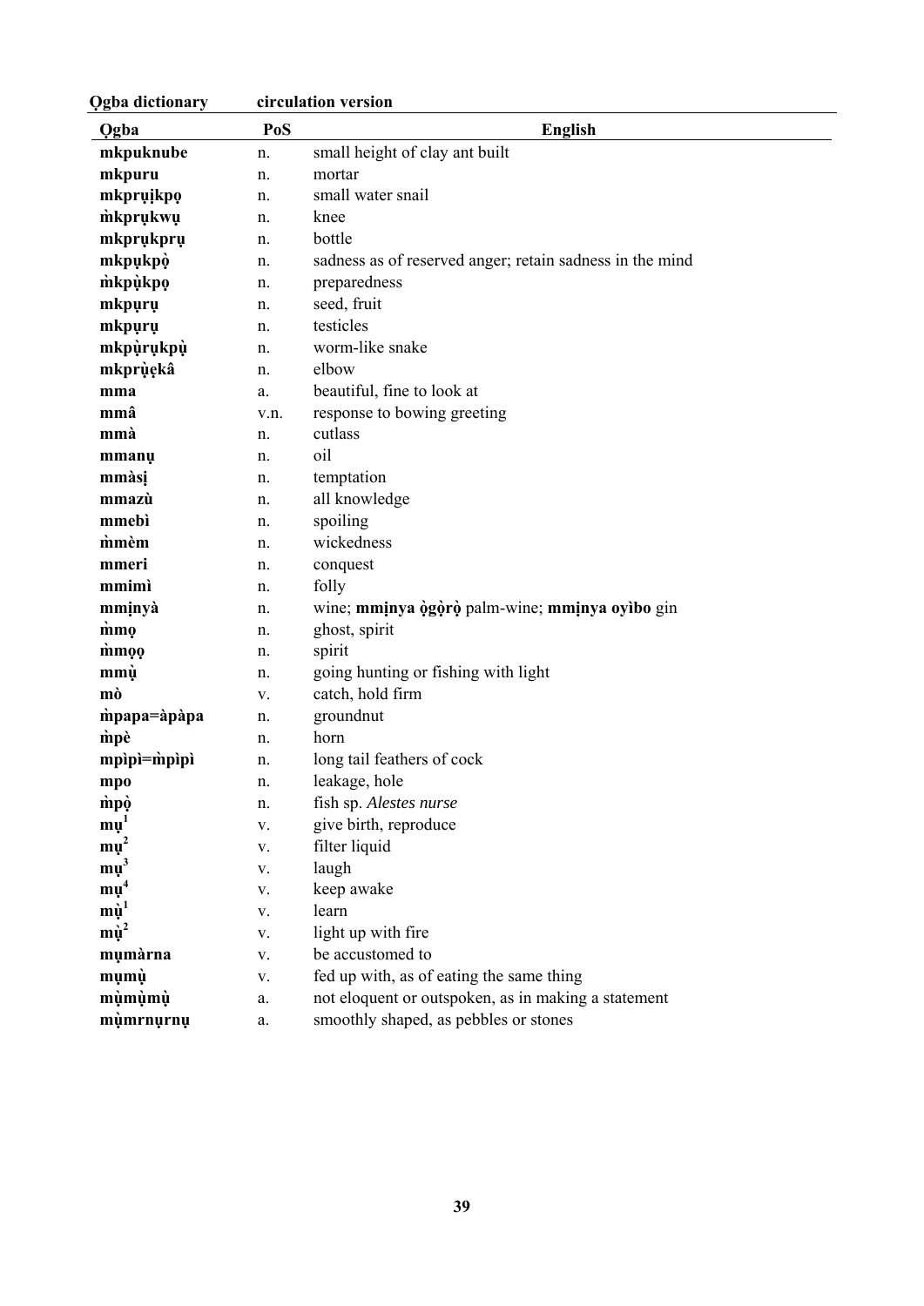| Ọgba | PoS | English |
|---|---|---|
| **mkpuknube** | n. | small height of clay ant built |
| **mkpuru** | n. | mortar |
| **mkprụịkpọ** | n. | small water snail |
| **m̀kprụkwụ** | n. | knee |
| **mkprụkprụ** | n. | bottle |
| **mkpụkpọ̀** | n. | sadness as of reserved anger; retain sadness in the mind |
| **m̀kpụ̀kpọ** | n. | preparedness |
| **mkpụrụ** | n. | seed, fruit |
| **mkpụrụ** | n. | testicles |
| **mkpụ̀rụkpụ̀** | n. | worm-like snake |
| **mkprụ̀ẹkâ** | n. | elbow |
| **mma** | a. | beautiful, fine to look at |
| **mmâ** | v.n. | response to bowing greeting |
| **mmà** | n. | cutlass |
| **mmanụ** | n. | oil |
| **mmàsị** | n. | temptation |
| **mmazù** | n. | all knowledge |
| **mmebì** | n. | spoiling |
| **m̀mèm** | n. | wickedness |
| **mmeri** | n. | conquest |
| **mmimì** | n. | folly |
| **mmịnyà** | n. | wine; **mmịnya ọ̀gọ̀rọ̀** palm-wine; **mmịnya oyìbo** gin |
| **m̀mọ** | n. | ghost, spirit |
| **m̀mọọ** | n. | spirit |
| **mmụ̀** | n. | going hunting or fishing with light |
| **mò** | v. | catch, hold firm |
| **m̀papa=àpàpa** | n. | groundnut |
| **m̀pè** | n. | horn |
| **mpìpì=m̀pìpì** | n. | long tail feathers of cock |
| **mpo** | n. | leakage, hole |
| **m̀pọ̀** | n. | fish sp. *Alestes nurse* |
| **mụ**[1] | v. | give birth, reproduce |
| **mụ**[2] | v. | filter liquid |
| **mụ**[3] | v. | laugh |
| **mụ**[4] | v. | keep awake |
| **mụ̀**[1] | v. | learn |
| **mụ̀**[2] | v. | light up with fire |
| **mụmàrna** | v. | be accustomed to |
| **mụmụ̀** | v. | fed up with, as of eating the same thing |
| **mụ̀mụ̀mụ̀** | a. | not eloquent or outspoken, as in making a statement |
| **mụ̀mrnụrnụ** | a. | smoothly shaped, as pebbles or stones |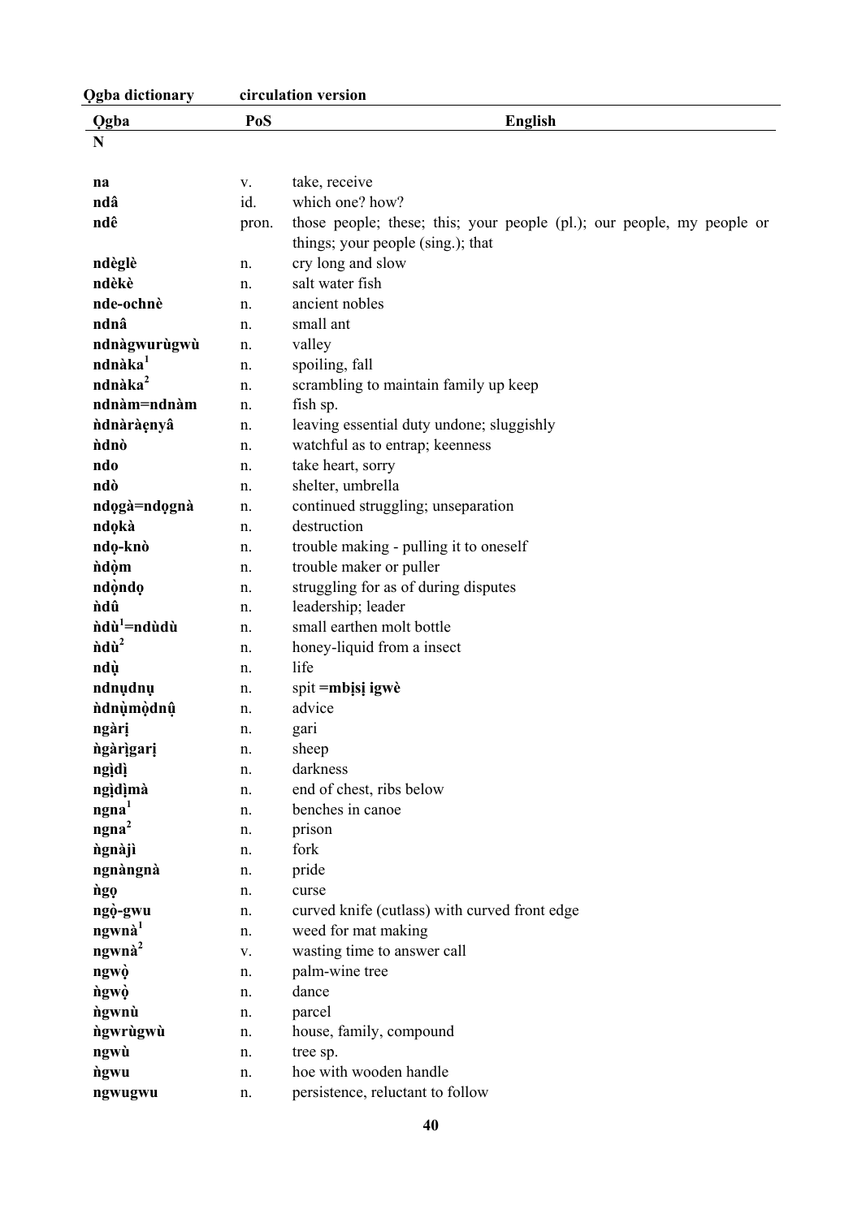| Ọgba | PoS | English |
|---|---|---|
| **N** | | |
| **na** | v. | take, receive |
| **ndâ** | id. | which one? how? |
| **ndê** | pron. | those people; these; this; your people (pl.); our people, my people or things; your people (sing.); that |
| **ndèglè** | n. | cry long and slow |
| **ndèkè** | n. | salt water fish |
| **nde-ochnè** | n. | ancient nobles |
| **ndnâ** | n. | small ant |
| **ndnàgwurùgwù** | n. | valley |
| **ndnàka**[1] | n. | spoiling, fall |
| **ndnàka**[2] | n. | scrambling to maintain family up keep |
| **ndnàm=ndnàm** | n. | fish sp. |
| **ǹdnàràẹnyâ** | n. | leaving essential duty undone; sluggishly |
| **ǹdnò** | n. | watchful as to entrap; keenness |
| **ndo** | n. | take heart, sorry |
| **ndò** | n. | shelter, umbrella |
| **ndọgà=ndọgnà** | n. | continued struggling; unseparation |
| **ndọkà** | n. | destruction |
| **ndọ-knò** | n. | trouble making - pulling it to oneself |
| **ǹdọ̀m** | n. | trouble maker or puller |
| **ndọ̀ndọ** | n. | struggling for as of during disputes |
| **ǹdû** | n. | leadership; leader |
| **ǹdù**[1]**=ndùdù** | n. | small earthen molt bottle |
| **ǹdù**[2] | n. | honey-liquid from a insect |
| **ndụ̀** | n. | life |
| **ndnụdnụ** | n. | spit **=mbịsị igwè** |
| **ǹdnụ̀mọ̀dnụ̂** | n. | advice |
| **ngàrị** | n. | gari |
| **ǹgàrịgarị** | n. | sheep |
| **ngịdị** | n. | darkness |
| **ngịdịmà** | n. | end of chest, ribs below |
| **ngna**[1] | n. | benches in canoe |
| **ngna**[2] | n. | prison |
| **ǹgnàjì** | n. | fork |
| **ngnàngnà** | n. | pride |
| **ǹgọ** | n. | curse |
| **ngọ̀-gwu** | n. | curved knife (cutlass) with curved front edge |
| **ngwnà**[1] | n. | weed for mat making |
| **ngwnà**[2] | v. | wasting time to answer call |
| **ngwọ̀** | n. | palm-wine tree |
| **ǹgwọ̀** | n. | dance |
| **ǹgwnù** | n. | parcel |
| **ǹgwrùgwù** | n. | house, family, compound |
| **ngwù** | n. | tree sp. |
| **ǹgwu** | n. | hoe with wooden handle |
| **ngwugwu** | n. | persistence, reluctant to follow |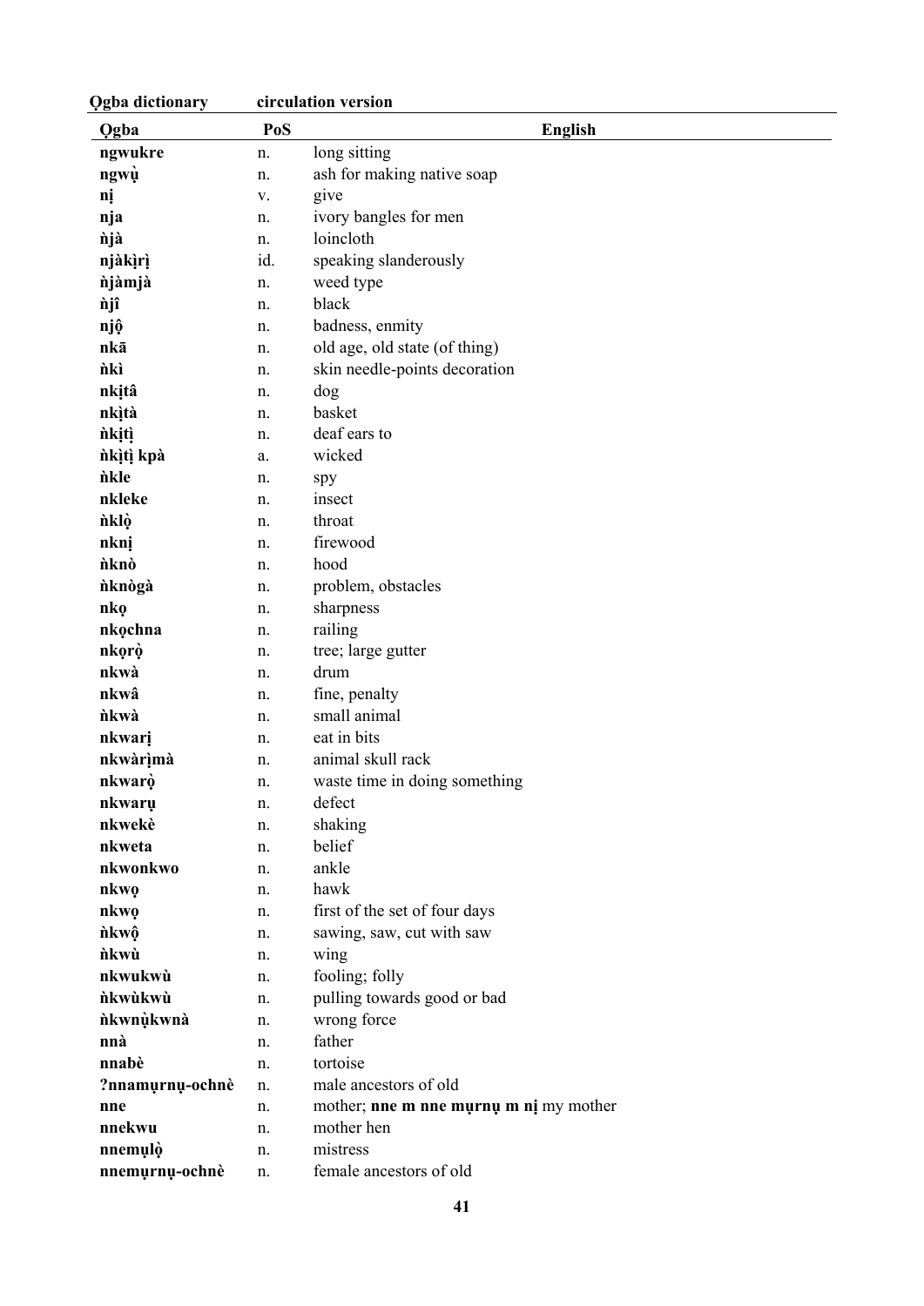| Ọgba | PoS | English |
|---|---|---|
| **ngwukre** | n. | long sitting |
| **ngwụ̀** | n. | ash for making native soap |
| **nị** | v. | give |
| **nja** | n. | ivory bangles for men |
| **ǹjà** | n. | loincloth |
| **njàkịrị** | id. | speaking slanderously |
| **ǹjàmjà** | n. | weed type |
| **ǹjî** | n. | black |
| **njộ** | n. | badness, enmity |
| **nkā** | n. | old age, old state (of thing) |
| **ǹkì** | n. | skin needle-points decoration |
| **nkịtâ** | n. | dog |
| **nkịtà** | n. | basket |
| **ǹkịtị** | n. | deaf ears to |
| **ǹkịtị kpà** | a. | wicked |
| **ǹkle** | n. | spy |
| **nkleke** | n. | insect |
| **ǹklọ̀** | n. | throat |
| **nknị** | n. | firewood |
| **ǹknò** | n. | hood |
| **ǹknògà** | n. | problem, obstacles |
| **nkọ** | n. | sharpness |
| **nkọchna** | n. | railing |
| **nkọrọ̀** | n. | tree; large gutter |
| **nkwà** | n. | drum |
| **nkwâ** | n. | fine, penalty |
| **ǹkwà** | n. | small animal |
| **nkwarị** | n. | eat in bits |
| **nkwàrịmà** | n. | animal skull rack |
| **nkwarọ̀** | n. | waste time in doing something |
| **nkwarụ** | n. | defect |
| **nkwekè** | n. | shaking |
| **nkweta** | n. | belief |
| **nkwonkwo** | n. | ankle |
| **nkwọ** | n. | hawk |
| **nkwọ** | n. | first of the set of four days |
| **ǹkwộ** | n. | sawing, saw, cut with saw |
| **ǹkwù** | n. | wing |
| **nkwukwù** | n. | fooling; folly |
| **ǹkwùkwù** | n. | pulling towards good or bad |
| **ǹkwnụ̀kwnà** | n. | wrong force |
| **nnà** | n. | father |
| **nnabè** | n. | tortoise |
| **?nnamụrnụ-ochnè** | n. | male ancestors of old |
| **nne** | n. | mother; **nne m nne mụrnụ m nị** my mother |
| **nnekwu** | n. | mother hen |
| **nnemụlọ̀** | n. | mistress |
| **nnemụrnụ-ochnè** | n. | female ancestors of old |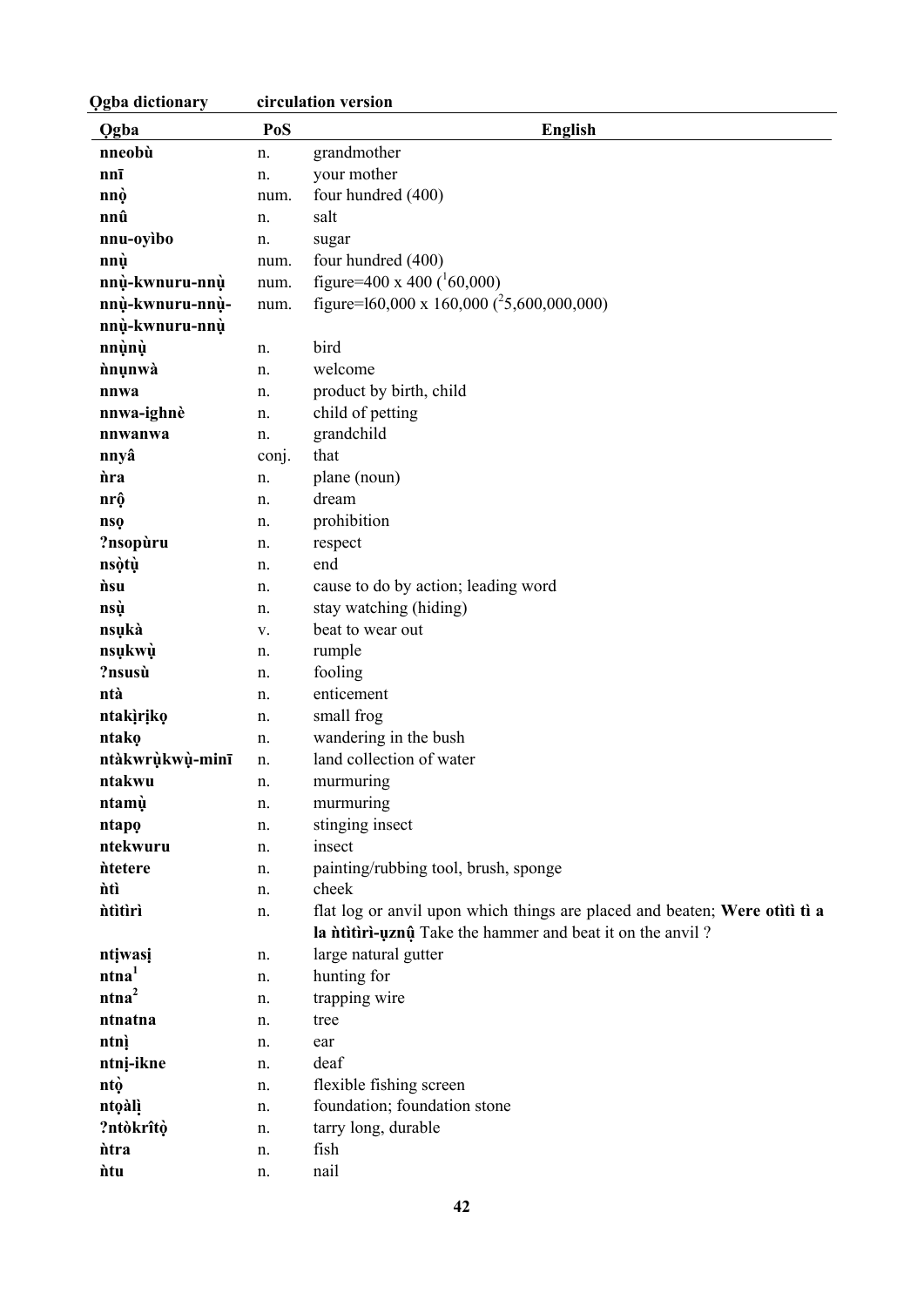| Ọgba | PoS | English |
|---|---|---|
| **nneobù** | n. | grandmother |
| **nnī** | n. | your mother |
| **nnọ̀** | num. | four hundred (400) |
| **nnû** | n. | salt |
| **nnu-oyìbo** | n. | sugar |
| **nnụ̀** | num. | four hundred (400) |
| **nnụ̀-kwnuru-nnụ̀** | num. | figure=400 x 400 ([1]60,000) |
| **nnụ̀-kwnuru-nnụ̀-nnụ̀-kwnuru-nnụ̀** | num. | figure=l60,000 x 160,000 ([2]5,600,000,000) |
| **nnụ̀nụ̀** | n. | bird |
| **ǹnụnwà** | n. | welcome |
| **nnwa** | n. | product by birth, child |
| **nnwa-ighnè** | n. | child of petting |
| **nnwanwa** | n. | grandchild |
| **nnyâ** | conj. | that |
| **ǹra** | n. | plane (noun) |
| **nrộ** | n. | dream |
| **nsọ** | n. | prohibition |
| **?nsopùru** | n. | respect |
| **nsọ̀tụ̀** | n. | end |
| **ǹsu** | n. | cause to do by action; leading word |
| **nsụ̀** | n. | stay watching (hiding) |
| **nsụkà** | v. | beat to wear out |
| **nsụkwụ̀** | n. | rumple |
| **?nsusù** | n. | fooling |
| **ntà** | n. | enticement |
| **ntakịrịkọ** | n. | small frog |
| **ntakọ** | n. | wandering in the bush |
| **ntàkwrụ̀kwụ̀-minī** | n. | land collection of water |
| **ntakwu** | n. | murmuring |
| **ntamụ̀** | n. | murmuring |
| **ntapọ** | n. | stinging insect |
| **ntekwuru** | n. | insect |
| **ǹtetere** | n. | painting/rubbing tool, brush, sponge |
| **ǹtì** | n. | cheek |
| **ǹtìtìrì** | n. | flat log or anvil upon which things are placed and beaten; **Were otìtì tì a la ǹtìtìrì-ụznộ** Take the hammer and beat it on the anvil ? |
| **ntịwasị** | n. | large natural gutter |
| **ntna[1]** | n. | hunting for |
| **ntna[2]** | n. | trapping wire |
| **ntnatna** | n. | tree |
| **ntnị̀** | n. | ear |
| **ntnị-ikne** | n. | deaf |
| **ntọ̀** | n. | flexible fishing screen |
| **ntọàlị̀** | n. | foundation; foundation stone |
| **?ntòkrîtọ̀** | n. | tarry long, durable |
| **ǹtra** | n. | fish |
| **ǹtu** | n. | nail |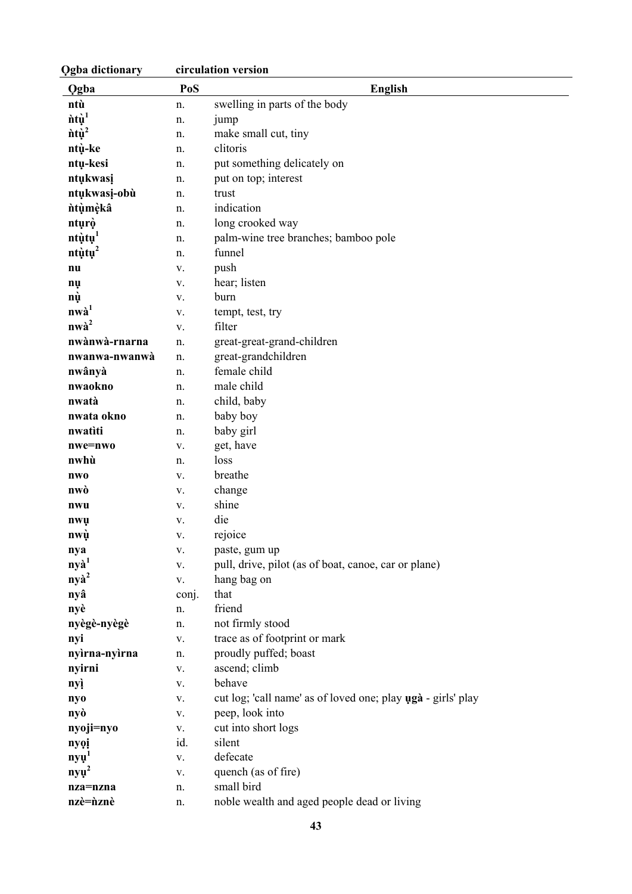| Ọgba | PoS | English |
|---|---|---|
| **ntù** | n. | swelling in parts of the body |
| **ǹtụ̀**[1] | n. | jump |
| **ǹtụ̀**[2] | n. | make small cut, tiny |
| **ntụ̀-ke** | n. | clitoris |
| **ntụ-kesi** | n. | put something delicately on |
| **ntụkwasị** | n. | put on top; interest |
| **ntụkwasị-obù** | n. | trust |
| **ǹtụmẹ̀kâ** | n. | indication |
| **ntụrọ̀** | n. | long crooked way |
| **ntụ̀tụ**[1] | n. | palm-wine tree branches; bamboo pole |
| **ntụ̀tụ**[2] | n. | funnel |
| **nu** | v. | push |
| **nụ** | v. | hear; listen |
| **nụ̀** | v. | burn |
| **nwà**[1] | v. | tempt, test, try |
| **nwà**[2] | v. | filter |
| **nwànwà-rnarna** | n. | great-great-grand-children |
| **nwanwa-nwanwà** | n. | great-grandchildren |
| **nwânyà** | n. | female child |
| **nwaokno** | n. | male child |
| **nwatà** | n. | child, baby |
| **nwata okno** | n. | baby boy |
| **nwatìti** | n. | baby girl |
| **nwe=nwo** | v. | get, have |
| **nwhù** | n. | loss |
| **nwo** | v. | breathe |
| **nwò** | v. | change |
| **nwu** | v. | shine |
| **nwụ** | v. | die |
| **nwụ̀** | v. | rejoice |
| **nya** | v. | paste, gum up |
| **nyà**[1] | v. | pull, drive, pilot (as of boat, canoe, car or plane) |
| **nyà**[2] | v. | hang bag on |
| **nyâ** | conj. | that |
| **nyè** | n. | friend |
| **nyègè-nyègè** | n. | not firmly stood |
| **nyi** | v. | trace as of footprint or mark |
| **nyìrna-nyìrna** | n. | proudly puffed; boast |
| **nyirni** | v. | ascend; climb |
| **nyị̀** | v. | behave |
| **nyo** | v. | cut log; 'call name' as of loved one; play **ụgà** - girls' play |
| **nyò** | v. | peep, look into |
| **nyoji=nyo** | v. | cut into short logs |
| **nyọị** | id. | silent |
| **nyụ**[1] | v. | defecate |
| **nyụ**[2] | v. | quench (as of fire) |
| **nza=nzna** | n. | small bird |
| **nzè=ǹznè** | n. | noble wealth and aged people dead or living |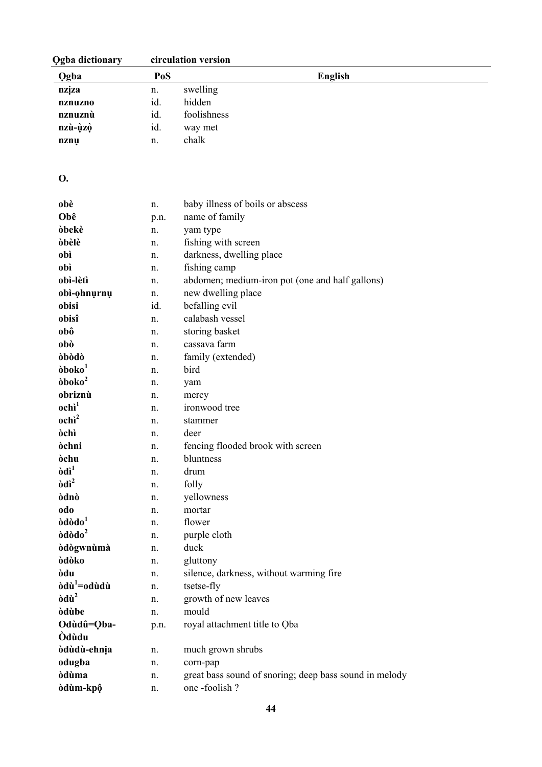| Ọgba | PoS | English |
|---|---|---|
| **nzịza** | n. | swelling |
| **nznuzno** | id. | hidden |
| **nznuznù** | id. | foolishness |
| **nzù-ụ̀zọ̣** | id. | way met |
| **nznụ** | n. | chalk |

## O.

| | | |
|---|---|---|
| **obè** | n. | baby illness of boils or abscess |
| **Obê** | p.n. | name of family |
| **òbekè** | n. | yam type |
| **òbèlè** | n. | fishing with screen |
| **obì** | n. | darkness, dwelling place |
| **obì** | n. | fishing camp |
| **obì-lètì** | n. | abdomen; medium-iron pot (one and half gallons) |
| **obì-ọhnụrnụ** | n. | new dwelling place |
| **obisi** | id. | befalling evil |
| **obisî** | n. | calabash vessel |
| **obô** | n. | storing basket |
| **obò** | n. | cassava farm |
| **òbòdò** | n. | family (extended) |
| **òboko**[1] | n. | bird |
| **òboko**[2] | n. | yam |
| **obriznù** | n. | mercy |
| **ochì**[1] | n. | ironwood tree |
| **ochì**[2] | n. | stammer |
| **òchì** | n. | deer |
| **òchni** | n. | fencing flooded brook with screen |
| **òchu** | n. | bluntness |
| **òdì**[1] | n. | drum |
| **òdì**[2] | n. | folly |
| **òdnò** | n. | yellowness |
| **odo** | n. | mortar |
| **òdòdo**[1] | n. | flower |
| **òdòdo**[2] | n. | purple cloth |
| **òdògwnùmà** | n. | duck |
| **òdòko** | n. | gluttony |
| **òdu** | n. | silence, darkness, without warming fire |
| **òdù**[1]**=odùdù** | n. | tsetse-fly |
| **òdù**[2] | n. | growth of new leaves |
| **òdùbe** | n. | mould |
| **Odùdû=Ọba-Òdùdu** | p.n. | royal attachment title to Ọba |
| **òdùdù-ehnịa** | n. | much grown shrubs |
| **odugba** | n. | corn-pap |
| **òdùma** | n. | great bass sound of snoring; deep bass sound in melody |
| **òdùm-kpộ** | n. | one -foolish ? |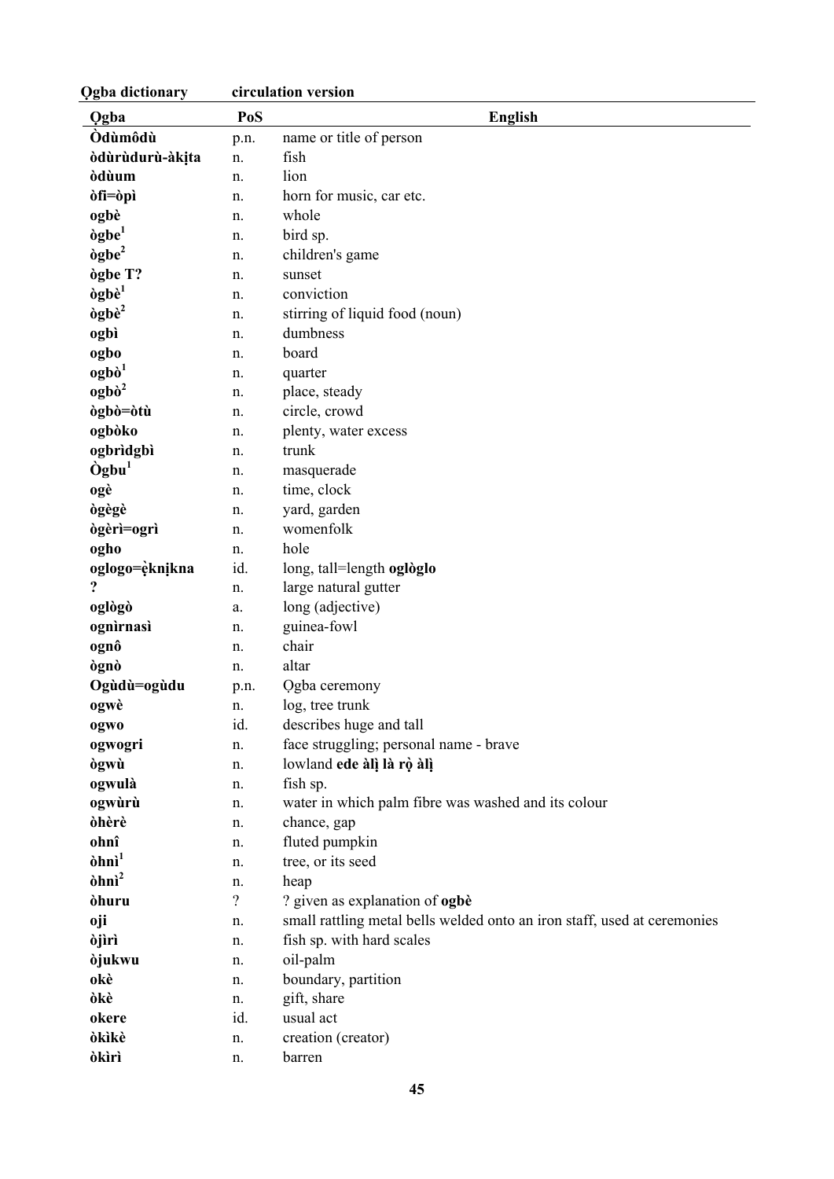| Ọgba | PoS | English |
|---|---|---|
| **Òdùmôdù** | p.n. | name or title of person |
| **òdùrùdurù-àkịta** | n. | fish |
| **òdùum** | n. | lion |
| **òfi=òpì** | n. | horn for music, car etc. |
| **ogbè** | n. | whole |
| **ògbe**[1] | n. | bird sp. |
| **ògbe**[2] | n. | children's game |
| **ògbe T?** | n. | sunset |
| **ògbè**[1] | n. | conviction |
| **ògbè**[2] | n. | stirring of liquid food (noun) |
| **ogbì** | n. | dumbness |
| **ogbo** | n. | board |
| **ogbò**[1] | n. | quarter |
| **ogbò**[2] | n. | place, steady |
| **ògbò=òtù** | n. | circle, crowd |
| **ogbòko** | n. | plenty, water excess |
| **ogbrìdgbì** | n. | trunk |
| **Ògbu**[1] | n. | masquerade |
| **ogè** | n. | time, clock |
| **ògègè** | n. | yard, garden |
| **ògèrì=ogrì** | n. | womenfolk |
| **ogho** | n. | hole |
| **oglogo=ẹ̀knịkna** | id. | long, tall=length **oglòglo** |
| **?** | n. | large natural gutter |
| **oglògò** | a. | long (adjective) |
| **ognìrnasì** | n. | guinea-fowl |
| **ognô** | n. | chair |
| **ògnò** | n. | altar |
| **Ogùdù=ogùdu** | p.n. | Ọgba ceremony |
| **ogwè** | n. | log, tree trunk |
| **ogwo** | id. | describes huge and tall |
| **ogwogri** | n. | face struggling; personal name - brave |
| **ògwù** | n. | lowland **ede àlị là rọ̀ àlị** |
| **ogwulà** | n. | fish sp. |
| **ogwùrù** | n. | water in which palm fibre was washed and its colour |
| **òhèrè** | n. | chance, gap |
| **ohnî** | n. | fluted pumpkin |
| **òhnì**[1] | n. | tree, or its seed |
| **òhnì**[2] | n. | heap |
| **òhuru** | ? | ? given as explanation of **ogbè** |
| **oji** | n. | small rattling metal bells welded onto an iron staff, used at ceremonies |
| **òjìrì** | n. | fish sp. with hard scales |
| **òjukwu** | n. | oil-palm |
| **okè** | n. | boundary, partition |
| **òkè** | n. | gift, share |
| **okere** | id. | usual act |
| **òkìkè** | n. | creation (creator) |
| **òkìrì** | n. | barren |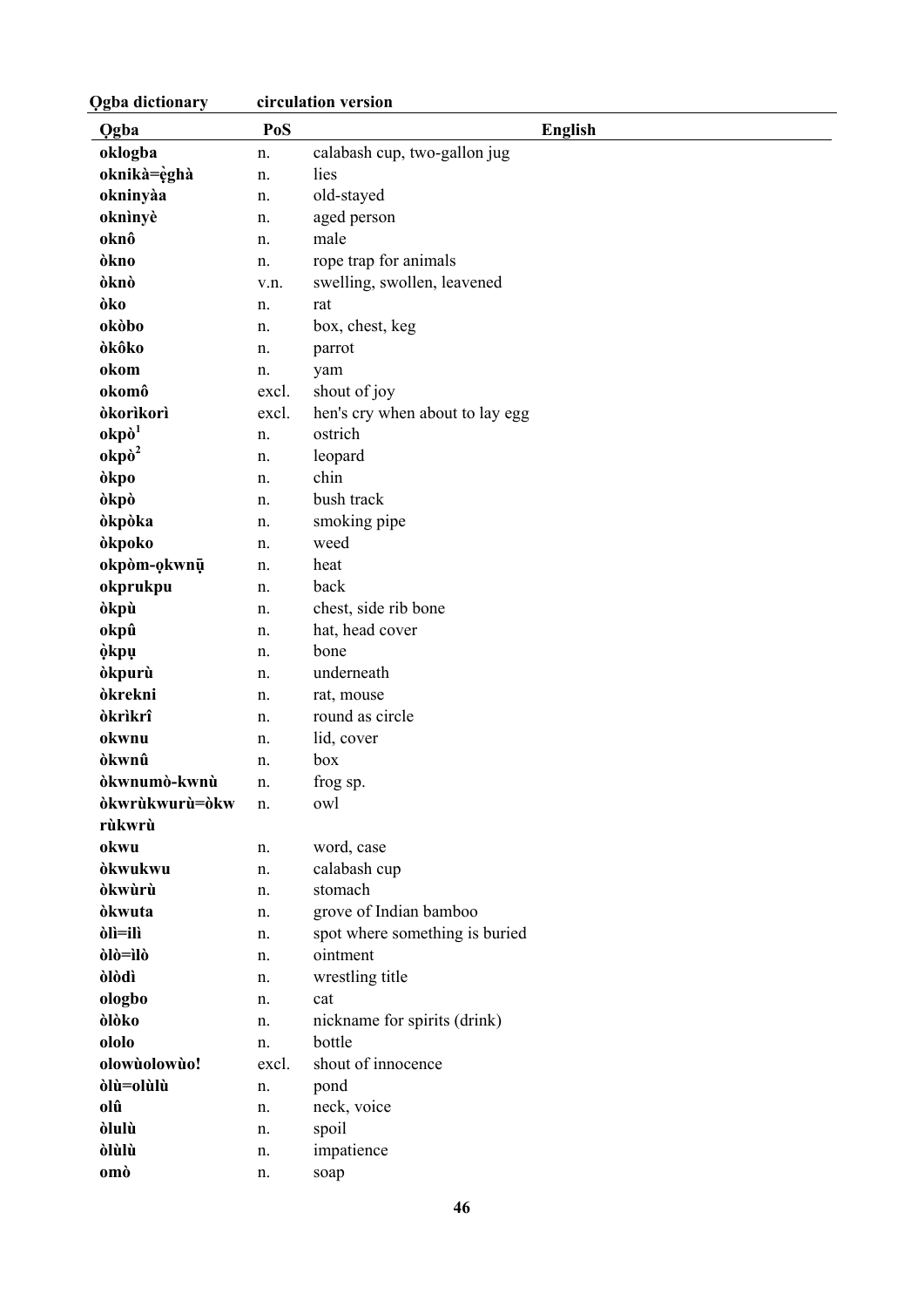| Ọgba | PoS | English |
|---|---|---|
| **oklogba** | n. | calabash cup, two-gallon jug |
| **oknikà=ẹ̀ghà** | n. | lies |
| **okninyàa** | n. | old-stayed |
| **oknìnyè** | n. | aged person |
| **oknô** | n. | male |
| **òkno** | n. | rope trap for animals |
| **òknò** | v.n. | swelling, swollen, leavened |
| **òko** | n. | rat |
| **okòbo** | n. | box, chest, keg |
| **òkôko** | n. | parrot |
| **okom** | n. | yam |
| **okomô** | excl. | shout of joy |
| **òkorìkorì** | excl. | hen's cry when about to lay egg |
| **okpò**[1] | n. | ostrich |
| **okpò**[2] | n. | leopard |
| **òkpo** | n. | chin |
| **òkpò** | n. | bush track |
| **òkpòka** | n. | smoking pipe |
| **òkpoko** | n. | weed |
| **okpòm-ọkwnṳ̄** | n. | heat |
| **okprukpu** | n. | back |
| **òkpù** | n. | chest, side rib bone |
| **okpû** | n. | hat, head cover |
| **ọ̀kpụ** | n. | bone |
| **òkpurù** | n. | underneath |
| **òkrekni** | n. | rat, mouse |
| **òkrìkrî** | n. | round as circle |
| **okwnu** | n. | lid, cover |
| **òkwnû** | n. | box |
| **òkwnumò-kwnù** | n. | frog sp. |
| **òkwrùkwurù=òkwrùkwrù** | n. | owl |
| **okwu** | n. | word, case |
| **òkwukwu** | n. | calabash cup |
| **òkwùrù** | n. | stomach |
| **òkwuta** | n. | grove of Indian bamboo |
| **òlì=ilì** | n. | spot where something is buried |
| **òlò=ìlò** | n. | ointment |
| **òlòdì** | n. | wrestling title |
| **ologbo** | n. | cat |
| **òlòko** | n. | nickname for spirits (drink) |
| **ololo** | n. | bottle |
| **olowùolowùo!** | excl. | shout of innocence |
| **òlù=olùlù** | n. | pond |
| **olû** | n. | neck, voice |
| **òlulù** | n. | spoil |
| **òlùlù** | n. | impatience |
| **omò** | n. | soap |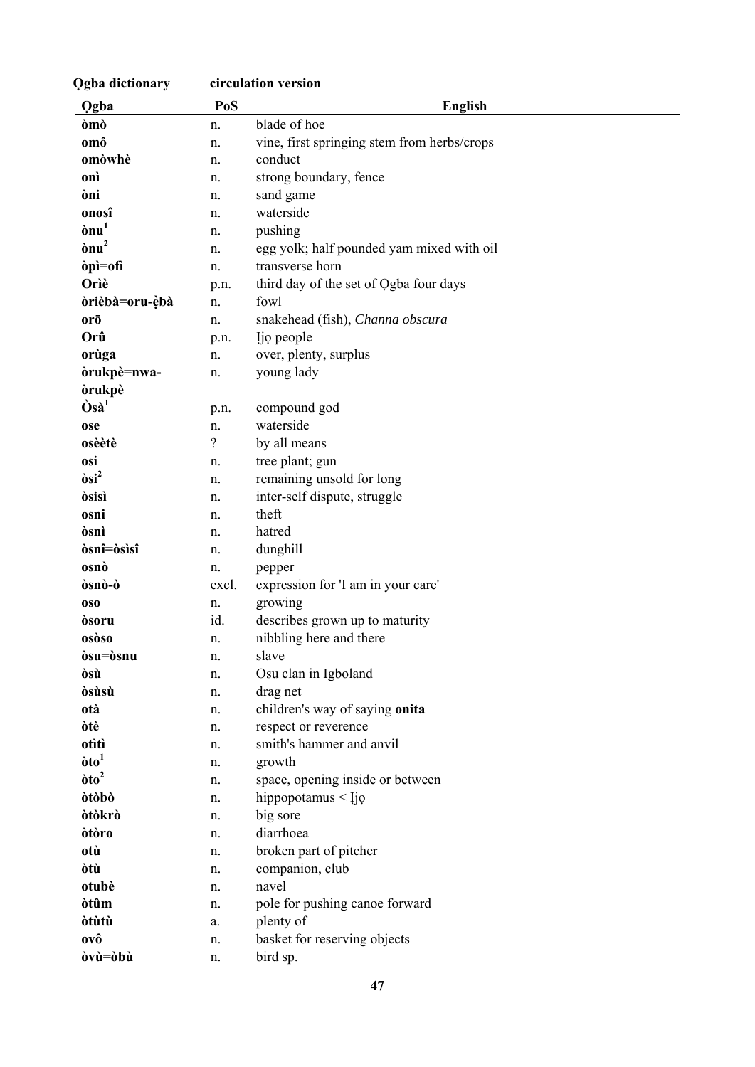| Ọgba | PoS | English |
|---|---|---|
| **òmò** | n. | blade of hoe |
| **omô** | n. | vine, first springing stem from herbs/crops |
| **omòwhè** | n. | conduct |
| **onì** | n. | strong boundary, fence |
| **òni** | n. | sand game |
| **onosî** | n. | waterside |
| **ònu**[1] | n. | pushing |
| **ònu**[2] | n. | egg yolk; half pounded yam mixed with oil |
| **òpì=ofì** | n. | transverse horn |
| **Orìè** | p.n. | third day of the set of Ọgba four days |
| **òrìèbà=oru-ẹ̀bà** | n. | fowl |
| **orō** | n. | snakehead (fish), *Channa obscura* |
| **Orû** | p.n. | Ịjọ people |
| **orùga** | n. | over, plenty, surplus |
| **òrukpè=nwa-òrukpè** | n. | young lady |
| **Òsà**[1] | p.n. | compound god |
| **ose** | n. | waterside |
| **osèètè** | ? | by all means |
| **osi** | n. | tree plant; gun |
| **òsi**[2] | n. | remaining unsold for long |
| **òsisì** | n. | inter-self dispute, struggle |
| **osni** | n. | theft |
| **òsnì** | n. | hatred |
| **òsnî=òsìsî** | n. | dunghill |
| **osnò** | n. | pepper |
| **òsnò-ò** | excl. | expression for 'I am in your care' |
| **oso** | n. | growing |
| **òsoru** | id. | describes grown up to maturity |
| **osòso** | n. | nibbling here and there |
| **òsu=òsnu** | n. | slave |
| **òsù** | n. | Osu clan in Igboland |
| **òsùsù** | n. | drag net |
| **otà** | n. | children's way of saying **onita** |
| **òtè** | n. | respect or reverence |
| **otìtì** | n. | smith's hammer and anvil |
| **òto**[1] | n. | growth |
| **òto**[2] | n. | space, opening inside or between |
| **òtòbò** | n. | hippopotamus < Ịjọ |
| **òtòkrò** | n. | big sore |
| **òtòro** | n. | diarrhoea |
| **otù** | n. | broken part of pitcher |
| **òtù** | n. | companion, club |
| **otubè** | n. | navel |
| **òtûm** | n. | pole for pushing canoe forward |
| **òtùtù** | a. | plenty of |
| **ovô** | n. | basket for reserving objects |
| **òvù=òbù** | n. | bird sp. |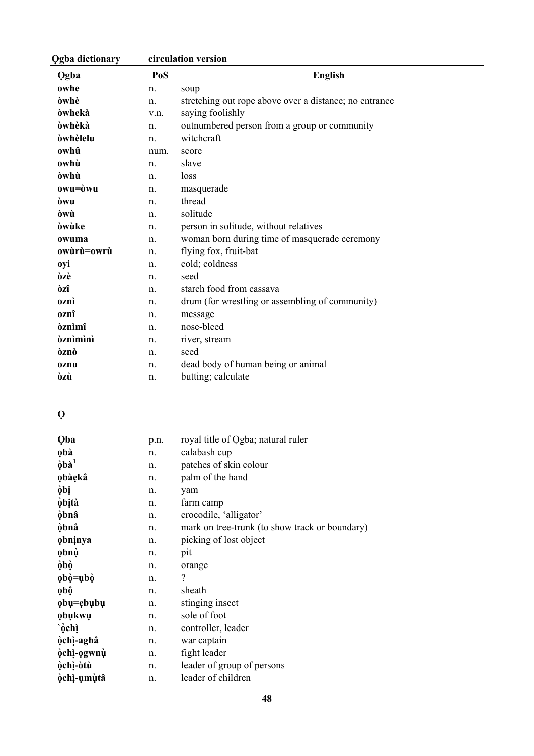| Ọgba | PoS | English |
|---|---|---|
| **owhe** | n. | soup |
| **òwhè** | n. | stretching out rope above over a distance; no entrance |
| **òwhekà** | v.n. | saying foolishly |
| **òwhèkà** | n. | outnumbered person from a group or community |
| **òwhèlelu** | n. | witchcraft |
| **owhû** | num. | score |
| **owhù** | n. | slave |
| **òwhù** | n. | loss |
| **owu=òwu** | n. | masquerade |
| **òwu** | n. | thread |
| **òwù** | n. | solitude |
| **òwùke** | n. | person in solitude, without relatives |
| **owuma** | n. | woman born during time of masquerade ceremony |
| **owùrù=owrù** | n. | flying fox, fruit-bat |
| **oyi** | n. | cold; coldness |
| **òzè** | n. | seed |
| **òzî** | n. | starch food from cassava |
| **oznì** | n. | drum (for wrestling or assembling of community) |
| **oznî** | n. | message |
| **òznìmî** | n. | nose-bleed |
| **òznìmìnì** | n. | river, stream |
| **òznò** | n. | seed |
| **oznu** | n. | dead body of human being or animal |
| **òzù** | n. | butting; calculate |

## Ọ

| Ọgba | PoS | English |
|---|---|---|
| **Ọba** | p.n. | royal title of Ọgba; natural ruler |
| **ọbà** | n. | calabash cup |
| **ọ̀bà**[1] | n. | patches of skin colour |
| **ọbàẹkâ** | n. | palm of the hand |
| **ọ̀bị** | n. | yam |
| **ọ̀bịtà** | n. | farm camp |
| **ọ̀bnâ** | n. | crocodile, 'alligator' |
| **ọ̀bnâ** | n. | mark on tree-trunk (to show track or boundary) |
| **ọbnịnya** | n. | picking of lost object |
| **ọbnụ̀** | n. | pit |
| **ọ̀bọ̀** | n. | orange |
| **ọbọ̀=ụbọ̀** | n. | ? |
| **ọbộ** | n. | sheath |
| **ọbụ=ẹbụbụ** | n. | stinging insect |
| **ọbụkwụ** | n. | sole of foot |
| **`ọ̀chị** | n. | controller, leader |
| **ọ̀chị-aghâ** | n. | war captain |
| **ọ̀chị-ọgwnụ̀** | n. | fight leader |
| **ọ̀chị-òtù** | n. | leader of group of persons |
| **ọ̀chị-ụmụ̀tâ** | n. | leader of children |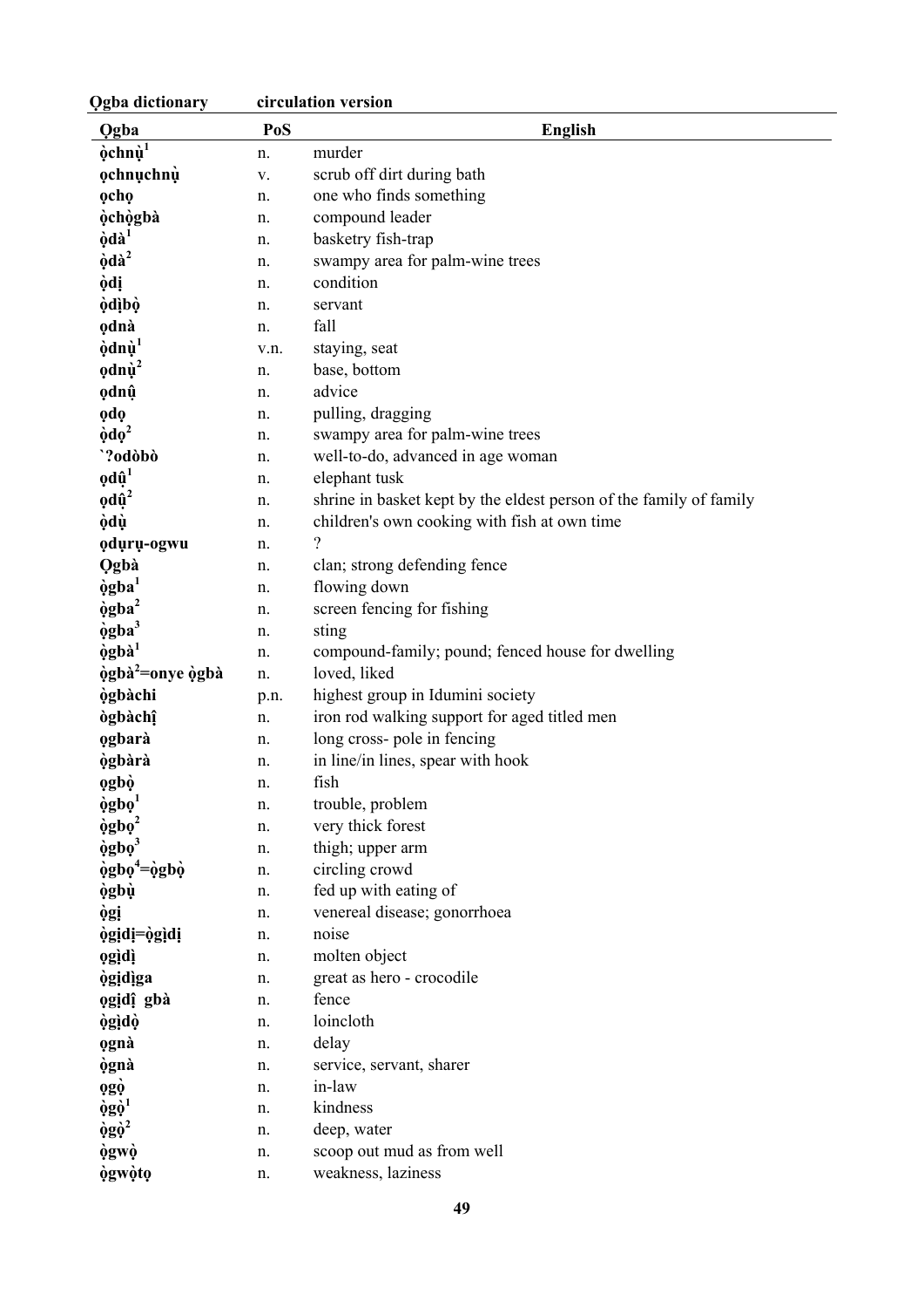| Ọgba | PoS | English |
|---|---|---|
| **ọ̀chnụ̀[1]** | n. | murder |
| **ọchnụchnụ̀** | v. | scrub off dirt during bath |
| **ọchọ** | n. | one who finds something |
| **ọ̀chọ̀gbà** | n. | compound leader |
| **ọ̀dà[1]** | n. | basketry fish-trap |
| **ọ̀dà[2]** | n. | swampy area for palm-wine trees |
| **ọ̀dị** | n. | condition |
| **ọ̀dịbọ̀** | n. | servant |
| **ọdnà** | n. | fall |
| **ọ̀dnụ̀[1]** | v.n. | staying, seat |
| **ọdnụ̀[2]** | n. | base, bottom |
| **ọdnụ̂** | n. | advice |
| **ọdọ** | n. | pulling, dragging |
| **ọ̀dọ[2]** | n. | swampy area for palm-wine trees |
| **`?odòbò** | n. | well-to-do, advanced in age woman |
| **ọdụ̂[1]** | n. | elephant tusk |
| **ọdụ̂[2]** | n. | shrine in basket kept by the eldest person of the family of family |
| **ọ̀dụ̀** | n. | children's own cooking with fish at own time |
| **ọdụrụ-ogwu** | n. | ? |
| **Ọgbà** | n. | clan; strong defending fence |
| **ọ̀gba[1]** | n. | flowing down |
| **ọ̀gba[2]** | n. | screen fencing for fishing |
| **ọ̀gba[3]** | n. | sting |
| **ọ̀gbà[1]** | n. | compound-family; pound; fenced house for dwelling |
| **ọ̀gbà[2]=onye ọ̀gbà** | n. | loved, liked |
| **ọ̀gbàchi** | p.n. | highest group in Idumini society |
| **ògbàchị̂** | n. | iron rod walking support for aged titled men |
| **ọgbarà** | n. | long cross- pole in fencing |
| **ọ̀gbàrà** | n. | in line/in lines, spear with hook |
| **ọgbọ̀** | n. | fish |
| **ọ̀gbọ[1]** | n. | trouble, problem |
| **ọ̀gbọ[2]** | n. | very thick forest |
| **ọ̀gbọ[3]** | n. | thigh; upper arm |
| **ọ̀gbọ[4]=ọ̀gbọ̀** | n. | circling crowd |
| **ọ̀gbụ̀** | n. | fed up with eating of |
| **ọ̀gị** | n. | venereal disease; gonorrhoea |
| **ọ̀gịdị=ọ̀gịdị** | n. | noise |
| **ọgịdị̀** | n. | molten object |
| **ọ̀gịdịga** | n. | great as hero - crocodile |
| **ọgịdị̂ gbà** | n. | fence |
| **ọ̀gịdọ̀** | n. | loincloth |
| **ọgnà** | n. | delay |
| **ọ̀gnà** | n. | service, servant, sharer |
| **ọgọ̀** | n. | in-law |
| **ọ̀gọ̀[1]** | n. | kindness |
| **ọ̀gọ̀[2]** | n. | deep, water |
| **ọ̀gwọ̀** | n. | scoop out mud as from well |
| **ọ̀gwọ̀tọ** | n. | weakness, laziness |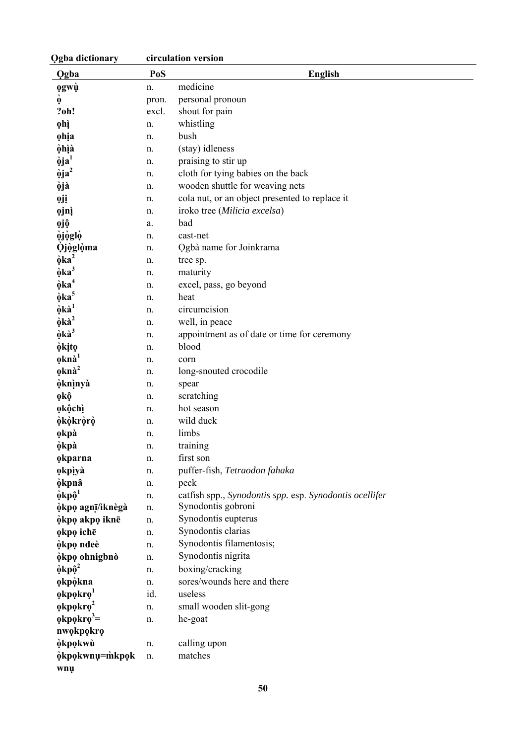| Ọgba | PoS | English |
|---|---|---|
| **ọgwụ̀** | n. | medicine |
| **ọ̀** | pron. | personal pronoun |
| **?oh!** | excl. | shout for pain |
| **ọhì** | n. | whistling |
| **ọhịa** | n. | bush |
| **ọ̀hịà** | n. | (stay) idleness |
| **ọ̀ja**[1] | n. | praising to stir up |
| **ọ̀ja**[2] | n. | cloth for tying babies on the back |
| **ọ̀jà** | n. | wooden shuttle for weaving nets |
| **ọjị** | n. | cola nut, or an object presented to replace it |
| **ọjnị** | n. | iroko tree (*Milicia excelsa*) |
| **ọjộ** | a. | bad |
| **ọ̀jọ̀glọ̀** | n. | cast-net |
| **Ọ̀jọ̀glọ̀ma** | n. | Ọgbà name for Joinkrama |
| **ọ̀ka**[2] | n. | tree sp. |
| **ọ̀ka**[3] | n. | maturity |
| **ọ̀ka**[4] | n. | excel, pass, go beyond |
| **ọ̀ka**[5] | n. | heat |
| **ọ̀kà**[1] | n. | circumcision |
| **ọ̀kà**[2] | n. | well, in peace |
| **ọ̀kà**[3] | n. | appointment as of date or time for ceremony |
| **ọ̀kịtọ** | n. | blood |
| **ọknà**[1] | n. | corn |
| **ọknà**[2] | n. | long-snouted crocodile |
| **ọ̀knịnyà** | n. | spear |
| **ọkộ** | n. | scratching |
| **ọkộchì** | n. | hot season |
| **ọ̀kọ̀krọ̀rọ̀** | n. | wild duck |
| **ọkpà** | n. | limbs |
| **ọ̀kpà** | n. | training |
| **ọkparna** | n. | first son |
| **ọkpịyà** | n. | puffer-fish, *Tetraodon fahaka* |
| **ọ̀kpnâ** | n. | peck |
| **ọ̀kpộ**[1] | n. | catfish spp., *Synodontis spp.* esp. *Synodontis ocellifer* |
| **ọ̀kpọ agnī/ìknègà** | n. | Synodontis gobroni |
| **ọ̀kpọ akpọ iknē** | n. | Synodontis eupterus |
| **ọkpọ ichē** | n. | Synodontis clarias |
| **ọ̀kpọ ndeè** | n. | Synodontis filamentosis; |
| **ọ̀kpọ ohnigbnò** | n. | Synodontis nigrita |
| **ọ̀kpộ**[2] | n. | boxing/cracking |
| **ọkpọ̀kna** | n. | sores/wounds here and there |
| **ọkpọkrọ**[1] | id. | useless |
| **ọkpọkrọ**[2] | n. | small wooden slit-gong |
| **ọkpọkrọ**[3]**= nwọkpọkrọ** | n. | he-goat |
| **ọ̀kpọkwù** | n. | calling upon |
| **ọ̀kpọkwnụ=m̀kpọk wnụ** | n. | matches |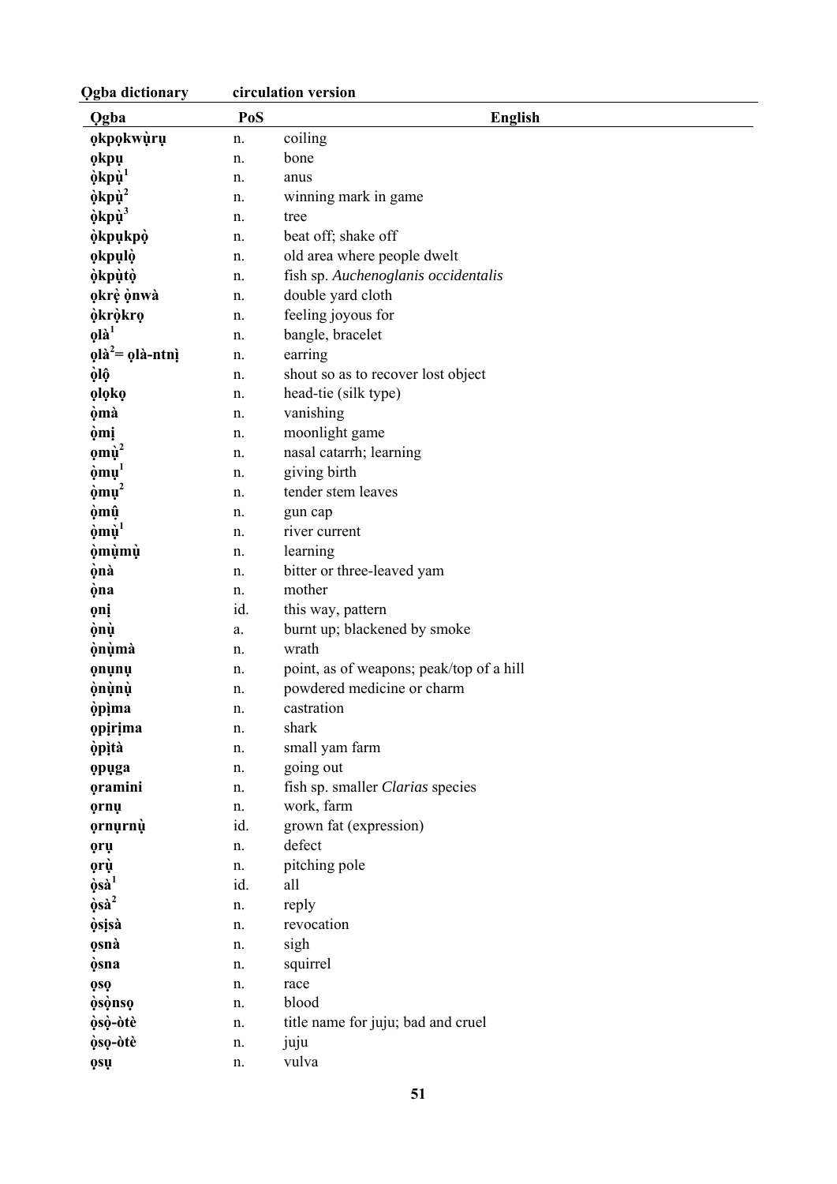| Ọgba | PoS | English |
|---|---|---|
| **ọkpọkwụ̀rụ** | n. | coiling |
| **ọkpụ** | n. | bone |
| **ọ̀kpụ̀[1]** | n. | anus |
| **ọ̀kpụ̀[2]** | n. | winning mark in game |
| **ọ̀kpụ̀[3]** | n. | tree |
| **ọ̀kpụkpọ̀** | n. | beat off; shake off |
| **ọkpụlọ̀** | n. | old area where people dwelt |
| **ọ̀kpụ̀tọ̀** | n. | fish sp. *Auchenoglanis occidentalis* |
| **ọkrẹ̀ ọ̀nwà** | n. | double yard cloth |
| **ọ̀krọ̀krọ** | n. | feeling joyous for |
| **ọlà[1]** | n. | bangle, bracelet |
| **ọlà[2]= ọlà-ntnị̀** | n. | earring |
| **ọ̀lộ** | n. | shout so as to recover lost object |
| **ọlọkọ** | n. | head-tie (silk type) |
| **ọ̀mà** | n. | vanishing |
| **ọ̀mị** | n. | moonlight game |
| **ọmụ̀[2]** | n. | nasal catarrh; learning |
| **ọ̀mụ[1]** | n. | giving birth |
| **ọ̀mụ[2]** | n. | tender stem leaves |
| **ọ̀mụ̂** | n. | gun cap |
| **ọ̀mụ̀[1]** | n. | river current |
| **ọ̀mụ̀mụ̀** | n. | learning |
| **ọ̀nà** | n. | bitter or three-leaved yam |
| **ọ̀na** | n. | mother |
| **ọnị** | id. | this way, pattern |
| **ọ̀nụ̀** | a. | burnt up; blackened by smoke |
| **ọ̀nụ̀mà** | n. | wrath |
| **ọnụnụ** | n. | point, as of weapons; peak/top of a hill |
| **ọ̀nụ̀nụ̀** | n. | powdered medicine or charm |
| **ọ̀pị̀ma** | n. | castration |
| **ọpịrịma** | n. | shark |
| **ọ̀pị̀tà** | n. | small yam farm |
| **ọpụga** | n. | going out |
| **ọramini** | n. | fish sp. smaller *Clarias* species |
| **ọrnụ** | n. | work, farm |
| **ọrnụrnụ̀** | id. | grown fat (expression) |
| **ọrụ** | n. | defect |
| **ọrụ̀** | n. | pitching pole |
| **ọ̀sà[1]** | id. | all |
| **ọ̀sà[2]** | n. | reply |
| **ọ̀sịsà** | n. | revocation |
| **ọsnà** | n. | sigh |
| **ọ̀sna** | n. | squirrel |
| **ọsọ** | n. | race |
| **ọ̀sọ̀nsọ** | n. | blood |
| **ọ̀sọ̀-òtè** | n. | title name for juju; bad and cruel |
| **ọ̀sọ-òtè** | n. | juju |
| **ọsụ** | n. | vulva |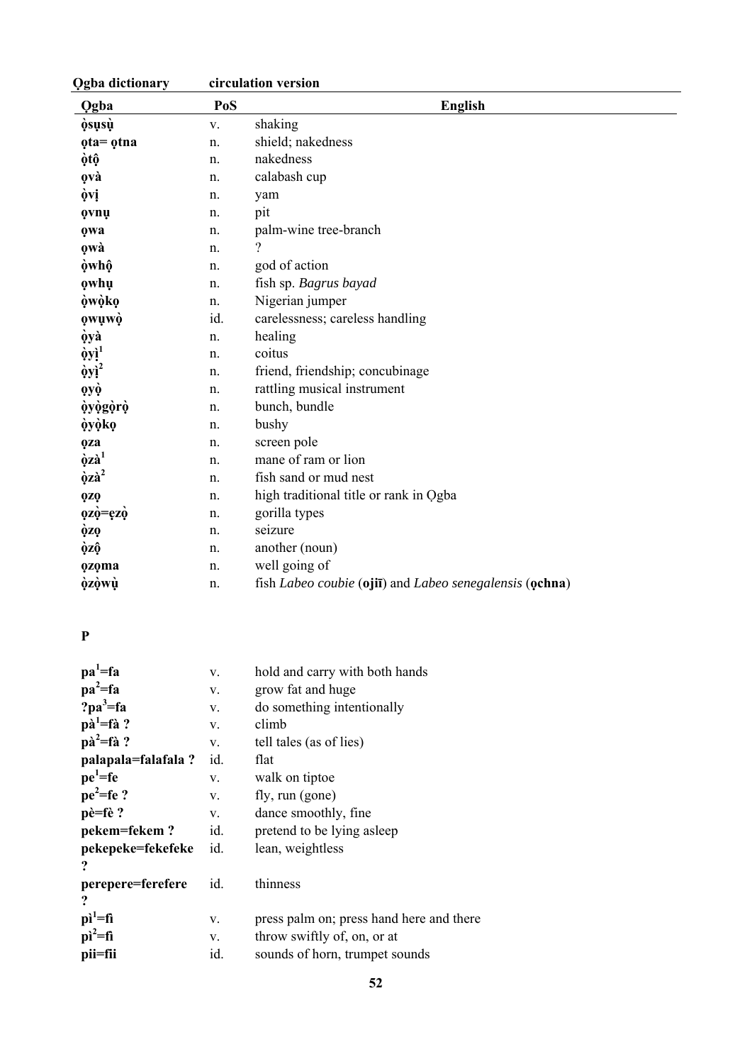| Ọgba | PoS | English |
|---|---|---|
| **ọ̀sụsụ̀** | v. | shaking |
| **ọta= ọtna** | n. | shield; nakedness |
| **ọ̀tộ** | n. | nakedness |
| **ọvà** | n. | calabash cup |
| **ọ̀vị** | n. | yam |
| **ọvnụ** | n. | pit |
| **ọwa** | n. | palm-wine tree-branch |
| **ọwà** | n. | ? |
| **ọ̀whộ** | n. | god of action |
| **ọwhụ** | n. | fish sp. *Bagrus bayad* |
| **ọ̀wọ̀kọ** | n. | Nigerian jumper |
| **ọwụwọ̀** | id. | carelessness; careless handling |
| **ọ̀yà** | n. | healing |
| **ọ̀yị̀[1]** | n. | coitus |
| **ọ̀yị̀[2]** | n. | friend, friendship; concubinage |
| **ọyọ̀** | n. | rattling musical instrument |
| **ọ̀yọ̀gọ̀rọ̀** | n. | bunch, bundle |
| **ọ̀yọ̀kọ** | n. | bushy |
| **ọza** | n. | screen pole |
| **ọ̀zà[1]** | n. | mane of ram or lion |
| **ọ̀zà[2]** | n. | fish sand or mud nest |
| **ọzọ** | n. | high traditional title or rank in Ọgba |
| **ọzọ̀=ẹzọ̀** | n. | gorilla types |
| **ọ̀zọ** | n. | seizure |
| **ọ̀zộ** | n. | another (noun) |
| **ọzọma** | n. | well going of |
| **ọ̀zọ̀wụ̀** | n. | fish *Labeo coubie* (**ojiī**) and *Labeo senegalensis* (**ọchna**) |

**P**

| | | |
|---|---|---|
| **pa[1]=fa** | v. | hold and carry with both hands |
| **pa[2]=fa** | v. | grow fat and huge |
| **?pa[3]=fa** | v. | do something intentionally |
| **pà[1]=fà ?** | v. | climb |
| **pà[2]=fà ?** | v. | tell tales (as of lies) |
| **palapala=falafala ?** | id. | flat |
| **pe[1]=fe** | v. | walk on tiptoe |
| **pe[2]=fe ?** | v. | fly, run (gone) |
| **pè=fè ?** | v. | dance smoothly, fine |
| **pekem=fekem ?** | id. | pretend to be lying asleep |
| **pekepeke=fekefeke ?** | id. | lean, weightless |
| **perepere=ferefere ?** | id. | thinness |
| **pì[1]=fì** | v. | press palm on; press hand here and there |
| **pì[2]=fì** | v. | throw swiftly of, on, or at |
| **pii=fii** | id. | sounds of horn, trumpet sounds |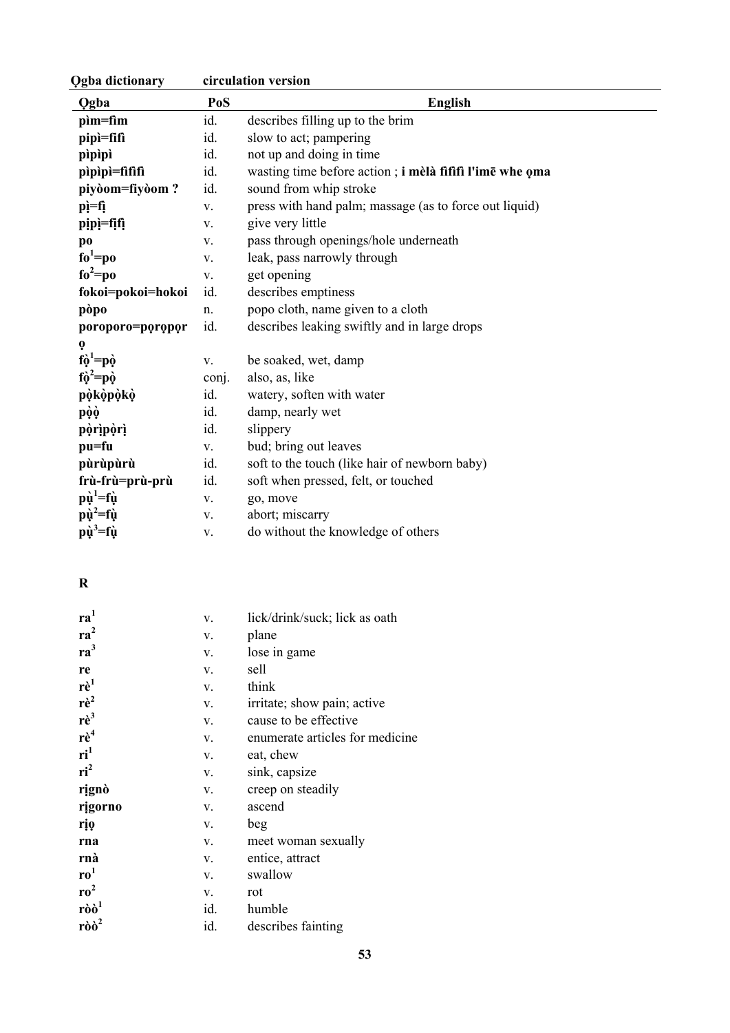| Ọgba | PoS | English |
|---|---|---|
| **pìm=fìm** | id. | describes filling up to the brim |
| **pipì=fifì** | id. | slow to act; pampering |
| **pìpìpì** | id. | not up and doing in time |
| **pìpìpì=fìfìfì** | id. | wasting time before action ; **i mèlà fìfìfì l'imē whe ọma** |
| **piyòom=fiyòom ?** | id. | sound from whip stroke |
| **pị=fị** | v. | press with hand palm; massage (as to force out liquid) |
| **pịpị=fịfị** | v. | give very little |
| **po** | v. | pass through openings/hole underneath |
| **fo[1]=po** | v. | leak, pass narrowly through |
| **fo[2]=po** | v. | get opening |
| **fokoi=pokoi=hokoi** | id. | describes emptiness |
| **pòpo** | n. | popo cloth, name given to a cloth |
| **poroporo=pọrọpọrọ** | id. | describes leaking swiftly and in large drops |
| **fọ̀[1]=pọ̀** | v. | be soaked, wet, damp |
| **fọ̀[2]=pọ̀** | conj. | also, as, like |
| **pọ̀kọ̀pọ̀kọ̀** | id. | watery, soften with water |
| **pọ̀ọ̀** | id. | damp, nearly wet |
| **pọ̀rịpọ̀rị** | id. | slippery |
| **pu=fu** | v. | bud; bring out leaves |
| **pùrùpùrù** | id. | soft to the touch (like hair of newborn baby) |
| **frù-frù=prù-prù** | id. | soft when pressed, felt, or touched |
| **pụ̀[1]=fụ̀** | v. | go, move |
| **pụ̀[2]=fụ̀** | v. | abort; miscarry |
| **pụ̀[3]=fụ̀** | v. | do without the knowledge of others |

## R

| Ọgba | PoS | English |
|---|---|---|
| **ra[1]** | v. | lick/drink/suck; lick as oath |
| **ra[2]** | v. | plane |
| **ra[3]** | v. | lose in game |
| **re** | v. | sell |
| **rè[1]** | v. | think |
| **rè[2]** | v. | irritate; show pain; active |
| **rè[3]** | v. | cause to be effective |
| **rè[4]** | v. | enumerate articles for medicine |
| **ri[1]** | v. | eat, chew |
| **ri[2]** | v. | sink, capsize |
| **rịgnò** | v. | creep on steadily |
| **rịgorno** | v. | ascend |
| **rịọ** | v. | beg |
| **rna** | v. | meet woman sexually |
| **rnà** | v. | entice, attract |
| **ro[1]** | v. | swallow |
| **ro[2]** | v. | rot |
| **ròò[1]** | id. | humble |
| **ròò[2]** | id. | describes fainting |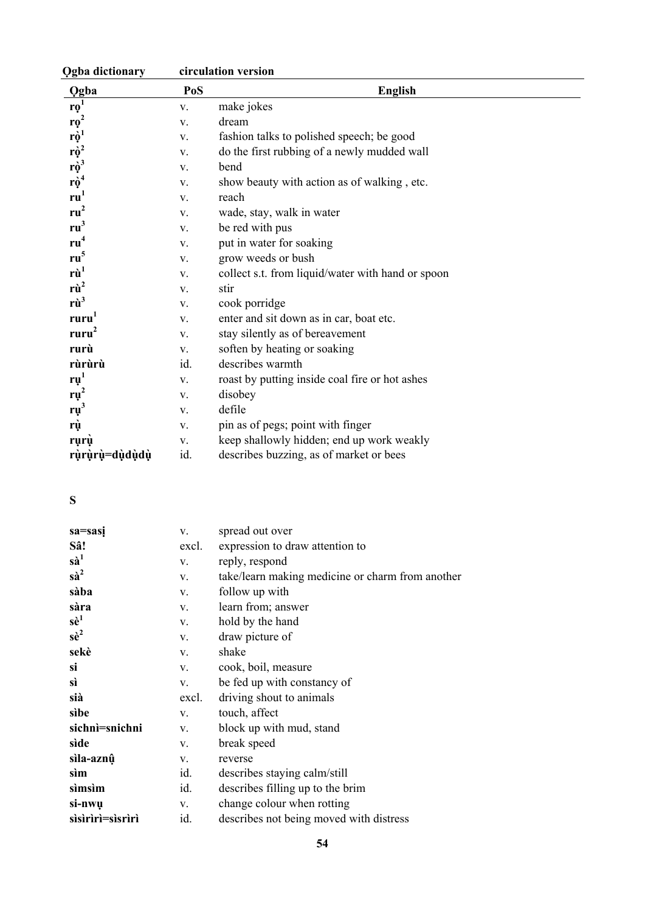| Ọgba | PoS | English |
|---|---|---|
| **rọ**[1] | v. | make jokes |
| **rọ**[2] | v. | dream |
| **rọ̀**[1] | v. | fashion talks to polished speech; be good |
| **rọ̀**[2] | v. | do the first rubbing of a newly mudded wall |
| **rọ̀**[3] | v. | bend |
| **rọ̀**[4] | v. | show beauty with action as of walking , etc. |
| **ru**[1] | v. | reach |
| **ru**[2] | v. | wade, stay, walk in water |
| **ru**[3] | v. | be red with pus |
| **ru**[4] | v. | put in water for soaking |
| **ru**[5] | v. | grow weeds or bush |
| **rù**[1] | v. | collect s.t. from liquid/water with hand or spoon |
| **rù**[2] | v. | stir |
| **rù**[3] | v. | cook porridge |
| **ruru**[1] | v. | enter and sit down as in car, boat etc. |
| **ruru**[2] | v. | stay silently as of bereavement |
| **rurù** | v. | soften by heating or soaking |
| **rùrùrù** | id. | describes warmth |
| **rụ**[1] | v. | roast by putting inside coal fire or hot ashes |
| **rụ**[2] | v. | disobey |
| **rụ**[3] | v. | defile |
| **rụ̀** | v. | pin as of pegs; point with finger |
| **rụrụ̀** | v. | keep shallowly hidden; end up work weakly |
| **rụ̀rụ̀rụ̀=dụ̀dụ̀dụ̀** | id. | describes buzzing, as of market or bees |

**S**

| Ọgba | PoS | English |
|---|---|---|
| **sa=sasị** | v. | spread out over |
| **Sâ!** | excl. | expression to draw attention to |
| **sà**[1] | v. | reply, respond |
| **sà**[2] | v. | take/learn making medicine or charm from another |
| **sàba** | v. | follow up with |
| **sàra** | v. | learn from; answer |
| **sè**[1] | v. | hold by the hand |
| **sè**[2] | v. | draw picture of |
| **sekè** | v. | shake |
| **si** | v. | cook, boil, measure |
| **sì** | v. | be fed up with constancy of |
| **sià** | excl. | driving shout to animals |
| **sìbe** | v. | touch, affect |
| **sichnì=snichni** | v. | block up with mud, stand |
| **sìde** | v. | break speed |
| **sìla-aznụ̂** | v. | reverse |
| **sìm** | id. | describes staying calm/still |
| **sìmsìm** | id. | describes filling up to the brim |
| **si-nwụ** | v. | change colour when rotting |
| **sìsìrìrì=sìsrìrì** | id. | describes not being moved with distress |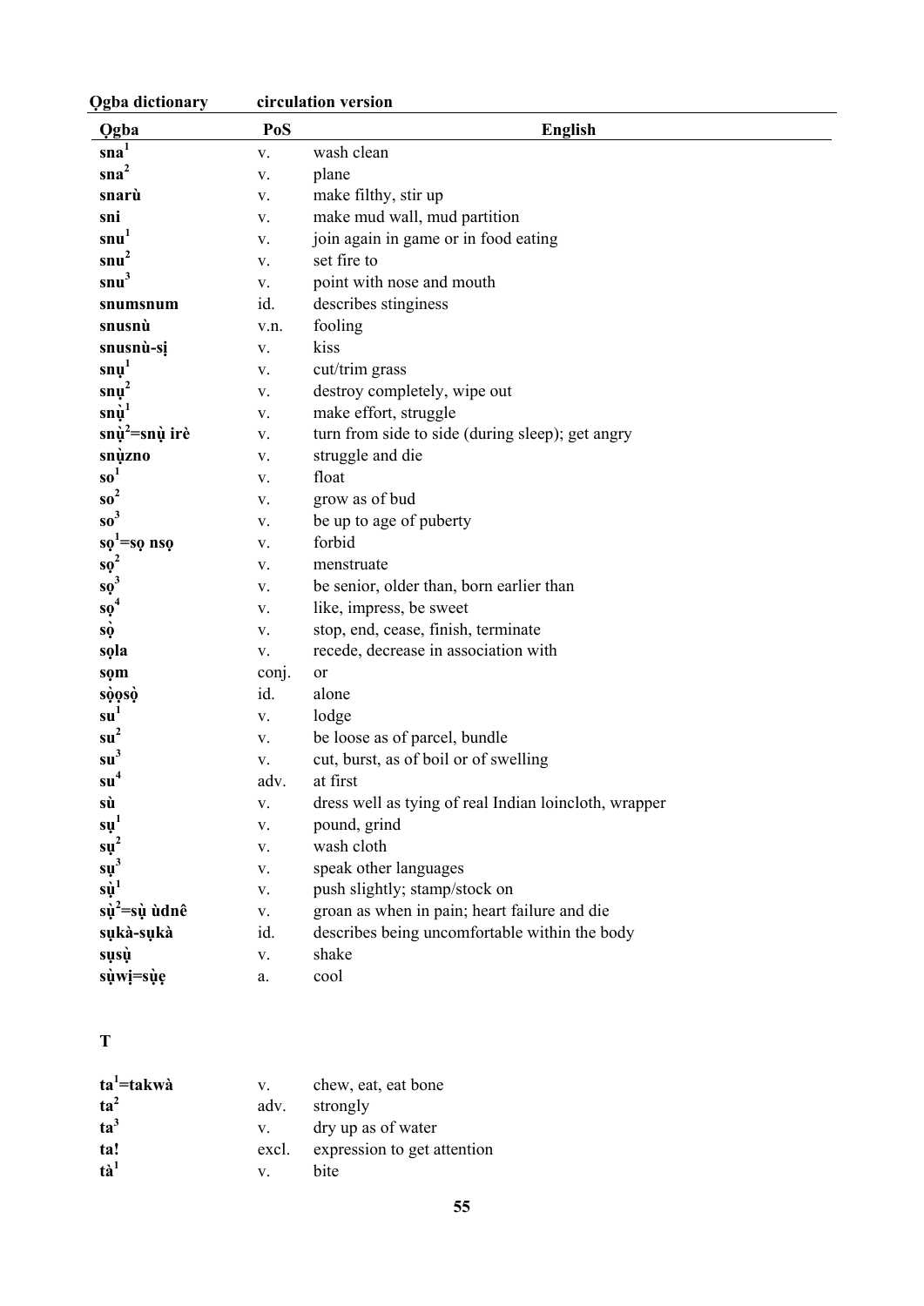| Ọgba | PoS | English |
|---|---|---|
| **sna**[1] | v. | wash clean |
| **sna**[2] | v. | plane |
| **snarù** | v. | make filthy, stir up |
| **sni** | v. | make mud wall, mud partition |
| **snu**[1] | v. | join again in game or in food eating |
| **snu**[2] | v. | set fire to |
| **snu**[3] | v. | point with nose and mouth |
| **snumsnum** | id. | describes stinginess |
| **snusnù** | v.n. | fooling |
| **snusnù-sị** | v. | kiss |
| **snụ**[1] | v. | cut/trim grass |
| **snụ**[2] | v. | destroy completely, wipe out |
| **snụ̀**[1] | v. | make effort, struggle |
| **snụ̀**[2]**=snụ̀ irè** | v. | turn from side to side (during sleep); get angry |
| **snụ̀zno** | v. | struggle and die |
| **so**[1] | v. | float |
| **so**[2] | v. | grow as of bud |
| **so**[3] | v. | be up to age of puberty |
| **sọ**[1]**=sọ nsọ** | v. | forbid |
| **sọ**[2] | v. | menstruate |
| **sọ**[3] | v. | be senior, older than, born earlier than |
| **sọ**[4] | v. | like, impress, be sweet |
| **sọ̀** | v. | stop, end, cease, finish, terminate |
| **sọla** | v. | recede, decrease in association with |
| **sọm** | conj. | or |
| **sọ̀ọsọ̀** | id. | alone |
| **su**[1] | v. | lodge |
| **su**[2] | v. | be loose as of parcel, bundle |
| **su**[3] | v. | cut, burst, as of boil or of swelling |
| **su**[4] | adv. | at first |
| **sù** | v. | dress well as tying of real Indian loincloth, wrapper |
| **sụ**[1] | v. | pound, grind |
| **sụ**[2] | v. | wash cloth |
| **sụ**[3] | v. | speak other languages |
| **sụ̀**[1] | v. | push slightly; stamp/stock on |
| **sụ̀**[2]**=sụ̀ ùdnê** | v. | groan as when in pain; heart failure and die |
| **sụkà-sụkà** | id. | describes being uncomfortable within the body |
| **sụsụ̀** | v. | shake |
| **sụ̀wị=sụ̀ẹ** | a. | cool |

**T**

| Ọgba | PoS | English |
|---|---|---|
| **ta**[1]**=takwà** | v. | chew, eat, eat bone |
| **ta**[2] | adv. | strongly |
| **ta**[3] | v. | dry up as of water |
| **ta!** | excl. | expression to get attention |
| **tà**[1] | v. | bite |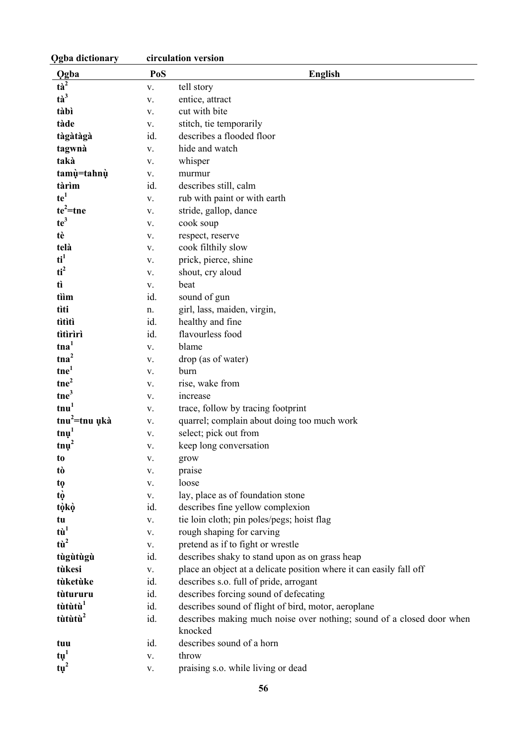| Ọgba | PoS | English |
|---|---|---|
| **tà$^{2}$** | v. | tell story |
| **tà$^{3}$** | v. | entice, attract |
| **tàbì** | v. | cut with bite |
| **tàde** | v. | stitch, tie temporarily |
| **tạ̀gạ̀tạ̀gạ̀** | id. | describes a flooded floor |
| **tagwnà** | v. | hide and watch |
| **takà** | v. | whisper |
| **tamụ̀=tahnụ̀** | v. | murmur |
| **tàrìm** | id. | describes still, calm |
| **te$^{1}$** | v. | rub with paint or with earth |
| **te$^{2}$=tne** | v. | stride, gallop, dance |
| **te$^{3}$** | v. | cook soup |
| **tè** | v. | respect, reserve |
| **telà** | v. | cook filthily slow |
| **ti$^{1}$** | v. | prick, pierce, shine |
| **ti$^{2}$** | v. | shout, cry aloud |
| **tì** | v. | beat |
| **tìim** | id. | sound of gun |
| **tìti** | n. | girl, lass, maiden, virgin, |
| **tìtìtì** | id. | healthy and fine |
| **tìtìrìrì** | id. | flavourless food |
| **tna$^{1}$** | v. | blame |
| **tna$^{2}$** | v. | drop (as of water) |
| **tne$^{1}$** | v. | burn |
| **tne$^{2}$** | v. | rise, wake from |
| **tne$^{3}$** | v. | increase |
| **tnu$^{1}$** | v. | trace, follow by tracing footprint |
| **tnu$^{2}$=tnu ụkà** | v. | quarrel; complain about doing too much work |
| **tnụ$^{1}$** | v. | select; pick out from |
| **tnụ$^{2}$** | v. | keep long conversation |
| **to** | v. | grow |
| **tò** | v. | praise |
| **tọ** | v. | loose |
| **tọ̀** | v. | lay, place as of foundation stone |
| **tọ̀kọ̀** | id. | describes fine yellow complexion |
| **tu** | v. | tie loin cloth; pin poles/pegs; hoist flag |
| **tù$^{1}$** | v. | rough shaping for carving |
| **tù$^{2}$** | v. | pretend as if to fight or wrestle |
| **tùgùtùgù** | id. | describes shaky to stand upon as on grass heap |
| **tùkesi** | v. | place an object at a delicate position where it can easily fall off |
| **tùketùke** | id. | describes s.o. full of pride, arrogant |
| **tùtururu** | id. | describes forcing sound of defecating |
| **tùtùtù$^{1}$** | id. | describes sound of flight of bird, motor, aeroplane |
| **tùtùtù$^{2}$** | id. | describes making much noise over nothing; sound of a closed door when knocked |
| **tuu** | id. | describes sound of a horn |
| **tụ$^{1}$** | v. | throw |
| **tụ$^{2}$** | v. | praising s.o. while living or dead |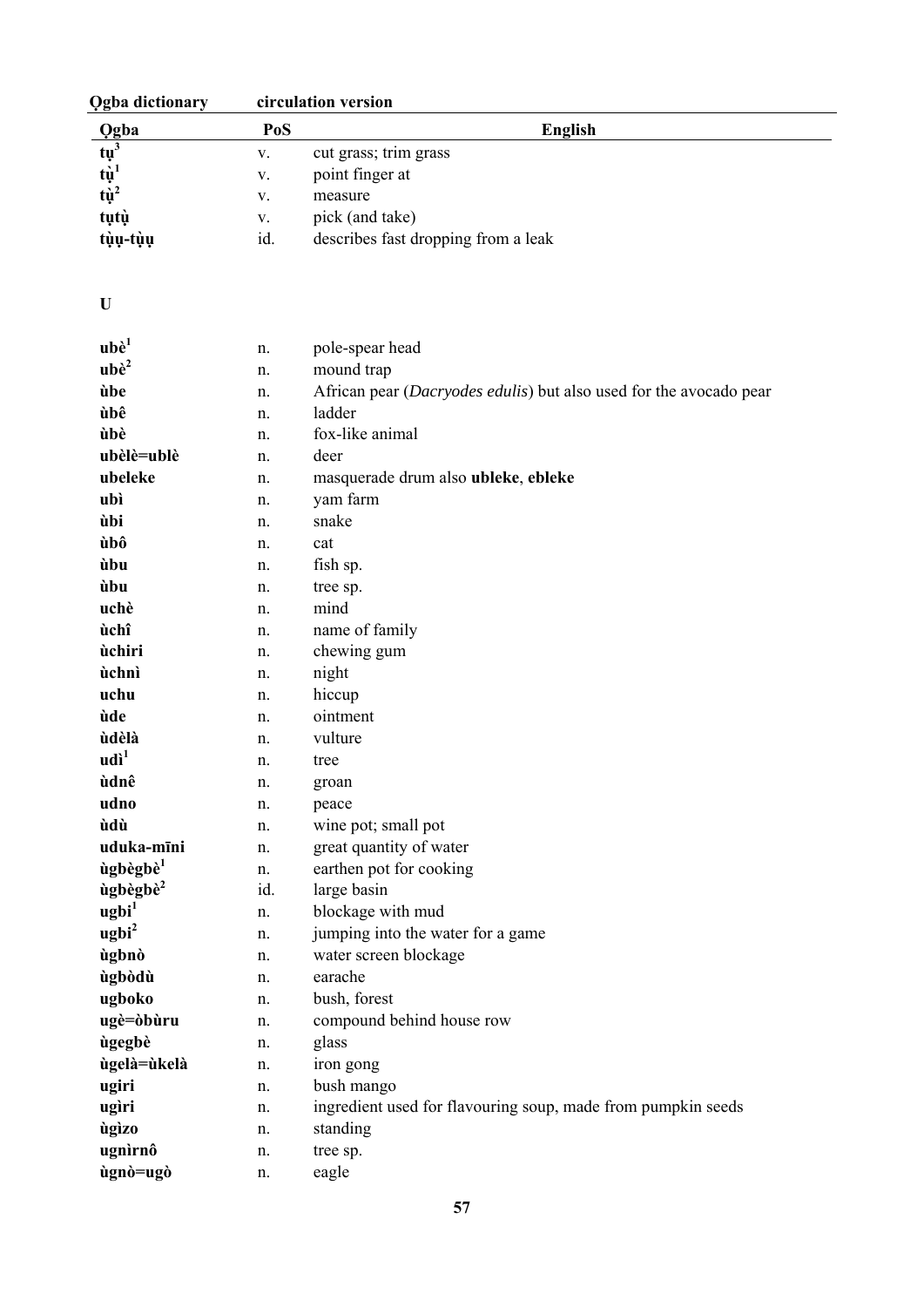| Ọgba | PoS | English |
|---|---|---|
| **tụ**[3] | v. | cut grass; trim grass |
| **tụ̀**[1] | v. | point finger at |
| **tụ̀**[2] | v. | measure |
| **tụtụ̀** | v. | pick (and take) |
| **tụ̀ụ-tụ̀ụ** | id. | describes fast dropping from a leak |

**U**

| Ọgba | PoS | English |
|---|---|---|
| **ubè**[1] | n. | pole-spear head |
| **ubè**[2] | n. | mound trap |
| **ùbe** | n. | African pear (*Dacryodes edulis*) but also used for the avocado pear |
| **ùbê** | n. | ladder |
| **ùbè** | n. | fox-like animal |
| **ubèlè=ublè** | n. | deer |
| **ubeleke** | n. | masquerade drum also **ubleke**, **ebleke** |
| **ubì** | n. | yam farm |
| **ùbi** | n. | snake |
| **ùbô** | n. | cat |
| **ùbu** | n. | fish sp. |
| **ùbu** | n. | tree sp. |
| **uchè** | n. | mind |
| **ùchî** | n. | name of family |
| **ùchiri** | n. | chewing gum |
| **ùchnì** | n. | night |
| **uchu** | n. | hiccup |
| **ùde** | n. | ointment |
| **ùdèlà** | n. | vulture |
| **udì**[1] | n. | tree |
| **ùdnê** | n. | groan |
| **udno** | n. | peace |
| **ùdù** | n. | wine pot; small pot |
| **uduka-mīni** | n. | great quantity of water |
| **ùgbègbè**[1] | n. | earthen pot for cooking |
| **ùgbègbè**[2] | id. | large basin |
| **ugbi**[1] | n. | blockage with mud |
| **ugbi**[2] | n. | jumping into the water for a game |
| **ùgbnò** | n. | water screen blockage |
| **ùgbòdù** | n. | earache |
| **ugboko** | n. | bush, forest |
| **ugè=òbùru** | n. | compound behind house row |
| **ùgegbè** | n. | glass |
| **ùgelà=ùkelà** | n. | iron gong |
| **ugiri** | n. | bush mango |
| **ugìri** | n. | ingredient used for flavouring soup, made from pumpkin seeds |
| **ùgìzo** | n. | standing |
| **ugnìrnô** | n. | tree sp. |
| **ùgnò=ugò** | n. | eagle |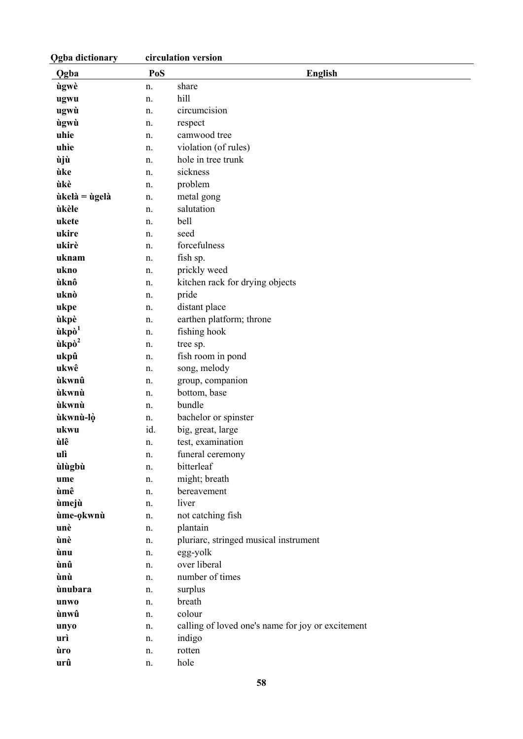| Ọgba | PoS | English |
|---|---|---|
| **ùgwè** | n. | share |
| **ugwu** | n. | hill |
| **ugwù** | n. | circumcision |
| **ùgwù** | n. | respect |
| **uhie** | n. | camwood tree |
| **uhìe** | n. | violation (of rules) |
| **ùjù** | n. | hole in tree trunk |
| **ùke** | n. | sickness |
| **ùkè** | n. | problem |
| **ùkelà = ùgelà** | n. | metal gong |
| **ùkèle** | n. | salutation |
| **ukete** | n. | bell |
| **ukire** | n. | seed |
| **ukirè** | n. | forcefulness |
| **uknam** | n. | fish sp. |
| **ukno** | n. | prickly weed |
| **ùknô** | n. | kitchen rack for drying objects |
| **uknò** | n. | pride |
| **ukpe** | n. | distant place |
| **ùkpè** | n. | earthen platform; throne |
| **ùkpò[1]** | n. | fishing hook |
| **ùkpò[2]** | n. | tree sp. |
| **ukpû** | n. | fish room in pond |
| **ukwê** | n. | song, melody |
| **ùkwnû** | n. | group, companion |
| **ùkwnù** | n. | bottom, base |
| **ùkwnù** | n. | bundle |
| **ùkwnù-lọ̀** | n. | bachelor or spinster |
| **ukwu** | id. | big, great, large |
| **ùlê** | n. | test, examination |
| **ulì** | n. | funeral ceremony |
| **ùlùgbù** | n. | bitterleaf |
| **ume** | n. | might; breath |
| **ùmê** | n. | bereavement |
| **ùmejù** | n. | liver |
| **ùme-ọkwnù** | n. | not catching fish |
| **unè** | n. | plantain |
| **ùnè** | n. | pluriarc, stringed musical instrument |
| **ùnu** | n. | egg-yolk |
| **ùnû** | n. | over liberal |
| **ùnù** | n. | number of times |
| **ùnubara** | n. | surplus |
| **unwo** | n. | breath |
| **ùnwû** | n. | colour |
| **unyo** | n. | calling of loved one's name for joy or excitement |
| **urì** | n. | indigo |
| **ùro** | n. | rotten |
| **urû** | n. | hole |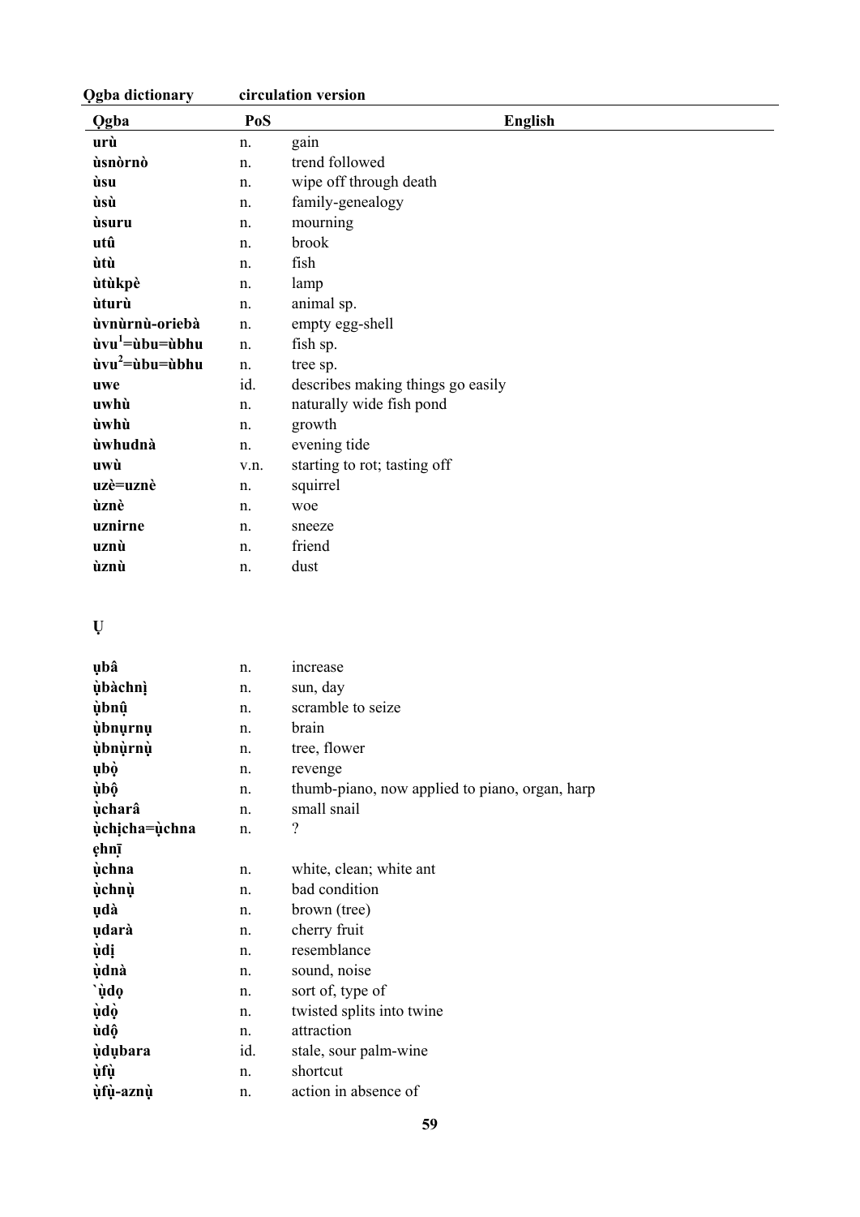| Ọgba | PoS | English |
|---|---|---|
| **urù** | n. | gain |
| **ùsnòrnò** | n. | trend followed |
| **ùsu** | n. | wipe off through death |
| **ùsù** | n. | family-genealogy |
| **ùsuru** | n. | mourning |
| **utû** | n. | brook |
| **ùtù** | n. | fish |
| **ùtùkpè** | n. | lamp |
| **ùturù** | n. | animal sp. |
| **ùvnùrnù-oriebà** | n. | empty egg-shell |
| **ùvu[1]=ùbu=ùbhu** | n. | fish sp. |
| **ùvu[2]=ùbu=ùbhu** | n. | tree sp. |
| **uwe** | id. | describes making things go easily |
| **uwhù** | n. | naturally wide fish pond |
| **ùwhù** | n. | growth |
| **ùwhudnà** | n. | evening tide |
| **uwù** | v.n. | starting to rot; tasting off |
| **uzè=uznè** | n. | squirrel |
| **ùznè** | n. | woe |
| **uznirne** | n. | sneeze |
| **uznù** | n. | friend |
| **ùznù** | n. | dust |

## Ụ

| Ọgba | PoS | English |
|---|---|---|
| **ụbâ** | n. | increase |
| **ụ̀bàchnị̀** | n. | sun, day |
| **ụ̀bnụ̂** | n. | scramble to seize |
| **ụ̀bnụrnụ** | n. | brain |
| **ụ̀bnụ̀rnụ̀** | n. | tree, flower |
| **ụbọ̀** | n. | revenge |
| **ụ̀bộ** | n. | thumb-piano, now applied to piano, organ, harp |
| **ụ̀charâ** | n. | small snail |
| **ụ̀chịcha=ụ̀chna ẹhnī** | n. | ? |
| **ụ̀chna** | n. | white, clean; white ant |
| **ụ̀chnụ̀** | n. | bad condition |
| **ụdà** | n. | brown (tree) |
| **ụdarà** | n. | cherry fruit |
| **ụ̀dị** | n. | resemblance |
| **ụ̀dnà** | n. | sound, noise |
| **`ụ̀dọ** | n. | sort of, type of |
| **ụ̀dọ̀** | n. | twisted splits into twine |
| **ùdộ** | n. | attraction |
| **ụ̀dụbara** | id. | stale, sour palm-wine |
| **ụ̀fụ̀** | n. | shortcut |
| **ụ̀fụ̀-aznụ̀** | n. | action in absence of |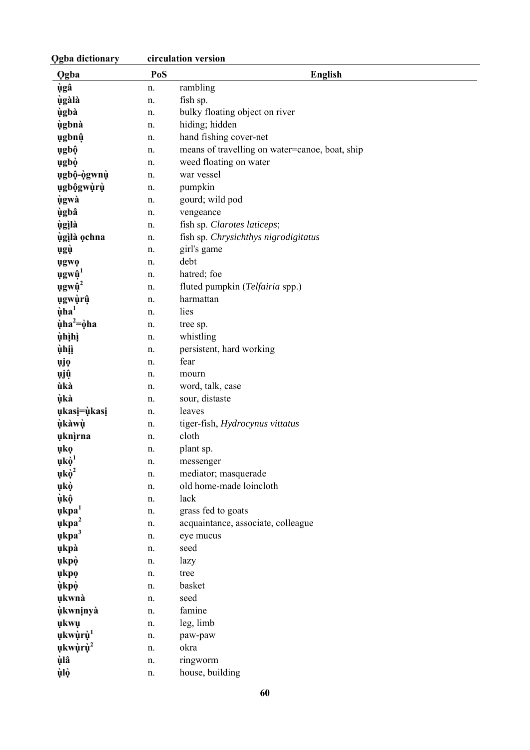| Ọgba | PoS | English |
|---|---|---|
| **ụ̀gâ** | n. | rambling |
| **ụ̀gàlà** | n. | fish sp. |
| **ụ̀gbà** | n. | bulky floating object on river |
| **ụ̀gbnà** | n. | hiding; hidden |
| **ụgbnụ̂** | n. | hand fishing cover-net |
| **ụgbộ** | n. | means of travelling on water=canoe, boat, ship |
| **ụgbọ̀** | n. | weed floating on water |
| **ụgbộ-ọ̀gwnụ̀** | n. | war vessel |
| **ụgbộgwụ̀rụ̀** | n. | pumpkin |
| **ụ̀gwà** | n. | gourd; wild pod |
| **ụ̀gbâ** | n. | vengeance |
| **ụ̀gị̀là** | n. | fish sp. *Clarotes laticeps*; |
| **ụ̀gị̀là ọchna** | n. | fish sp. *Chrysichthys nigrodigitatus* |
| **ụgụ̀** | n. | girl's game |
| **ụgwọ** | n. | debt |
| **ụgwụ̂[1]** | n. | hatred; foe |
| **ụgwụ̂[2]** | n. | fluted pumpkin (*Telfairia* spp.) |
| **ụgwụ̀rụ̂** | n. | harmattan |
| **ụ̀ha[1]** | n. | lies |
| **ụ̀ha[2]=ọ̀ha** | n. | tree sp. |
| **ụ̀hị̀hị̀** | n. | whistling |
| **ụ̀hị̀ị̀** | n. | persistent, hard working |
| **ụjọ** | n. | fear |
| **ụjụ̂** | n. | mourn |
| **ùkà** | n. | word, talk, case |
| **ụ̀kà** | n. | sour, distaste |
| **ụkasị=ụ̀kasị** | n. | leaves |
| **ụ̀kàwụ̀** | n. | tiger-fish, *Hydrocynus vittatus* |
| **ụknị̀rna** | n. | cloth |
| **ụkọ** | n. | plant sp. |
| **ụkọ̀[1]** | n. | messenger |
| **ụkọ̀[2]** | n. | mediator; masquerade |
| **ụkọ̀** | n. | old home-made loincloth |
| **ụ̀kộ** | n. | lack |
| **ụkpa[1]** | n. | grass fed to goats |
| **ụkpa[2]** | n. | acquaintance, associate, colleague |
| **ụkpa[3]** | n. | eye mucus |
| **ụkpà** | n. | seed |
| **ụkpọ̀** | n. | lazy |
| **ụkpọ** | n. | tree |
| **ụ̀kpọ̀** | n. | basket |
| **ụkwnà** | n. | seed |
| **ụ̀kwnịnyà** | n. | famine |
| **ụkwụ** | n. | leg, limb |
| **ụkwụ̀rụ̀[1]** | n. | paw-paw |
| **ụkwụ̀rụ̀[2]** | n. | okra |
| **ụ̀lâ** | n. | ringworm |
| **ụ̀lọ̀** | n. | house, building |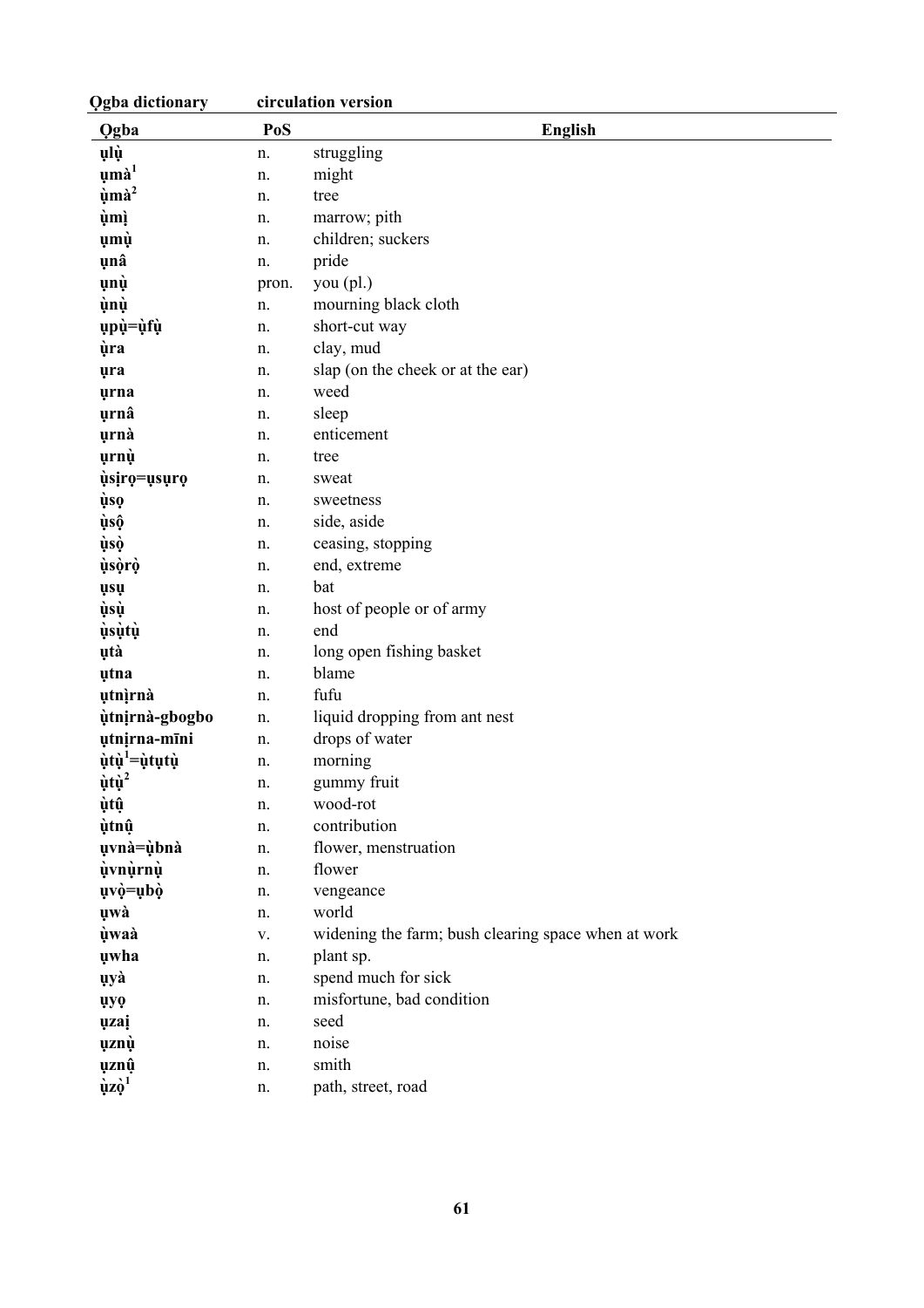| Ọgba | PoS | English |
|---|---|---|
| **ụlụ̀** | n. | struggling |
| **ụmà[1]** | n. | might |
| **ụ̀mà[2]** | n. | tree |
| **ụ̀mị̀** | n. | marrow; pith |
| **ụmụ̀** | n. | children; suckers |
| **ụnâ** | n. | pride |
| **ụnụ̀** | pron. | you (pl.) |
| **ụ̀nụ̀** | n. | mourning black cloth |
| **ụpụ̀=ụ̀fụ̀** | n. | short-cut way |
| **ụ̀ra** | n. | clay, mud |
| **ụra** | n. | slap (on the cheek or at the ear) |
| **ụrna** | n. | weed |
| **ụrnâ** | n. | sleep |
| **ụrnà** | n. | enticement |
| **ụrnụ̀** | n. | tree |
| **ụ̀sịrọ=ụsụrọ** | n. | sweat |
| **ụ̀sọ** | n. | sweetness |
| **ụ̀sộ** | n. | side, aside |
| **ụ̀sọ̀** | n. | ceasing, stopping |
| **ụ̀sọ̀rọ̀** | n. | end, extreme |
| **ụsụ** | n. | bat |
| **ụ̀sụ̀** | n. | host of people or of army |
| **ụ̀sụ̀tụ̀** | n. | end |
| **ụtà** | n. | long open fishing basket |
| **ụtna** | n. | blame |
| **ụtnị̀rnà** | n. | fufu |
| **ụ̀tnịrnà-gbogbo** | n. | liquid dropping from ant nest |
| **ụtnịrna-mīni** | n. | drops of water |
| **ụ̀tụ̀[1]=ụ̀tụtụ̀** | n. | morning |
| **ụ̀tụ̀[2]** | n. | gummy fruit |
| **ụ̀tụ̂** | n. | wood-rot |
| **ụ̀tnụ̂** | n. | contribution |
| **ụvnà=ụ̀bnà** | n. | flower, menstruation |
| **ụ̀vnụ̀rnụ̀** | n. | flower |
| **ụvọ̀=ụbọ̀** | n. | vengeance |
| **ụwà** | n. | world |
| **ụ̀waà** | v. | widening the farm; bush clearing space when at work |
| **ụwha** | n. | plant sp. |
| **ụyà** | n. | spend much for sick |
| **ụyọ** | n. | misfortune, bad condition |
| **ụzaị** | n. | seed |
| **ụznụ̀** | n. | noise |
| **ụznụ̂** | n. | smith |
| **ụ̀zọ̀[1]** | n. | path, street, road |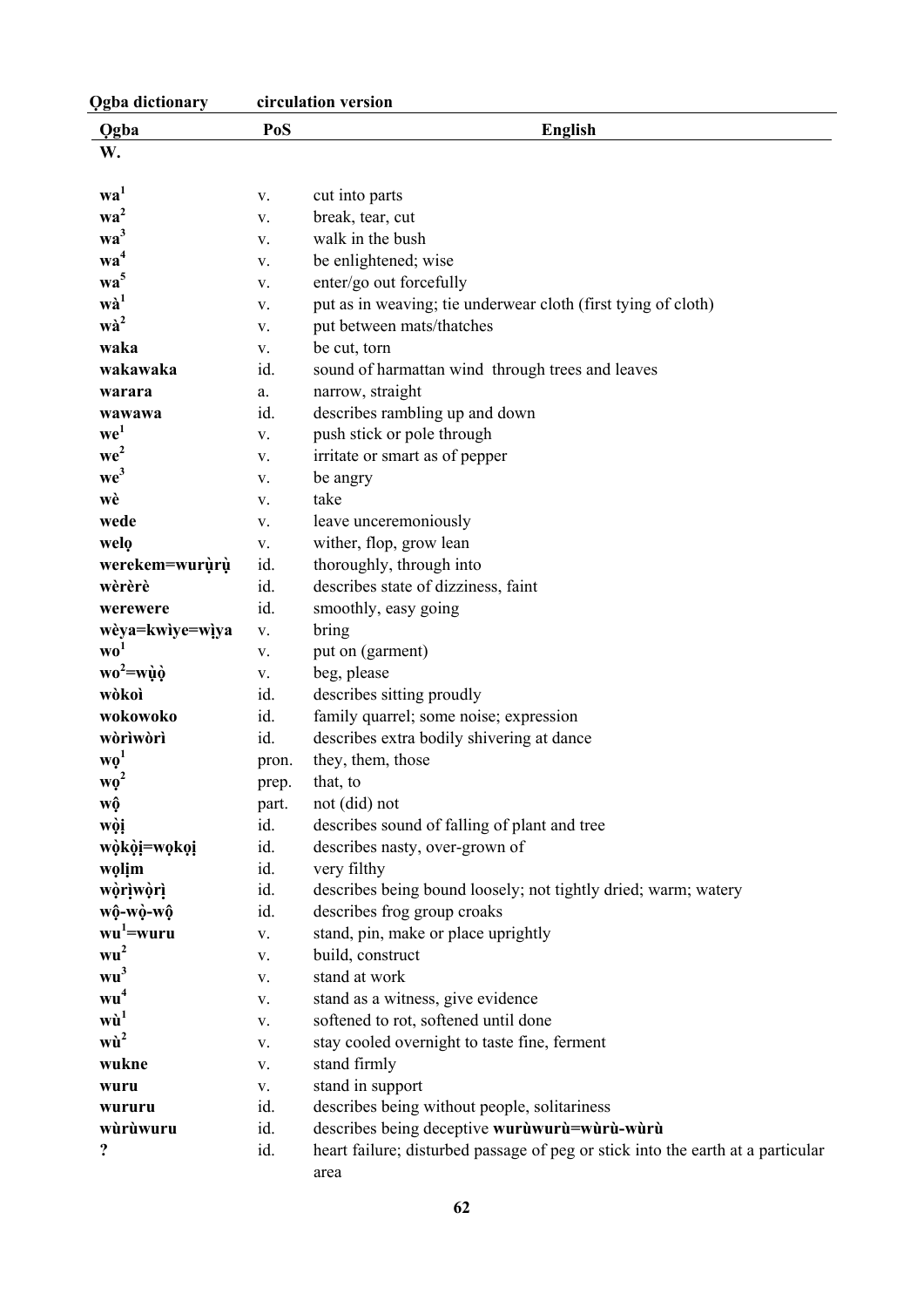| Ọgba | PoS | English |
|---|---|---|
| **W.** | | |
| **wa**[1] | v. | cut into parts |
| **wa**[2] | v. | break, tear, cut |
| **wa**[3] | v. | walk in the bush |
| **wa**[4] | v. | be enlightened; wise |
| **wa**[5] | v. | enter/go out forcefully |
| **wà**[1] | v. | put as in weaving; tie underwear cloth (first tying of cloth) |
| **wà**[2] | v. | put between mats/thatches |
| **waka** | v. | be cut, torn |
| **wakawaka** | id. | sound of harmattan wind through trees and leaves |
| **warara** | a. | narrow, straight |
| **wawawa** | id. | describes rambling up and down |
| **we**[1] | v. | push stick or pole through |
| **we**[2] | v. | irritate or smart as of pepper |
| **we**[3] | v. | be angry |
| **wè** | v. | take |
| **wede** | v. | leave unceremoniously |
| **welọ** | v. | wither, flop, grow lean |
| **werekem=wurụ̀rụ̀** | id. | thoroughly, through into |
| **wèrèrè** | id. | describes state of dizziness, faint |
| **werewere** | id. | smoothly, easy going |
| **wèya=kwìye=wịya** | v. | bring |
| **wo**[1] | v. | put on (garment) |
| **wo**[2]**=wụ̀ọ̀** | v. | beg, please |
| **wòkoì** | id. | describes sitting proudly |
| **wokowoko** | id. | family quarrel; some noise; expression |
| **wòrìwòrì** | id. | describes extra bodily shivering at dance |
| **wọ**[1] | pron. | they, them, those |
| **wọ**[2] | prep. | that, to |
| **wộ** | part. | not (did) not |
| **wọ̀ị** | id. | describes sound of falling of plant and tree |
| **wọ̀kọ̀ị=wọkọị** | id. | describes nasty, over-grown of |
| **wọlịm** | id. | very filthy |
| **wọ̀rịwọ̀rị** | id. | describes being bound loosely; not tightly dried; warm; watery |
| **wộ-wọ̀-wộ** | id. | describes frog group croaks |
| **wu**[1]**=wuru** | v. | stand, pin, make or place uprightly |
| **wu**[2] | v. | build, construct |
| **wu**[3] | v. | stand at work |
| **wu**[4] | v. | stand as a witness, give evidence |
| **wù**[1] | v. | softened to rot, softened until done |
| **wù**[2] | v. | stay cooled overnight to taste fine, ferment |
| **wukne** | v. | stand firmly |
| **wuru** | v. | stand in support |
| **wururu** | id. | describes being without people, solitariness |
| **wùrùwuru** | id. | describes being deceptive **wurùwurù=wùrù-wùrù** |
| **?** | id. | heart failure; disturbed passage of peg or stick into the earth at a particular area |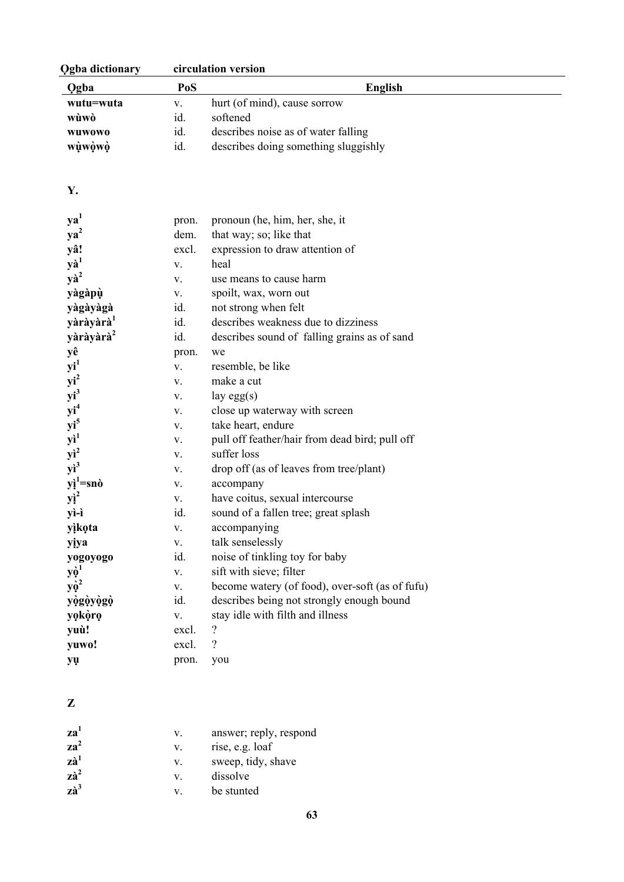| Ọgba | PoS | English |
|---|---|---|
| **wutu=wuta** | v. | hurt (of mind), cause sorrow |
| **wùwò** | id. | softened |
| **wuwowo** | id. | describes noise as of water falling |
| **wụwọ̀wọ̀** | id. | describes doing something sluggishly |

## Y.

| Ọgba | PoS | English |
|---|---|---|
| **ya**[1] | pron. | pronoun (he, him, her, she, it |
| **ya**[2] | dem. | that way; so; like that |
| **yâ!** | excl. | expression to draw attention of |
| **yà**[1] | v. | heal |
| **yà**[2] | v. | use means to cause harm |
| **yàgàpụ̀** | v. | spoilt, wax, worn out |
| **yàgàyàgà** | id. | not strong when felt |
| **yàràyàrà**[1] | id. | describes weakness due to dizziness |
| **yàràyàrà**[2] | id. | describes sound of falling grains as of sand |
| **yê** | pron. | we |
| **yi**[1] | v. | resemble, be like |
| **yi**[2] | v. | make a cut |
| **yi**[3] | v. | lay egg(s) |
| **yi**[4] | v. | close up waterway with screen |
| **yi**[5] | v. | take heart, endure |
| **yì**[1] | v. | pull off feather/hair from dead bird; pull off |
| **yì**[2] | v. | suffer loss |
| **yì**[3] | v. | drop off (as of leaves from tree/plant) |
| **yị̀**[1]**=snò** | v. | accompany |
| **yị̀**[2] | v. | have coitus, sexual intercourse |
| **yì-ì** | id. | sound of a fallen tree; great splash |
| **yị̀kọta** | v. | accompanying |
| **yịya** | v. | talk senselessly |
| **yogoyogo** | id. | noise of tinkling toy for baby |
| **yọ̀**[1] | v. | sift with sieve; filter |
| **yọ̀**[2] | v. | become watery (of food), over-soft (as of fufu) |
| **yọ̀gọ̀yọ̀gọ̀** | id. | describes being not strongly enough bound |
| **yọkọ̀rọ** | v. | stay idle with filth and illness |
| **yuù!** | excl. | ? |
| **yuwo!** | excl. | ? |
| **yụ** | pron. | you |

## Z

| Ọgba | PoS | English |
|---|---|---|
| **za**[1] | v. | answer; reply, respond |
| **za**[2] | v. | rise, e.g. loaf |
| **zà**[1] | v. | sweep, tidy, shave |
| **zà**[2] | v. | dissolve |
| **zà**[3] | v. | be stunted |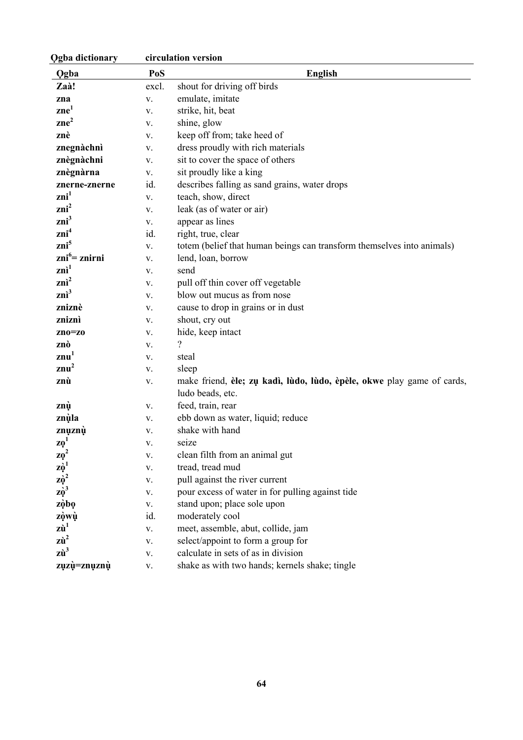| Ọgba | PoS | English |
|---|---|---|
| **Zaà!** | excl. | shout for driving off birds |
| **zna** | v. | emulate, imitate |
| **zne[1]** | v. | strike, hit, beat |
| **zne[2]** | v. | shine, glow |
| **znè** | v. | keep off from; take heed of |
| **znegnàchnì** | v. | dress proudly with rich materials |
| **znègnàchni** | v. | sit to cover the space of others |
| **znègnàrna** | v. | sit proudly like a king |
| **znerne-znerne** | id. | describes falling as sand grains, water drops |
| **zni[1]** | v. | teach, show, direct |
| **zni[2]** | v. | leak (as of water or air) |
| **zni[3]** | v. | appear as lines |
| **zni[4]** | id. | right, true, clear |
| **zni[5]** | v. | totem (belief that human beings can transform themselves into animals) |
| **zni[6]= znirni** | v. | lend, loan, borrow |
| **znì[1]** | v. | send |
| **znì[2]** | v. | pull off thin cover off vegetable |
| **znì[3]** | v. | blow out mucus as from nose |
| **zniznè** | v. | cause to drop in grains or in dust |
| **zniznì** | v. | shout, cry out |
| **zno=zo** | v. | hide, keep intact |
| **znò** | v. | ? |
| **znu[1]** | v. | steal |
| **znu[2]** | v. | sleep |
| **znù** | v. | make friend, **èle; zụ kadì, lùdo, lùdo, èpèle, okwe** play game of cards, ludo beads, etc. |
| **znụ̀** | v. | feed, train, rear |
| **znụ̀la** | v. | ebb down as water, liquid; reduce |
| **znụznụ̀** | v. | shake with hand |
| **zọ[1]** | v. | seize |
| **zọ[2]** | v. | clean filth from an animal gut |
| **zọ̀[1]** | v. | tread, tread mud |
| **zọ̀[2]** | v. | pull against the river current |
| **zọ̀[3]** | v. | pour excess of water in for pulling against tide |
| **zọ̀bọ** | v. | stand upon; place sole upon |
| **zọ̀wụ̀** | id. | moderately cool |
| **zù[1]** | v. | meet, assemble, abut, collide, jam |
| **zù[2]** | v. | select/appoint to form a group for |
| **zù[3]** | v. | calculate in sets of as in division |
| **zụzụ̀=znụznụ̀** | v. | shake as with two hands; kernels shake; tingle |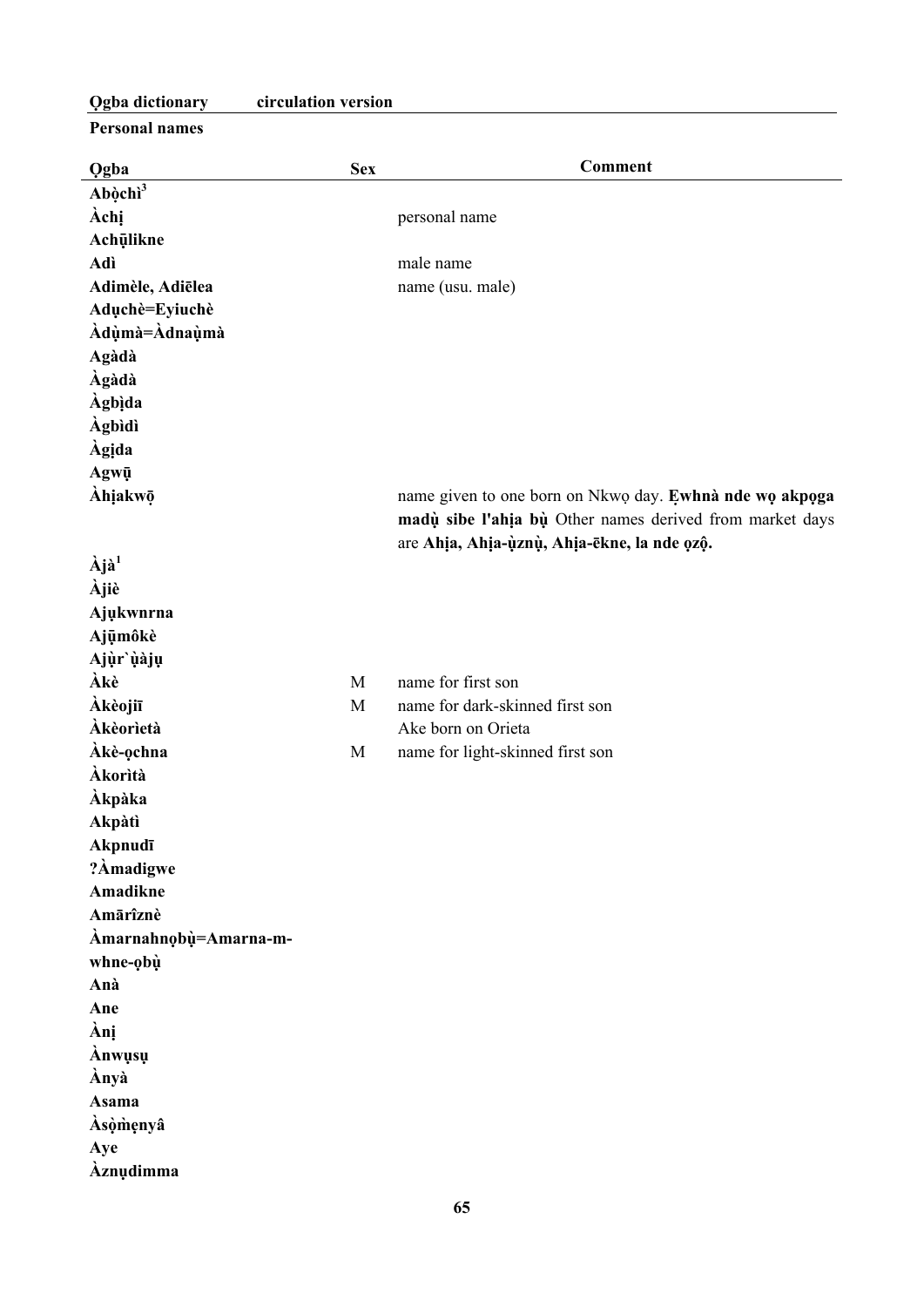**Personal names**

| Ọgba | Sex | Comment |
|---|---|---|
| **Abọ̀chì**[3] | | |
| **Àchị** | | personal name |
| **Achụ̄likne** | | |
| **Adì** | | male name |
| **Adimèle, Adiēlea** | | name (usu. male) |
| **Adụchè=Eyiuchè** | | |
| **Àdụ̀mà=Àdnaụ̀mà** | | |
| **Agàdà** | | |
| **Àgàdà** | | |
| **Àgbịda** | | |
| **Àgbìdì** | | |
| **Àgịda** | | |
| **Agwụ̄** | | |
| **Àhịakwọ̄** | | name given to one born on Nkwọ day. **Ẹwhnà nde wọ akpọga madụ̀ sibe l'ahịa bụ̀** Other names derived from market days are **Ahịa, Ahịa-ụ̀znụ̀, Ahịa-ēkne, la nde ọzộ.** |
| **Àjà**[1] | | |
| **Àjiè** | | |
| **Ajụkwnrna** | | |
| **Ajụ̄môkè** | | |
| **Ajụ̀r`ụ̀àjụ** | | |
| **Àkè** | M | name for first son |
| **Àkèojiī** | M | name for dark-skinned first son |
| **Àkèorìetà** | | Ake born on Orieta |
| **Àkè-ọchna** | M | name for light-skinned first son |
| **Àkorìtà** | | |
| **Àkpàka** | | |
| **Akpàtì** | | |
| **Akpnudī** | | |
| **?Àmadigwe** | | |
| **Amadikne** | | |
| **Amārîznè** | | |
| **Àmarnahnọbụ̀=Amarna-m-whne-ọbụ̀** | | |
| **Anà** | | |
| **Ane** | | |
| **Ànị** | | |
| **Ànwụsụ** | | |
| **Ànyà** | | |
| **Asama** | | |
| **Àsọ̀m̀ẹnyâ** | | |
| **Aye** | | |
| **Àznụdimma** | | |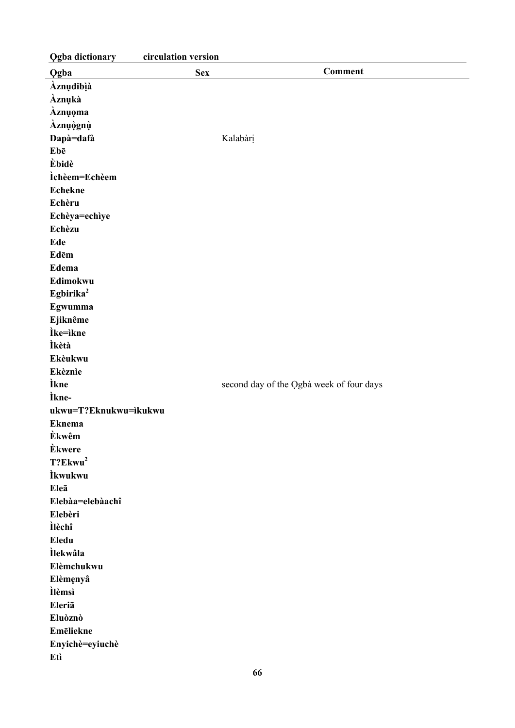| Ọgba | Sex | Comment |
|---|---|---|
| **Àznụdibị̀à** | | |
| **Àznụkà** | | |
| **Àznụọma** | | |
| **Àznụọ̀gnụ̀** | | |
| **Dapà=dafà** | | Kalabàrị |
| **Ebē** | | |
| **Èbidè** | | |
| **Ìchèem=Echèem** | | |
| **Echekne** | | |
| **Echèru** | | |
| **Echèya=echìye** | | |
| **Echèzu** | | |
| **Ede** | | |
| **Edēm** | | |
| **Edema** | | |
| **Edimokwu** | | |
| **Egbirika²** | | |
| **Egwumma** | | |
| **Ejiknême** | | |
| **Ìke=ìkne** | | |
| **Ìkètà** | | |
| **Ekèukwu** | | |
| **Ekèznìe** | | |
| **Ìkne** | | second day of the Ọgbà week of four days |
| **Ìkne-ukwu=T?Eknukwu=ìkukwu** | | |
| **Eknema** | | |
| **Èkwêm** | | |
| **Èkwere** | | |
| **T?Ekwu²** | | |
| **Ìkwukwu** | | |
| **Eleā** | | |
| **Elebàa=elebàachî** | | |
| **Elebèri** | | |
| **Ìlèchî** | | |
| **Eledu** | | |
| **Ìlekwâla** | | |
| **Elèmchukwu** | | |
| **Elèmẹnyâ** | | |
| **Ìlèmsì** | | |
| **Eleriā** | | |
| **Eluòznò** | | |
| **Emēliekne** | | |
| **Enyichè=eyiuchè** | | |
| **Etì** | | |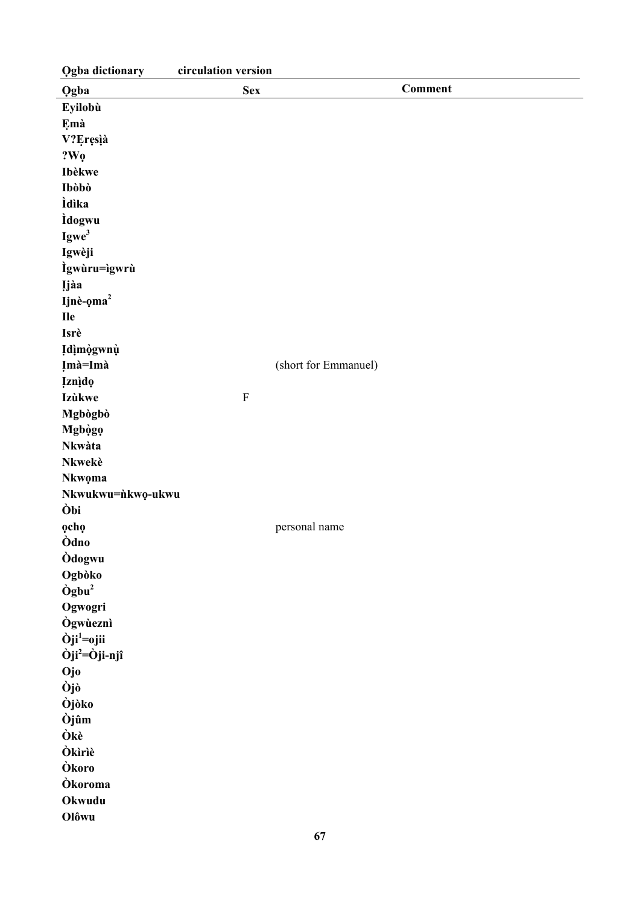| Ọgba | Sex | Comment |
|---|---|---|
| **Eyilobù** | | |
| **Ẹmà** | | |
| **V?Ẹrẹsịà** | | |
| **?Wọ** | | |
| **Ibèkwe** | | |
| **Ibòbò** | | |
| **Ìdìka** | | |
| **Ìdogwu** | | |
| **Igwe[3]** | | |
| **Igwèji** | | |
| **Ìgwùru=ìgwrù** | | |
| **Ịjàa** | | |
| **Ijnè-ọma[2]** | | |
| **Ile** | | |
| **Isrè** | | |
| **Ịdịmọ̀gwnụ̀** | | |
| **Ịmà=Imà** | | (short for Emmanuel) |
| **Ịznịdọ** | | |
| **Izùkwe** | F | |
| **Mgbògbò** | | |
| **Mgbọ̀gọ** | | |
| **Nkwàta** | | |
| **Nkwekè** | | |
| **Nkwọma** | | |
| **Nkwukwu=ǹkwọ-ukwu** | | |
| **Òbi** | | |
| **ọchọ** | | personal name |
| **Òdno** | | |
| **Òdogwu** | | |
| **Ogbòko** | | |
| **Ògbu[2]** | | |
| **Ogwogri** | | |
| **Ògwùeznì** | | |
| **Òji[1]=ojii** | | |
| **Òji[2]=Òji-njî** | | |
| **Ojo** | | |
| **Òjò** | | |
| **Òjòko** | | |
| **Òjûm** | | |
| **Òkè** | | |
| **Òkìrìè** | | |
| **Òkoro** | | |
| **Òkoroma** | | |
| **Okwudu** | | |
| **Olôwu** | | |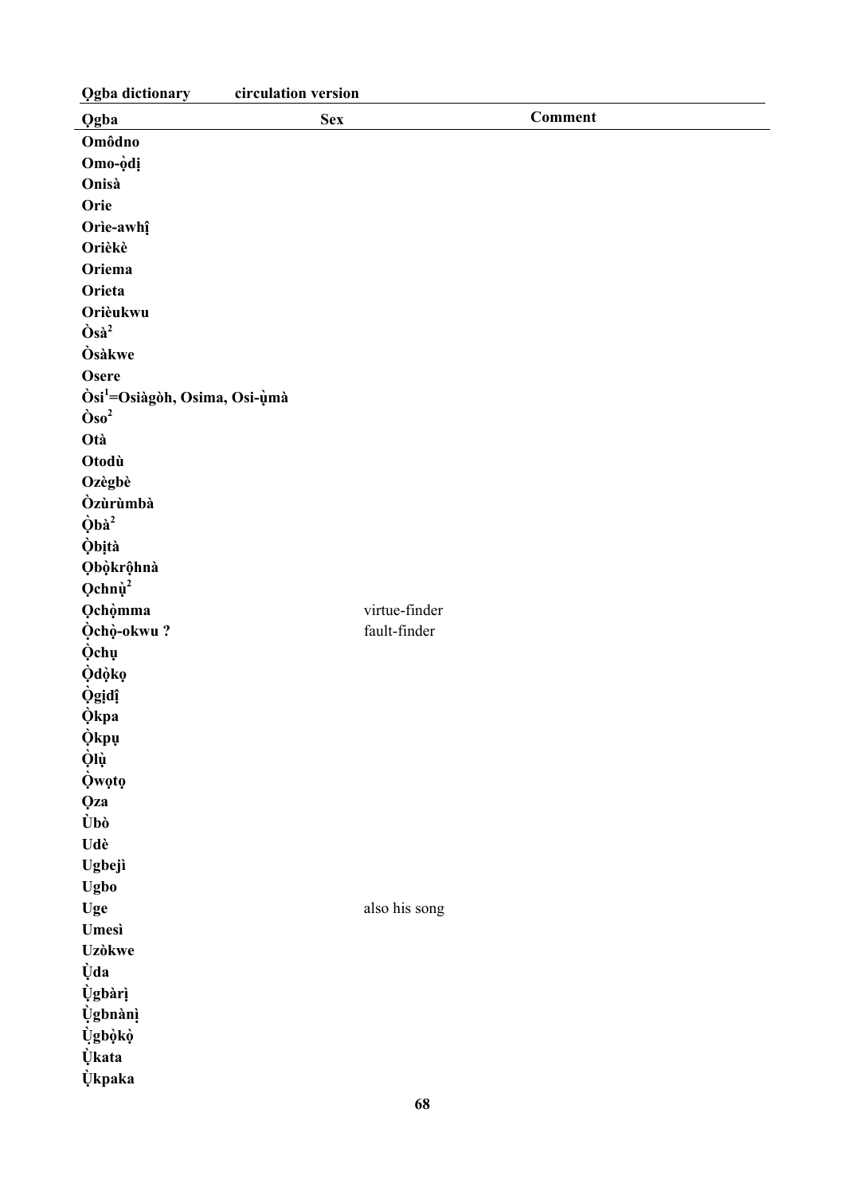| Ọgba | Sex | Comment |
|---|---|---|
| **Omôdno** | | |
| **Omo-ọ̀dị** | | |
| **Onisà** | | |
| **Orie** | | |
| **Orìe-awhị̂** | | |
| **Orièkè** | | |
| **Oriema** | | |
| **Orieta** | | |
| **Orièukwu** | | |
| **Òsà[2]** | | |
| **Òsàkwe** | | |
| **Osere** | | |
| **Òsi[1]=Osiàgòh, Osima, Osi-ụ̀mà** | | |
| **Òso[2]** | | |
| **Otà** | | |
| **Otodù** | | |
| **Ozègbè** | | |
| **Òzùrùmbà** | | |
| **Ọ̀bà[2]** | | |
| **Ọ̀bịtà** | | |
| **Ọbọ̀krộhnà** | | |
| **Ọchnụ̀[2]** | | |
| **Ọchọ̀mma** | virtue-finder | |
| **Ọ̀chọ̀-okwu ?** | fault-finder | |
| **Ọ̀chụ** | | |
| **Ọ̀dọ̀kọ** | | |
| **Ọ̀gịđị̂** | | |
| **Ọ̀kpa** | | |
| **Ọ̀kpụ** | | |
| **Ọlụ̀** | | |
| **Ọ̀wọtọ** | | |
| **Ọza** | | |
| **Ùbò** | | |
| **Udè** | | |
| **Ugbejì** | | |
| **Ugbo** | | |
| **Uge** | also his song | |
| **Umesì** | | |
| **Uzòkwe** | | |
| **Ụ̀da** | | |
| **Ụ̀gbàrị̀** | | |
| **Ụ̀gbnànị̀** | | |
| **Ụ̀gbọ̀kọ̀** | | |
| **Ụ̀kata** | | |
| **Ụ̀kpaka** | | |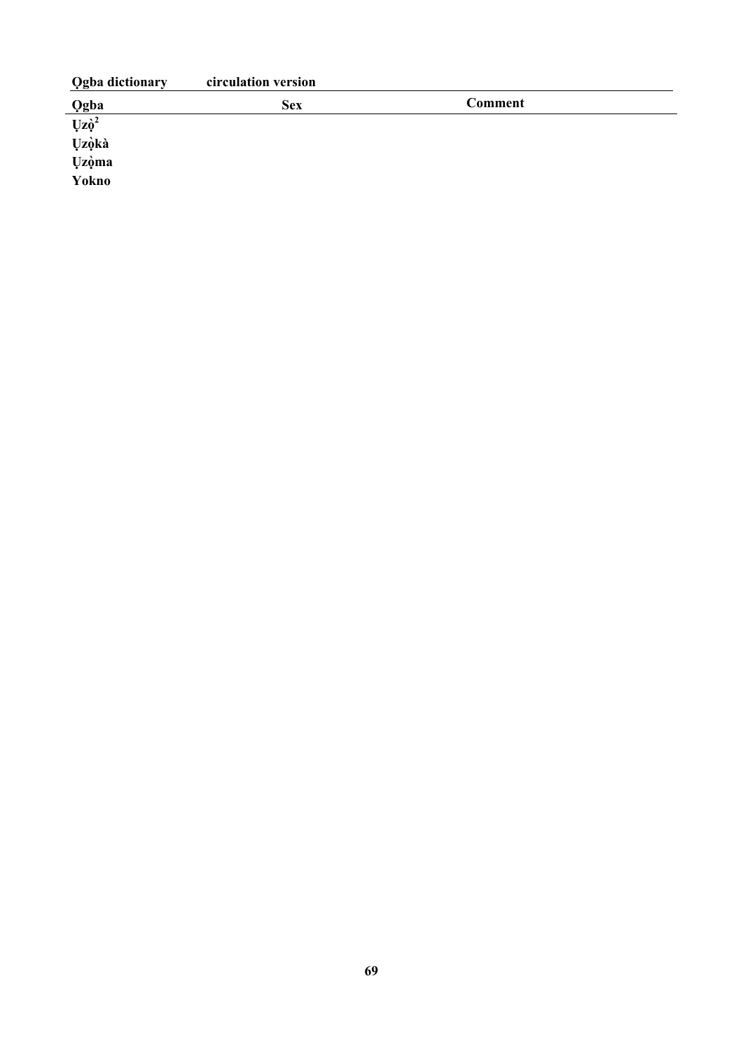**Ọgba dictionary** **circulation version**

| Ọgba | Sex | Comment |
|---|---|---|
| **Ụzọ̀**[2] | | |
| **Ụzọ̀kà** | | |
| **Ụzọ̀ma** | | |
| **Yokno** | | |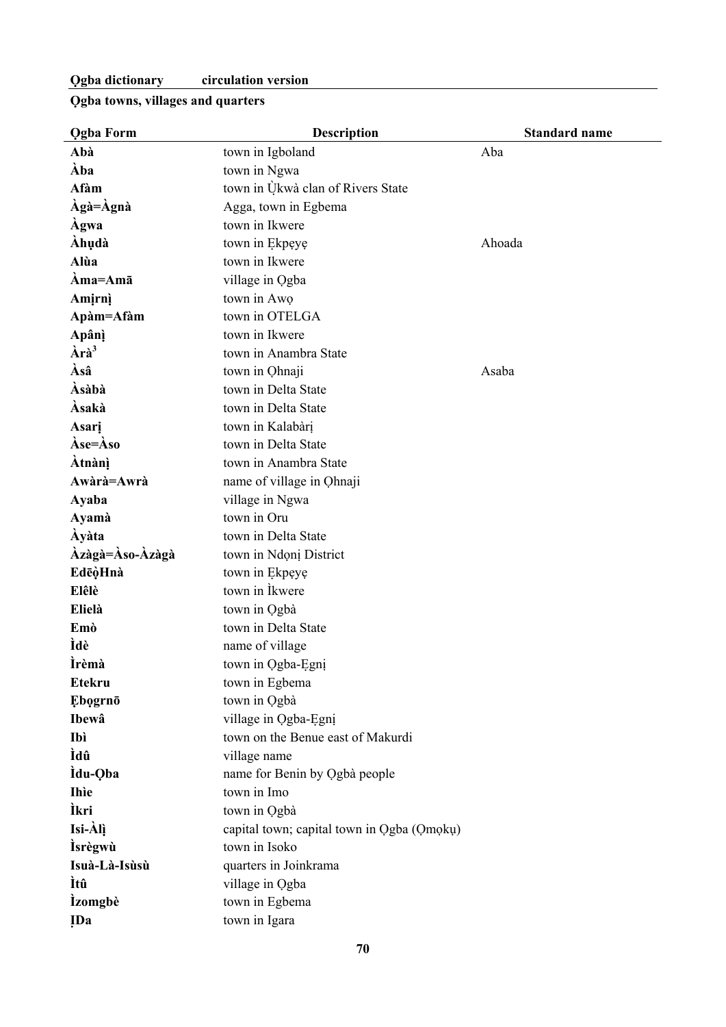**Ọgba dictionary circulation version**

**Ọgba towns, villages and quarters**

| Ọgba Form | Description | Standard name |
|---|---|---|
| **Abà** | town in Igboland | Aba |
| **Àba** | town in Ngwa | |
| **Afàm** | town in Ụ̀kwà clan of Rivers State | |
| **Àgà=Àgnà** | Agga, town in Egbema | |
| **Àgwa** | town in Ikwere | |
| **Àhụdà** | town in Ẹkpẹyẹ | Ahoada |
| **Alùa** | town in Ikwere | |
| **Àma=Amā** | village in Ọgba | |
| **Amịrnị** | town in Awọ | |
| **Apàm=Afàm** | town in OTELGA | |
| **Apânị** | town in Ikwere | |
| **Àrà[3]** | town in Anambra State | |
| **Àsâ** | town in Ọhnaji | Asaba |
| **Àsàbà** | town in Delta State | |
| **Àsakà** | town in Delta State | |
| **Asarị** | town in Kalabàrị | |
| **Àse=Àso** | town in Delta State | |
| **Àtnànị** | town in Anambra State | |
| **Awàrà=Awrà** | name of village in Ọhnaji | |
| **Ayaba** | village in Ngwa | |
| **Ayamà** | town in Oru | |
| **Àyàta** | town in Delta State | |
| **Àzàgà=Àso-Àzàgà** | town in Ndọnị District | |
| **EdēộHnà** | town in Ẹkpẹyẹ | |
| **Elêlè** | town in Ìkwere | |
| **Elielà** | town in Ọgbà | |
| **Emò** | town in Delta State | |
| **Ìdè** | name of village | |
| **Ìrèmà** | town in Ọgba-Ẹgnị | |
| **Etekru** | town in Egbema | |
| **Ẹbọgrnō** | town in Ọgbà | |
| **Ibewâ** | village in Ọgba-Ẹgnị | |
| **Ibì** | town on the Benue east of Makurdi | |
| **Ìdû** | village name | |
| **Ìdu-Ọba** | name for Benin by Ọgbà people | |
| **Ihìe** | town in Imo | |
| **Ìkri** | town in Ọgbà | |
| **Isi-Àlị** | capital town; capital town in Ọgba (Ọmọkụ) | |
| **Ìsrègwù** | town in Isoko | |
| **Isuà-Là-Isùsù** | quarters in Joinkrama | |
| **Ìtû** | village in Ọgba | |
| **Ìzomgbè** | town in Egbema | |
| **ỊDa** | town in Igara | |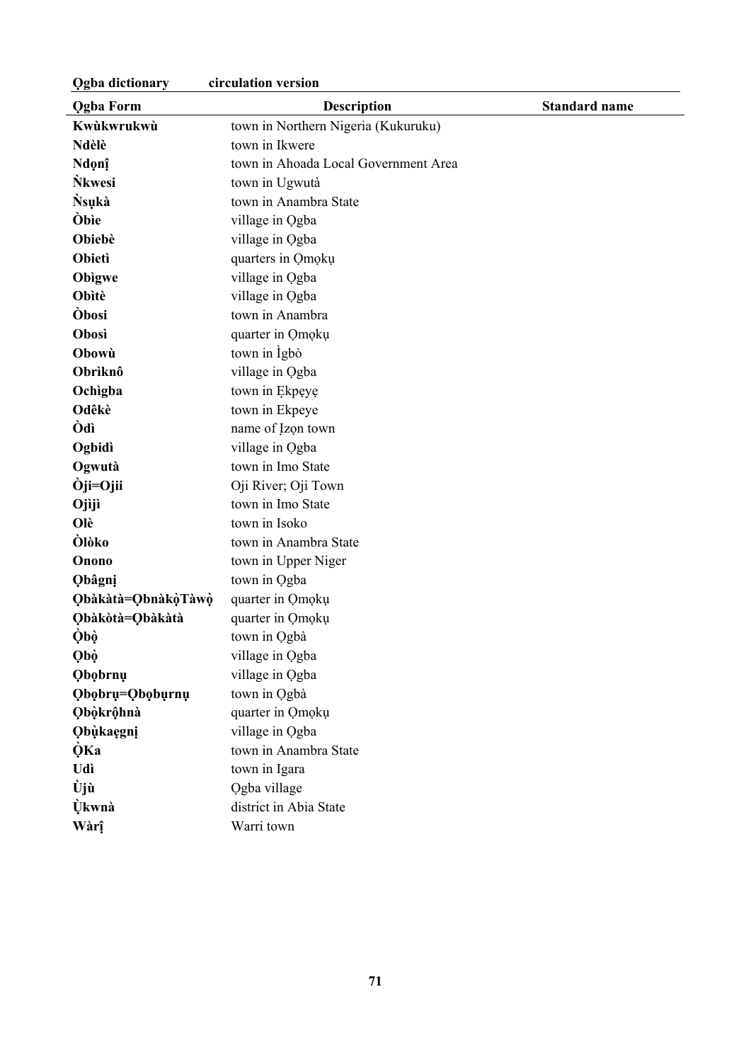| Ọgba Form | Description | Standard name |
|---|---|---|
| **Kwùkwrukwù** | town in Northern Nigeria (Kukuruku) | |
| **Ndèlè** | town in Ikwere | |
| **Ndọnị̂** | town in Ahoada Local Government Area | |
| **Ǹkwesi** | town in Ugwutà | |
| **Ǹsụkà** | town in Anambra State | |
| **Òbìe** | village in Ọgba | |
| **Obiebè** | village in Ọgba | |
| **Obietì** | quarters in Ọmọkụ | |
| **Obìgwe** | village in Ọgba | |
| **Obìtè** | village in Ọgba | |
| **Òbosi** | town in Anambra | |
| **Obosì** | quarter in Ọmọkụ | |
| **Obowù** | town in Ìgbò | |
| **Obrìknô** | village in Ọgba | |
| **Ochìgba** | town in Ẹkpẹyẹ | |
| **Odêkè** | town in Ekpeye | |
| **Òdì** | name of Ịzọn town | |
| **Ogbidì** | village in Ọgba | |
| **Ogwutà** | town in Imo State | |
| **Òji=Ojii** | Oji River; Oji Town | |
| **Ojìjì** | town in Imo State | |
| **Olè** | town in Isoko | |
| **Òlòko** | town in Anambra State | |
| **Onono** | town in Upper Niger | |
| **Ọbâgnị** | town in Ọgba | |
| **Ọbàkàtà=ỌbnàkọTàwọ** | quarter in Ọmọkụ | |
| **Ọbàkòtà=Ọbàkàtà** | quarter in Ọmọkụ | |
| **Ọ̀bọ̀** | town in Ọgbà | |
| **Ọbọ̀** | village in Ọgba | |
| **Ọbọbrnụ** | village in Ọgba | |
| **Ọbọbrụ=Ọbọbụrnụ** | town in Ọgbà | |
| **Ọbọ̀krộhnà** | quarter in Ọmọkụ | |
| **Ọbụ̀kaẹgnị** | village in Ọgba | |
| **ỌKa** | town in Anambra State | |
| **Udì** | town in Igara | |
| **Ùjù** | Ọgba village | |
| **Ụ̀kwnà** | district in Abia State | |
| **Wàrị̂** | Warri town | |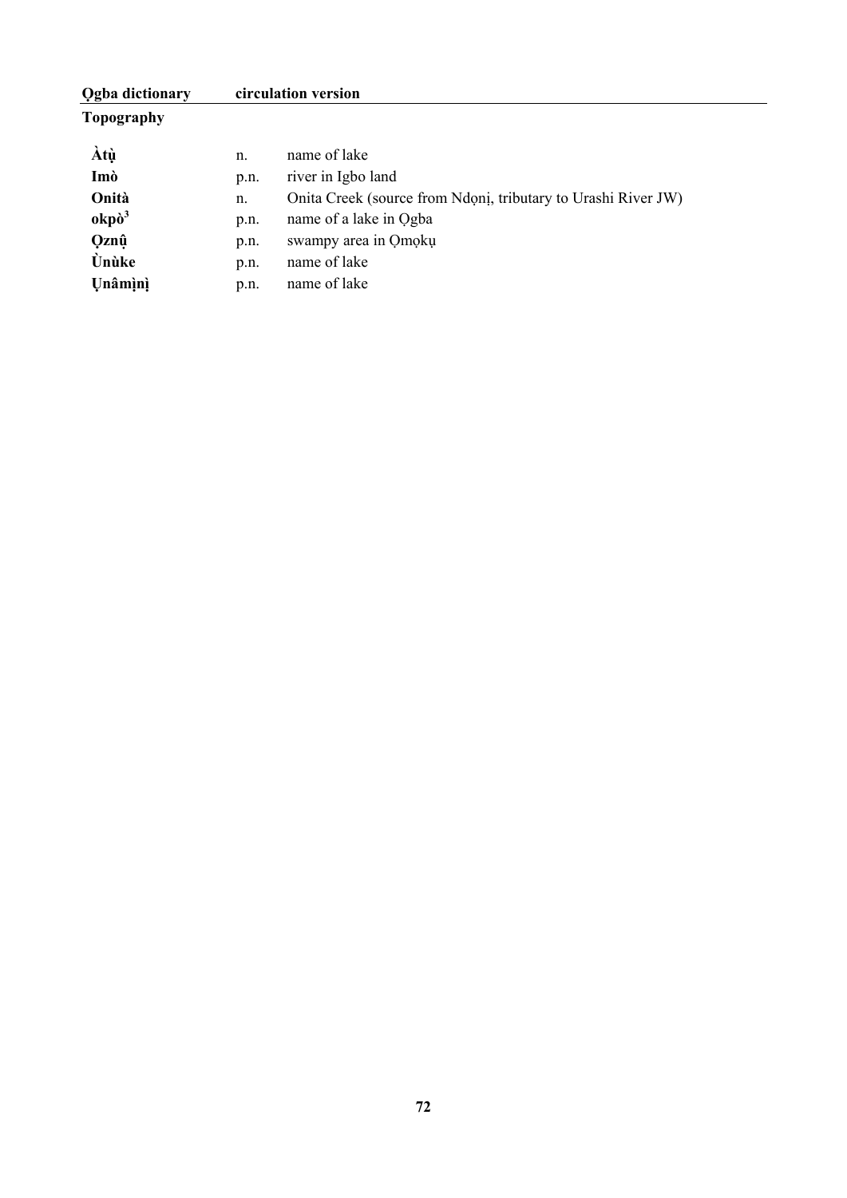## Topography

| | | |
|---|---|---|
| **Àtụ̀** | n. | name of lake |
| **Imò** | p.n. | river in Igbo land |
| **Onità** | n. | Onita Creek (source from Ndọni̩, tributary to Urashi River JW) |
| **okpò**[3] | p.n. | name of a lake in Ọgba |
| **Ọznụ̂** | p.n. | swampy area in Ọmọkụ |
| **Ùnùke** | p.n. | name of lake |
| **Ụnâmị̀nị̀** | p.n. | name of lake |